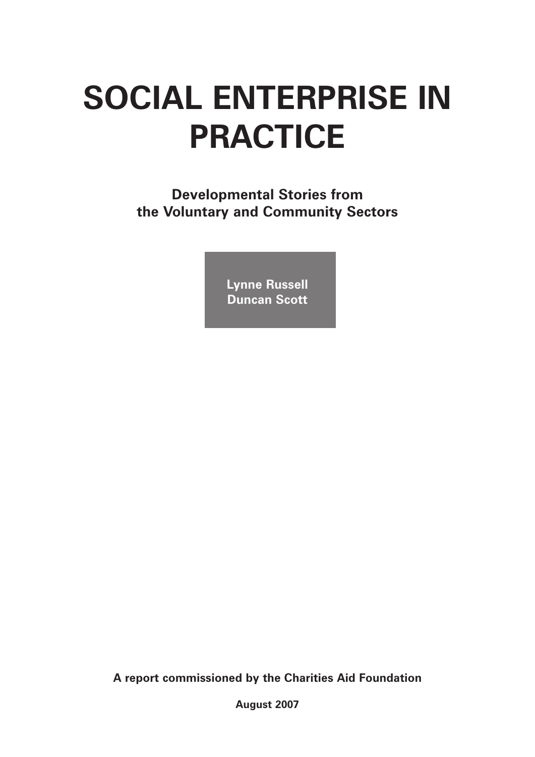# SOCIAL ENTERPRISE IN PRACTICE

**Developmental Stories from the Voluntary and Community Sectors**

**Lynne Russell**
**Duncan Scott**

**A report commissioned by the Charities Aid Foundation**

**August 2007**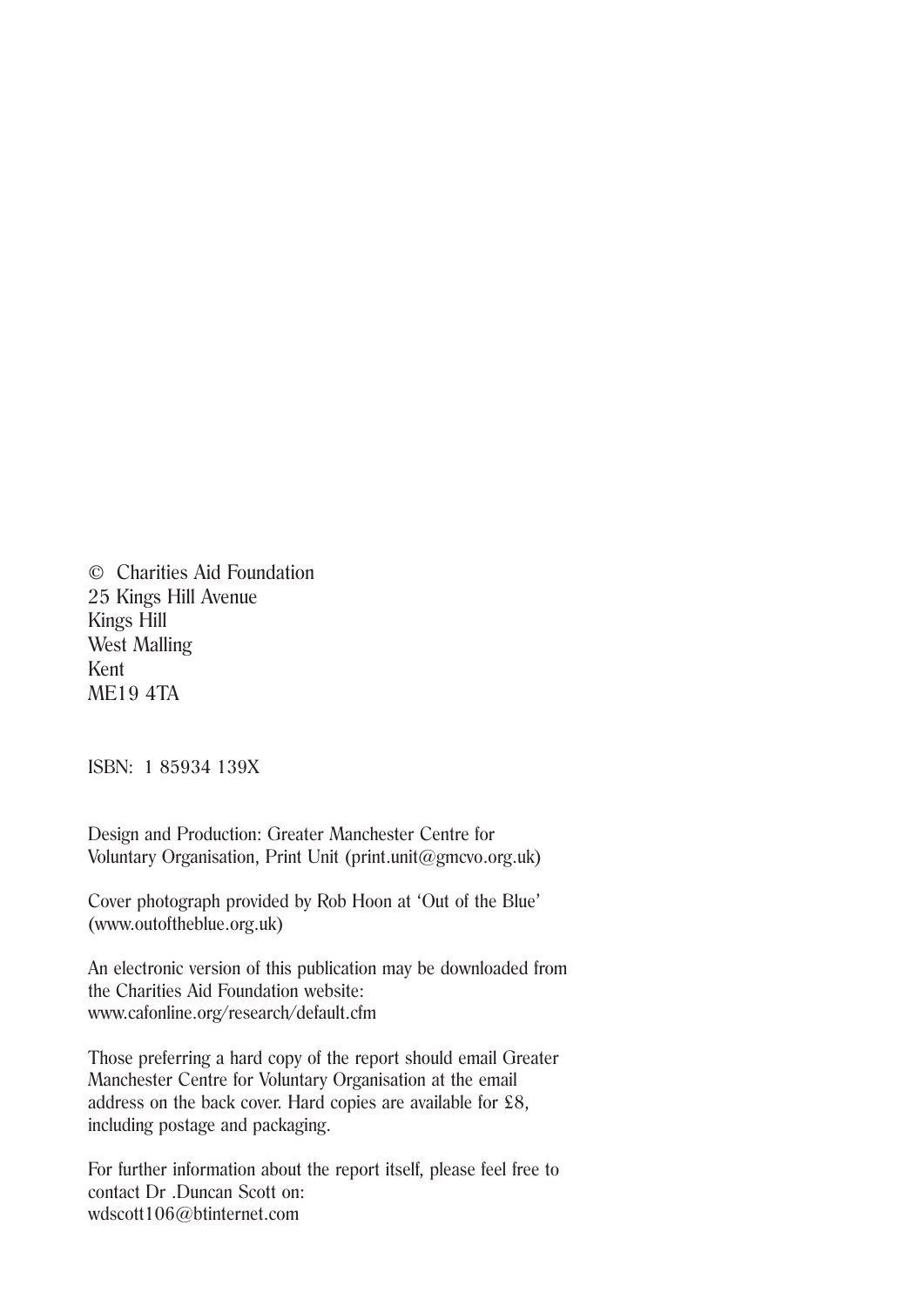© Charities Aid Foundation
25 Kings Hill Avenue
Kings Hill
West Malling
Kent
ME19 4TA

ISBN: 1 85934 139X

Design and Production: Greater Manchester Centre for Voluntary Organisation, Print Unit (print.unit@gmcvo.org.uk)

Cover photograph provided by Rob Hoon at 'Out of the Blue' (www.outoftheblue.org.uk)

An electronic version of this publication may be downloaded from the Charities Aid Foundation website:
www.cafonline.org/research/default.cfm

Those preferring a hard copy of the report should email Greater Manchester Centre for Voluntary Organisation at the email address on the back cover. Hard copies are available for £8, including postage and packaging.

For further information about the report itself, please feel free to contact Dr .Duncan Scott on:
wdscott106@btinternet.com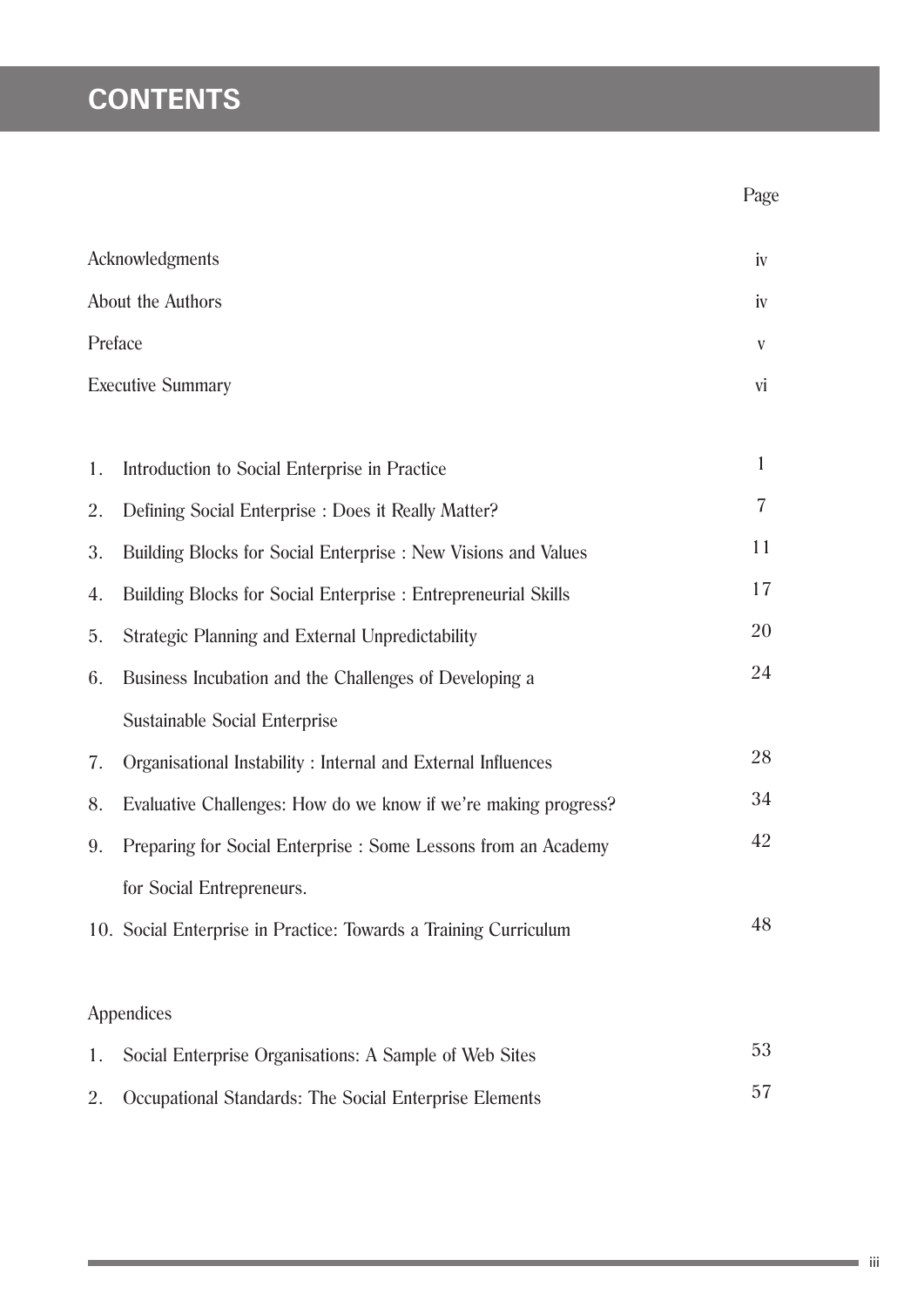# CONTENTS

| | Page |
|---|---|
| Acknowledgments | iv |
| About the Authors | iv |
| Preface | v |
| Executive Summary | vi |
| | |
| 1. Introduction to Social Enterprise in Practice | 1 |
| 2. Defining Social Enterprise : Does it Really Matter? | 7 |
| 3. Building Blocks for Social Enterprise : New Visions and Values | 11 |
| 4. Building Blocks for Social Enterprise : Entrepreneurial Skills | 17 |
| 5. Strategic Planning and External Unpredictability | 20 |
| 6. Business Incubation and the Challenges of Developing a Sustainable Social Enterprise | 24 |
| 7. Organisational Instability : Internal and External Influences | 28 |
| 8. Evaluative Challenges: How do we know if we're making progress? | 34 |
| 9. Preparing for Social Enterprise : Some Lessons from an Academy for Social Entrepreneurs. | 42 |
| 10. Social Enterprise in Practice: Towards a Training Curriculum | 48 |
| | |
| Appendices | |
| 1. Social Enterprise Organisations: A Sample of Web Sites | 53 |
| 2. Occupational Standards: The Social Enterprise Elements | 57 |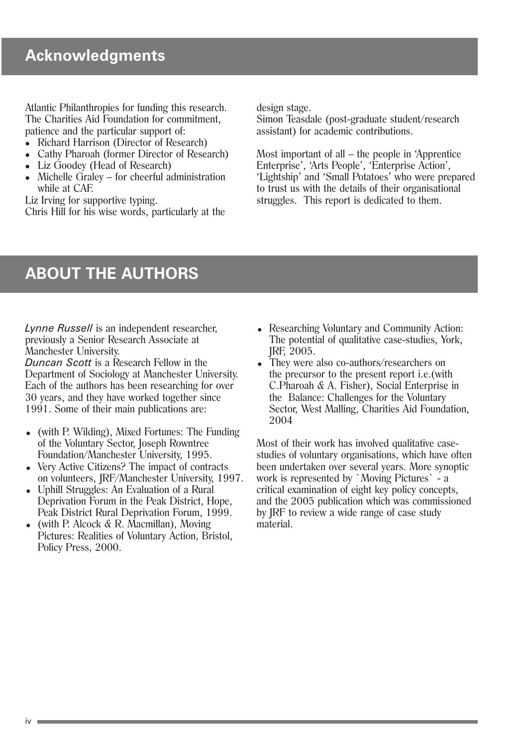## Acknowledgments

Atlantic Philanthropies for funding this research.
The Charities Aid Foundation for commitment, patience and the particular support of:

- Richard Harrison (Director of Research)
- Cathy Pharoah (former Director of Research)
- Liz Goodey (Head of Research)
- Michelle Graley – for cheerful administration while at CAF.

Liz Irving for supportive typing.
Chris Hill for his wise words, particularly at the design stage.
Simon Teasdale (post-graduate student/research assistant) for academic contributions.

Most important of all – the people in 'Apprentice Enterprise', 'Arts People', 'Enterprise Action', 'Lightship' and 'Small Potatoes' who were prepared to trust us with the details of their organisational struggles. This report is dedicated to them.

## ABOUT THE AUTHORS

*Lynne Russell* is an independent researcher, previously a Senior Research Associate at Manchester University.
*Duncan Scott* is a Research Fellow in the Department of Sociology at Manchester University. Each of the authors has been researching for over 30 years, and they have worked together since 1991. Some of their main publications are:

- (with P. Wilding), Mixed Fortunes: The Funding of the Voluntary Sector, Joseph Rowntree Foundation/Manchester University, 1995.
- Very Active Citizens? The impact of contracts on volunteers, JRF/Manchester University, 1997.
- Uphill Struggles: An Evaluation of a Rural Deprivation Forum in the Peak District, Hope, Peak District Rural Deprivation Forum, 1999.
- (with P. Alcock & R. Macmillan), Moving Pictures: Realities of Voluntary Action, Bristol, Policy Press, 2000.
- Researching Voluntary and Community Action: The potential of qualitative case-studies, York, JRF, 2005.
- They were also co-authors/researchers on the precursor to the present report i.e.(with C.Pharoah & A. Fisher), Social Enterprise in the Balance: Challenges for the Voluntary Sector, West Malling, Charities Aid Foundation, 2004

Most of their work has involved qualitative case-studies of voluntary organisations, which have often been undertaken over several years. More synoptic work is represented by `Moving Pictures` - a critical examination of eight key policy concepts, and the 2005 publication which was commissioned by JRF to review a wide range of case study material.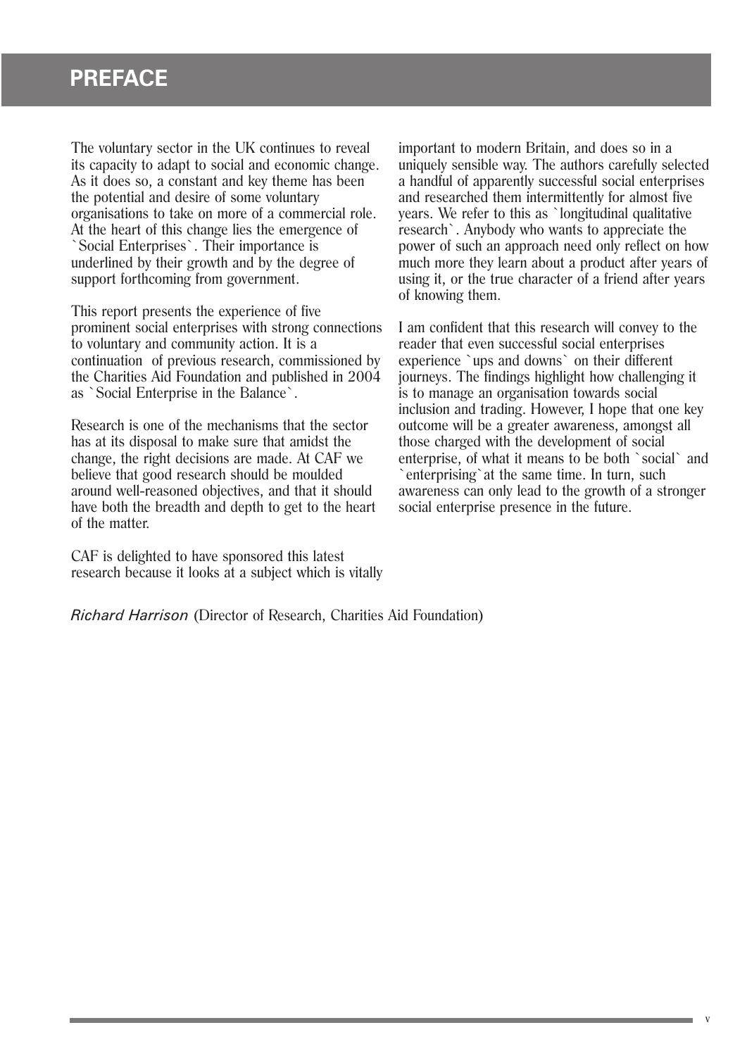# PREFACE

The voluntary sector in the UK continues to reveal its capacity to adapt to social and economic change. As it does so, a constant and key theme has been the potential and desire of some voluntary organisations to take on more of a commercial role. At the heart of this change lies the emergence of `Social Enterprises`. Their importance is underlined by their growth and by the degree of support forthcoming from government.

This report presents the experience of five prominent social enterprises with strong connections to voluntary and community action. It is a continuation of previous research, commissioned by the Charities Aid Foundation and published in 2004 as `Social Enterprise in the Balance`.

Research is one of the mechanisms that the sector has at its disposal to make sure that amidst the change, the right decisions are made. At CAF we believe that good research should be moulded around well-reasoned objectives, and that it should have both the breadth and depth to get to the heart of the matter.

CAF is delighted to have sponsored this latest research because it looks at a subject which is vitally important to modern Britain, and does so in a uniquely sensible way. The authors carefully selected a handful of apparently successful social enterprises and researched them intermittently for almost five years. We refer to this as `longitudinal qualitative research`. Anybody who wants to appreciate the power of such an approach need only reflect on how much more they learn about a product after years of using it, or the true character of a friend after years of knowing them.

I am confident that this research will convey to the reader that even successful social enterprises experience `ups and downs` on their different journeys. The findings highlight how challenging it is to manage an organisation towards social inclusion and trading. However, I hope that one key outcome will be a greater awareness, amongst all those charged with the development of social enterprise, of what it means to be both `social` and `enterprising`at the same time. In turn, such awareness can only lead to the growth of a stronger social enterprise presence in the future.

*Richard Harrison* (Director of Research, Charities Aid Foundation)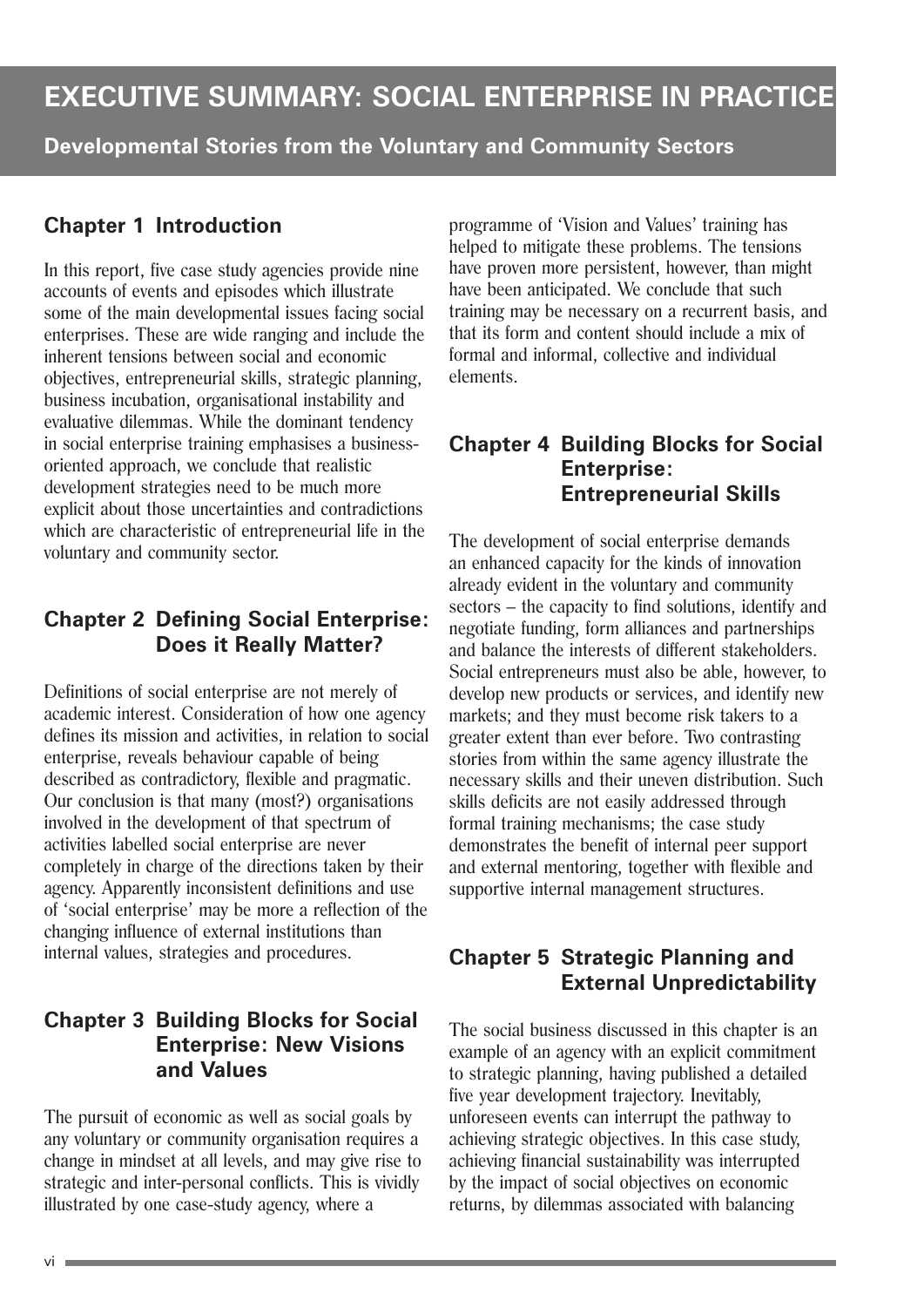# EXECUTIVE SUMMARY: SOCIAL ENTERPRISE IN PRACTICE

**Developmental Stories from the Voluntary and Community Sectors**

## Chapter 1 Introduction

In this report, five case study agencies provide nine accounts of events and episodes which illustrate some of the main developmental issues facing social enterprises. These are wide ranging and include the inherent tensions between social and economic objectives, entrepreneurial skills, strategic planning, business incubation, organisational instability and evaluative dilemmas. While the dominant tendency in social enterprise training emphasises a business-oriented approach, we conclude that realistic development strategies need to be much more explicit about those uncertainties and contradictions which are characteristic of entrepreneurial life in the voluntary and community sector.

## Chapter 2 Defining Social Enterprise: Does it Really Matter?

Definitions of social enterprise are not merely of academic interest. Consideration of how one agency defines its mission and activities, in relation to social enterprise, reveals behaviour capable of being described as contradictory, flexible and pragmatic. Our conclusion is that many (most?) organisations involved in the development of that spectrum of activities labelled social enterprise are never completely in charge of the directions taken by their agency. Apparently inconsistent definitions and use of 'social enterprise' may be more a reflection of the changing influence of external institutions than internal values, strategies and procedures.

## Chapter 3 Building Blocks for Social Enterprise: New Visions and Values

The pursuit of economic as well as social goals by any voluntary or community organisation requires a change in mindset at all levels, and may give rise to strategic and inter-personal conflicts. This is vividly illustrated by one case-study agency, where a programme of 'Vision and Values' training has helped to mitigate these problems. The tensions have proven more persistent, however, than might have been anticipated. We conclude that such training may be necessary on a recurrent basis, and that its form and content should include a mix of formal and informal, collective and individual elements.

## Chapter 4 Building Blocks for Social Enterprise: Entrepreneurial Skills

The development of social enterprise demands an enhanced capacity for the kinds of innovation already evident in the voluntary and community sectors – the capacity to find solutions, identify and negotiate funding, form alliances and partnerships and balance the interests of different stakeholders. Social entrepreneurs must also be able, however, to develop new products or services, and identify new markets; and they must become risk takers to a greater extent than ever before. Two contrasting stories from within the same agency illustrate the necessary skills and their uneven distribution. Such skills deficits are not easily addressed through formal training mechanisms; the case study demonstrates the benefit of internal peer support and external mentoring, together with flexible and supportive internal management structures.

## Chapter 5 Strategic Planning and External Unpredictability

The social business discussed in this chapter is an example of an agency with an explicit commitment to strategic planning, having published a detailed five year development trajectory. Inevitably, unforeseen events can interrupt the pathway to achieving strategic objectives. In this case study, achieving financial sustainability was interrupted by the impact of social objectives on economic returns, by dilemmas associated with balancing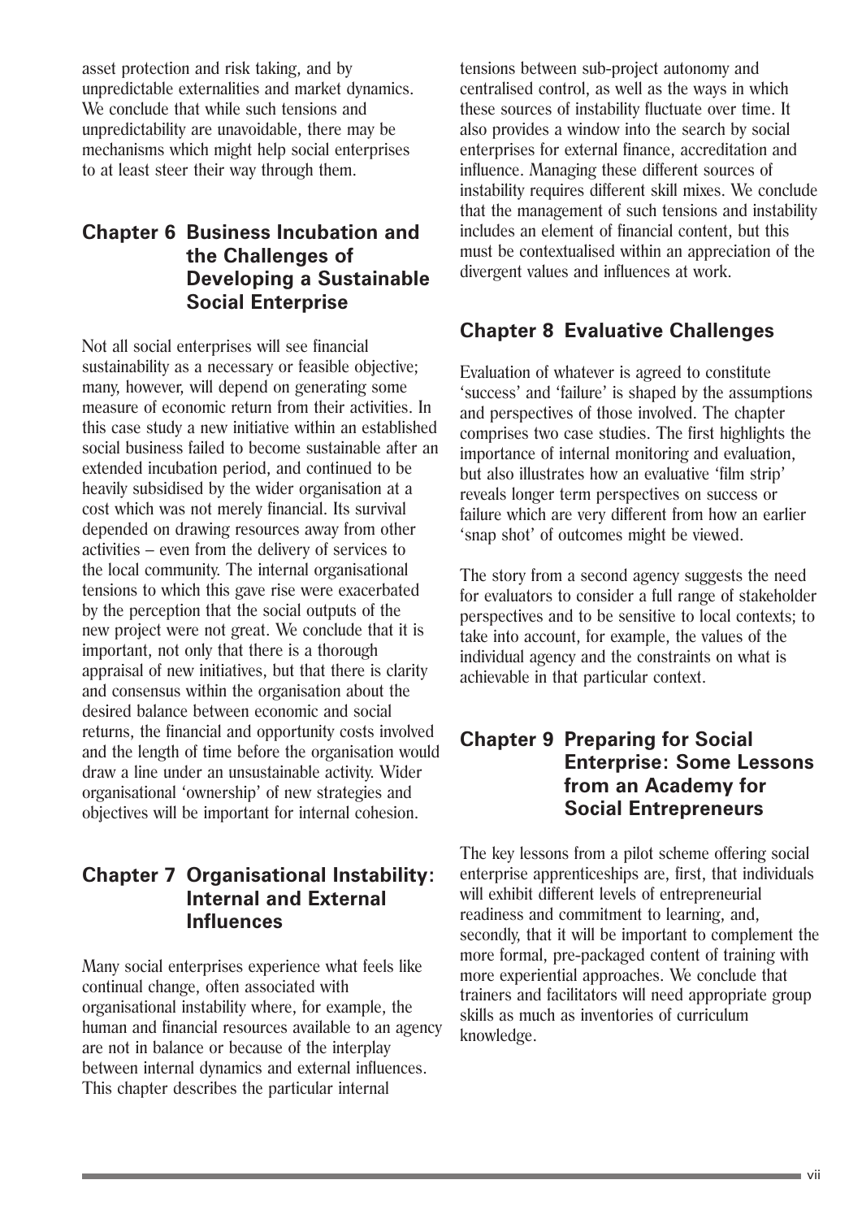asset protection and risk taking, and by unpredictable externalities and market dynamics. We conclude that while such tensions and unpredictability are unavoidable, there may be mechanisms which might help social enterprises to at least steer their way through them.

## Chapter 6 Business Incubation and the Challenges of Developing a Sustainable Social Enterprise

Not all social enterprises will see financial sustainability as a necessary or feasible objective; many, however, will depend on generating some measure of economic return from their activities. In this case study a new initiative within an established social business failed to become sustainable after an extended incubation period, and continued to be heavily subsidised by the wider organisation at a cost which was not merely financial. Its survival depended on drawing resources away from other activities – even from the delivery of services to the local community. The internal organisational tensions to which this gave rise were exacerbated by the perception that the social outputs of the new project were not great. We conclude that it is important, not only that there is a thorough appraisal of new initiatives, but that there is clarity and consensus within the organisation about the desired balance between economic and social returns, the financial and opportunity costs involved and the length of time before the organisation would draw a line under an unsustainable activity. Wider organisational 'ownership' of new strategies and objectives will be important for internal cohesion.

## Chapter 7 Organisational Instability: Internal and External Influences

Many social enterprises experience what feels like continual change, often associated with organisational instability where, for example, the human and financial resources available to an agency are not in balance or because of the interplay between internal dynamics and external influences. This chapter describes the particular internal tensions between sub-project autonomy and centralised control, as well as the ways in which these sources of instability fluctuate over time. It also provides a window into the search by social enterprises for external finance, accreditation and influence. Managing these different sources of instability requires different skill mixes. We conclude that the management of such tensions and instability includes an element of financial content, but this must be contextualised within an appreciation of the divergent values and influences at work.

## Chapter 8 Evaluative Challenges

Evaluation of whatever is agreed to constitute 'success' and 'failure' is shaped by the assumptions and perspectives of those involved. The chapter comprises two case studies. The first highlights the importance of internal monitoring and evaluation, but also illustrates how an evaluative 'film strip' reveals longer term perspectives on success or failure which are very different from how an earlier 'snap shot' of outcomes might be viewed.

The story from a second agency suggests the need for evaluators to consider a full range of stakeholder perspectives and to be sensitive to local contexts; to take into account, for example, the values of the individual agency and the constraints on what is achievable in that particular context.

## Chapter 9 Preparing for Social Enterprise: Some Lessons from an Academy for Social Entrepreneurs

The key lessons from a pilot scheme offering social enterprise apprenticeships are, first, that individuals will exhibit different levels of entrepreneurial readiness and commitment to learning, and, secondly, that it will be important to complement the more formal, pre-packaged content of training with more experiential approaches. We conclude that trainers and facilitators will need appropriate group skills as much as inventories of curriculum knowledge.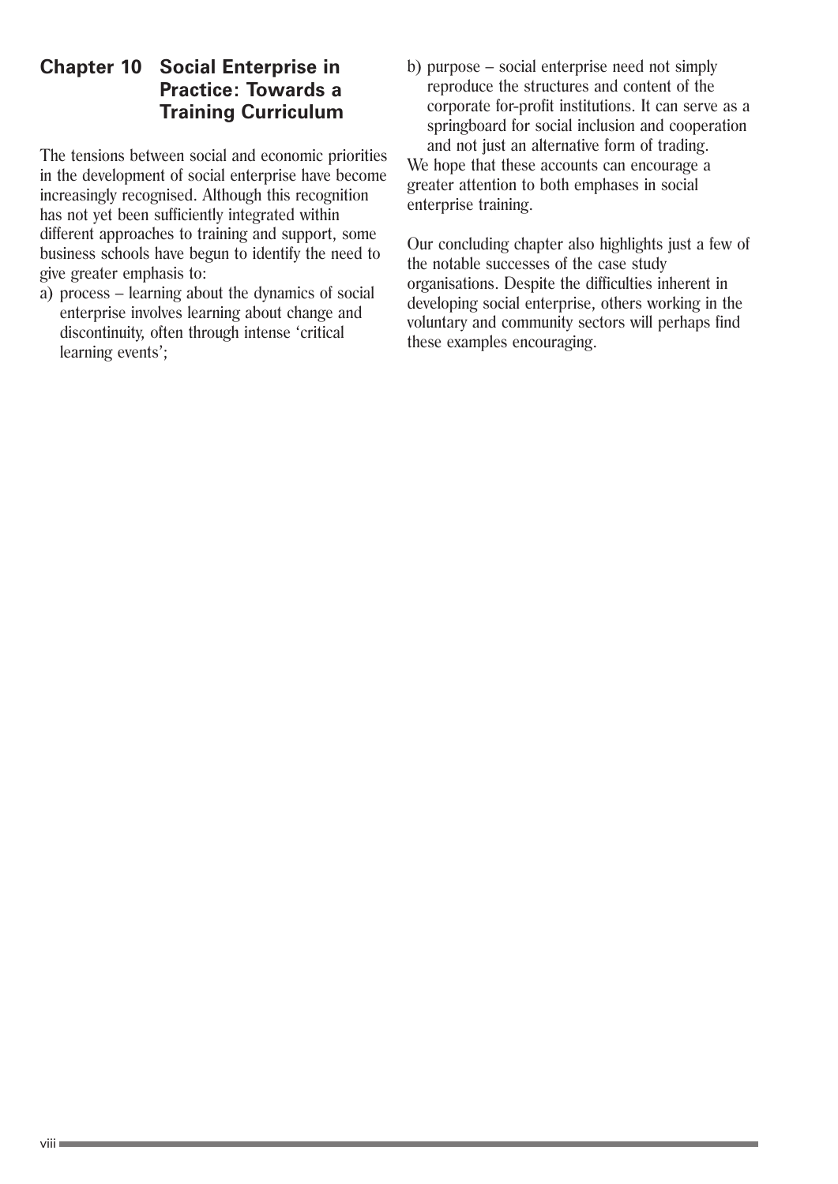## Chapter 10 Social Enterprise in Practice: Towards a Training Curriculum

The tensions between social and economic priorities in the development of social enterprise have become increasingly recognised. Although this recognition has not yet been sufficiently integrated within different approaches to training and support, some business schools have begun to identify the need to give greater emphasis to:

a) process – learning about the dynamics of social enterprise involves learning about change and discontinuity, often through intense 'critical learning events';

b) purpose – social enterprise need not simply reproduce the structures and content of the corporate for-profit institutions. It can serve as a springboard for social inclusion and cooperation and not just an alternative form of trading.

We hope that these accounts can encourage a greater attention to both emphases in social enterprise training.

Our concluding chapter also highlights just a few of the notable successes of the case study organisations. Despite the difficulties inherent in developing social enterprise, others working in the voluntary and community sectors will perhaps find these examples encouraging.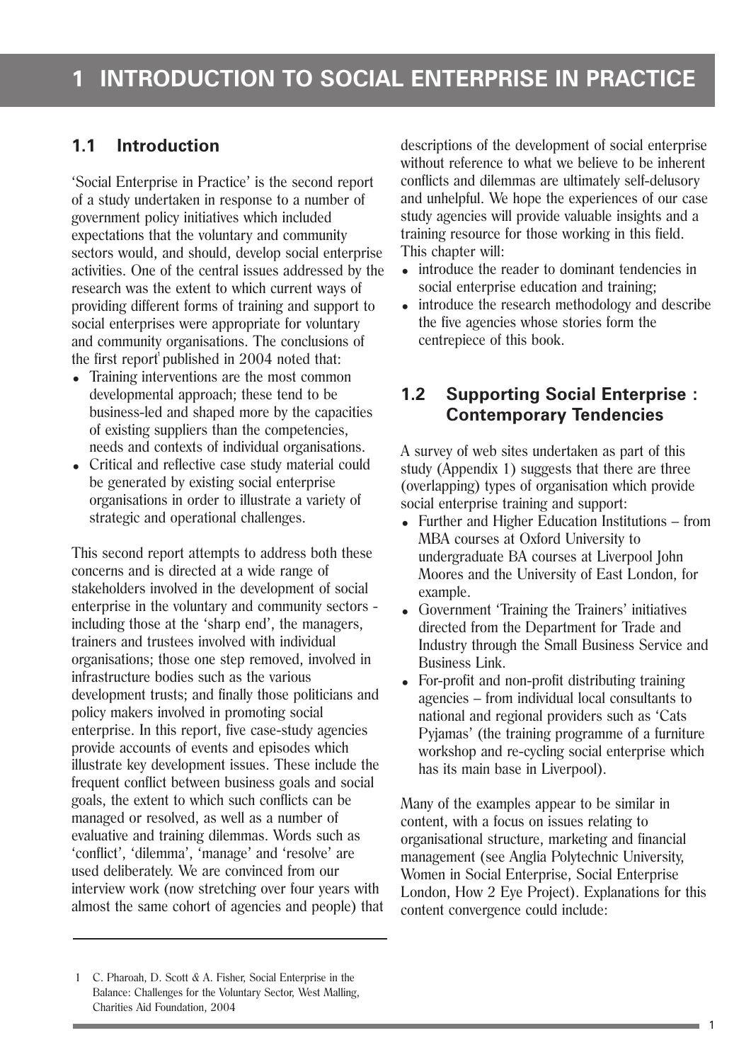# 1 INTRODUCTION TO SOCIAL ENTERPRISE IN PRACTICE

## 1.1 Introduction

'Social Enterprise in Practice' is the second report of a study undertaken in response to a number of government policy initiatives which included expectations that the voluntary and community sectors would, and should, develop social enterprise activities. One of the central issues addressed by the research was the extent to which current ways of providing different forms of training and support to social enterprises were appropriate for voluntary and community organisations. The conclusions of the first report[1] published in 2004 noted that:

- Training interventions are the most common developmental approach; these tend to be business-led and shaped more by the capacities of existing suppliers than the competencies, needs and contexts of individual organisations.
- Critical and reflective case study material could be generated by existing social enterprise organisations in order to illustrate a variety of strategic and operational challenges.

This second report attempts to address both these concerns and is directed at a wide range of stakeholders involved in the development of social enterprise in the voluntary and community sectors - including those at the 'sharp end', the managers, trainers and trustees involved with individual organisations; those one step removed, involved in infrastructure bodies such as the various development trusts; and finally those politicians and policy makers involved in promoting social enterprise. In this report, five case-study agencies provide accounts of events and episodes which illustrate key development issues. These include the frequent conflict between business goals and social goals, the extent to which such conflicts can be managed or resolved, as well as a number of evaluative and training dilemmas. Words such as 'conflict', 'dilemma', 'manage' and 'resolve' are used deliberately. We are convinced from our interview work (now stretching over four years with almost the same cohort of agencies and people) that descriptions of the development of social enterprise without reference to what we believe to be inherent conflicts and dilemmas are ultimately self-delusory and unhelpful. We hope the experiences of our case study agencies will provide valuable insights and a training resource for those working in this field. This chapter will:

- introduce the reader to dominant tendencies in social enterprise education and training;
- introduce the research methodology and describe the five agencies whose stories form the centrepiece of this book.

## 1.2 Supporting Social Enterprise : Contemporary Tendencies

A survey of web sites undertaken as part of this study (Appendix 1) suggests that there are three (overlapping) types of organisation which provide social enterprise training and support:

- Further and Higher Education Institutions – from MBA courses at Oxford University to undergraduate BA courses at Liverpool John Moores and the University of East London, for example.
- Government 'Training the Trainers' initiatives directed from the Department for Trade and Industry through the Small Business Service and Business Link.
- For-profit and non-profit distributing training agencies – from individual local consultants to national and regional providers such as 'Cats Pyjamas' (the training programme of a furniture workshop and re-cycling social enterprise which has its main base in Liverpool).

Many of the examples appear to be similar in content, with a focus on issues relating to organisational structure, marketing and financial management (see Anglia Polytechnic University, Women in Social Enterprise, Social Enterprise London, How 2 Eye Project). Explanations for this content convergence could include:

---

1 C. Pharoah, D. Scott & A. Fisher, Social Enterprise in the Balance: Challenges for the Voluntary Sector, West Malling, Charities Aid Foundation, 2004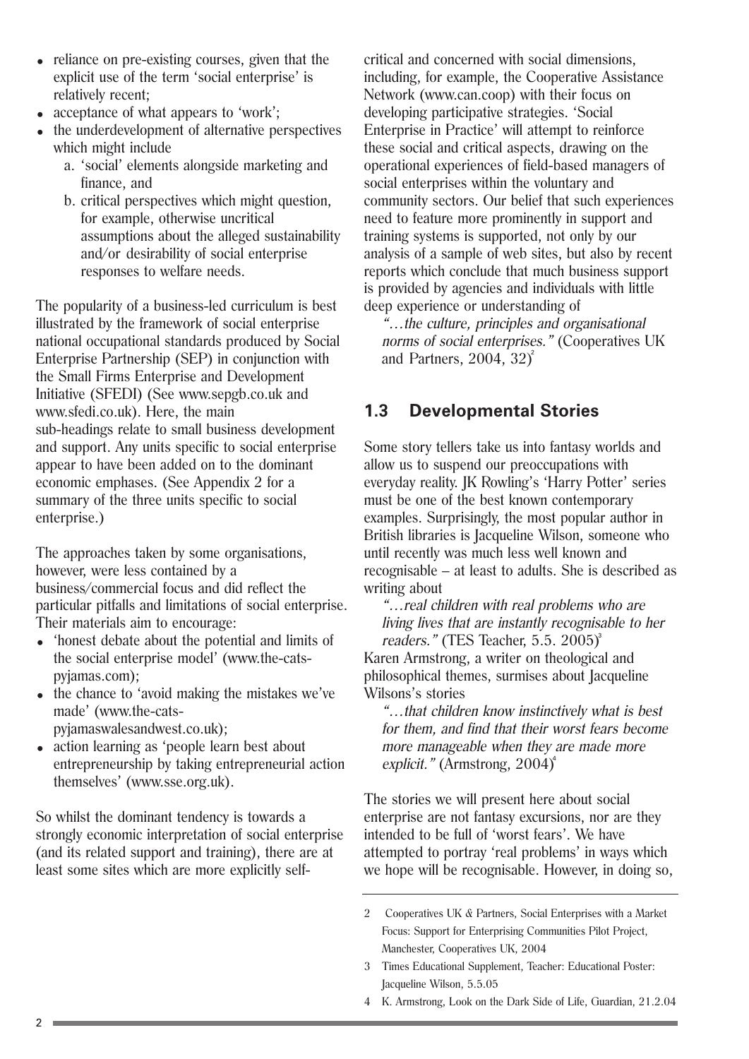- reliance on pre-existing courses, given that the explicit use of the term 'social enterprise' is relatively recent;
- acceptance of what appears to 'work';
- the underdevelopment of alternative perspectives which might include
  a. 'social' elements alongside marketing and finance, and
  b. critical perspectives which might question, for example, otherwise uncritical assumptions about the alleged sustainability and/or desirability of social enterprise responses to welfare needs.

The popularity of a business-led curriculum is best illustrated by the framework of social enterprise national occupational standards produced by Social Enterprise Partnership (SEP) in conjunction with the Small Firms Enterprise and Development Initiative (SFEDI) (See www.sepgb.co.uk and www.sfedi.co.uk). Here, the main sub-headings relate to small business development and support. Any units specific to social enterprise appear to have been added on to the dominant economic emphases. (See Appendix 2 for a summary of the three units specific to social enterprise.)

The approaches taken by some organisations, however, were less contained by a business/commercial focus and did reflect the particular pitfalls and limitations of social enterprise. Their materials aim to encourage:

- 'honest debate about the potential and limits of the social enterprise model' (www.the-cats-pyjamas.com);
- the chance to 'avoid making the mistakes we've made' (www.the-cats-pyjamaswalesandwest.co.uk);
- action learning as 'people learn best about entrepreneurship by taking entrepreneurial action themselves' (www.sse.org.uk).

So whilst the dominant tendency is towards a strongly economic interpretation of social enterprise (and its related support and training), there are at least some sites which are more explicitly self-critical and concerned with social dimensions, including, for example, the Cooperative Assistance Network (www.can.coop) with their focus on developing participative strategies. 'Social Enterprise in Practice' will attempt to reinforce these social and critical aspects, drawing on the operational experiences of field-based managers of social enterprises within the voluntary and community sectors. Our belief that such experiences need to feature more prominently in support and training systems is supported, not only by our analysis of a sample of web sites, but also by recent reports which conclude that much business support is provided by agencies and individuals with little deep experience or understanding of

> *"…the culture, principles and organisational norms of social enterprises."* (Cooperatives UK and Partners, 2004, 32)[2]

## 1.3 Developmental Stories

Some story tellers take us into fantasy worlds and allow us to suspend our preoccupations with everyday reality. JK Rowling's 'Harry Potter' series must be one of the best known contemporary examples. Surprisingly, the most popular author in British libraries is Jacqueline Wilson, someone who until recently was much less well known and recognisable – at least to adults. She is described as writing about

> *"…real children with real problems who are living lives that are instantly recognisable to her readers."* (TES Teacher, 5.5. 2005)[3]

Karen Armstrong, a writer on theological and philosophical themes, surmises about Jacqueline Wilsons's stories

> *"…that children know instinctively what is best for them, and find that their worst fears become more manageable when they are made more explicit."* (Armstrong, 2004)[4]

The stories we will present here about social enterprise are not fantasy excursions, nor are they intended to be full of 'worst fears'. We have attempted to portray 'real problems' in ways which we hope will be recognisable. However, in doing so,

---

2 Cooperatives UK & Partners, Social Enterprises with a Market Focus: Support for Enterprising Communities Pilot Project, Manchester, Cooperatives UK, 2004

3 Times Educational Supplement, Teacher: Educational Poster: Jacqueline Wilson, 5.5.05

4 K. Armstrong, Look on the Dark Side of Life, Guardian, 21.2.04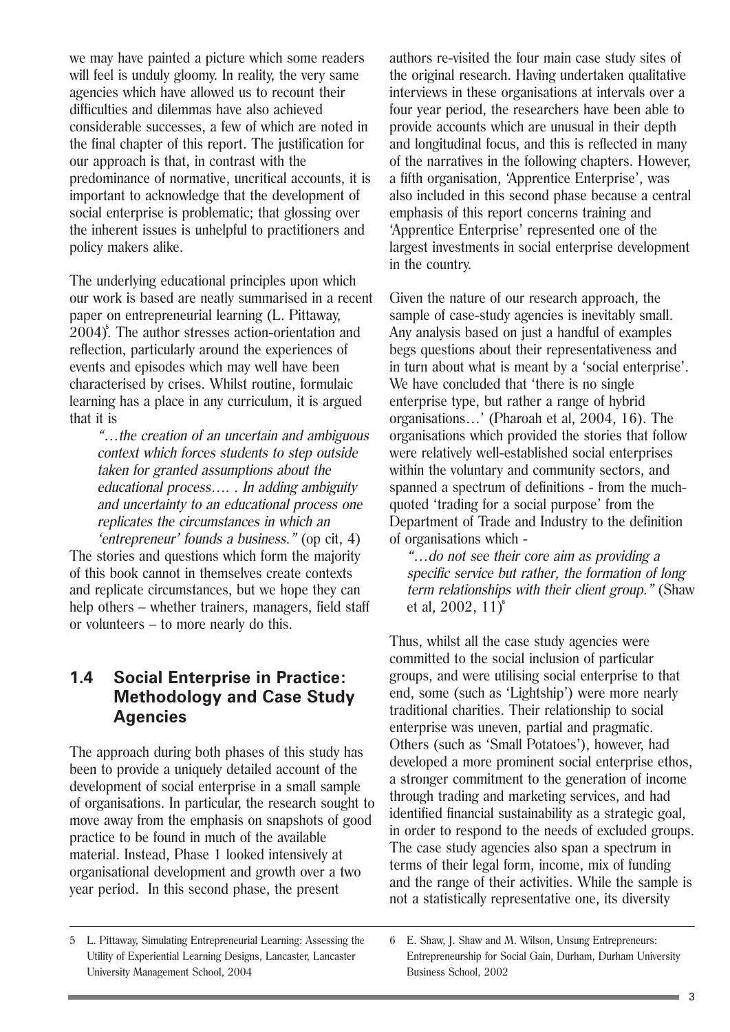we may have painted a picture which some readers will feel is unduly gloomy. In reality, the very same agencies which have allowed us to recount their difficulties and dilemmas have also achieved considerable successes, a few of which are noted in the final chapter of this report. The justification for our approach is that, in contrast with the predominance of normative, uncritical accounts, it is important to acknowledge that the development of social enterprise is problematic; that glossing over the inherent issues is unhelpful to practitioners and policy makers alike.

The underlying educational principles upon which our work is based are neatly summarised in a recent paper on entrepreneurial learning (L. Pittaway, 2004)[5]. The author stresses action-orientation and reflection, particularly around the experiences of events and episodes which may well have been characterised by crises. Whilst routine, formulaic learning has a place in any curriculum, it is argued that it is

> *"…the creation of an uncertain and ambiguous context which forces students to step outside taken for granted assumptions about the educational process…. . In adding ambiguity and uncertainty to an educational process one replicates the circumstances in which an 'entrepreneur' founds a business."* (op cit, 4)

The stories and questions which form the majority of this book cannot in themselves create contexts and replicate circumstances, but we hope they can help others – whether trainers, managers, field staff or volunteers – to more nearly do this.

## 1.4 Social Enterprise in Practice: Methodology and Case Study Agencies

The approach during both phases of this study has been to provide a uniquely detailed account of the development of social enterprise in a small sample of organisations. In particular, the research sought to move away from the emphasis on snapshots of good practice to be found in much of the available material. Instead, Phase 1 looked intensively at organisational development and growth over a two year period. In this second phase, the present authors re-visited the four main case study sites of the original research. Having undertaken qualitative interviews in these organisations at intervals over a four year period, the researchers have been able to provide accounts which are unusual in their depth and longitudinal focus, and this is reflected in many of the narratives in the following chapters. However, a fifth organisation, 'Apprentice Enterprise', was also included in this second phase because a central emphasis of this report concerns training and 'Apprentice Enterprise' represented one of the largest investments in social enterprise development in the country.

Given the nature of our research approach, the sample of case-study agencies is inevitably small. Any analysis based on just a handful of examples begs questions about their representativeness and in turn about what is meant by a 'social enterprise'. We have concluded that 'there is no single enterprise type, but rather a range of hybrid organisations…' (Pharoah et al, 2004, 16). The organisations which provided the stories that follow were relatively well-established social enterprises within the voluntary and community sectors, and spanned a spectrum of definitions - from the much-quoted 'trading for a social purpose' from the Department of Trade and Industry to the definition of organisations which -

> *"…do not see their core aim as providing a specific service but rather, the formation of long term relationships with their client group."* (Shaw et al, 2002, 11)[6]

Thus, whilst all the case study agencies were committed to the social inclusion of particular groups, and were utilising social enterprise to that end, some (such as 'Lightship') were more nearly traditional charities. Their relationship to social enterprise was uneven, partial and pragmatic. Others (such as 'Small Potatoes'), however, had developed a more prominent social enterprise ethos, a stronger commitment to the generation of income through trading and marketing services, and had identified financial sustainability as a strategic goal, in order to respond to the needs of excluded groups. The case study agencies also span a spectrum in terms of their legal form, income, mix of funding and the range of their activities. While the sample is not a statistically representative one, its diversity

---

5 L. Pittaway, Simulating Entrepreneurial Learning: Assessing the Utility of Experiential Learning Designs, Lancaster, Lancaster University Management School, 2004

6 E. Shaw, J. Shaw and M. Wilson, Unsung Entrepreneurs: Entrepreneurship for Social Gain, Durham, Durham University Business School, 2002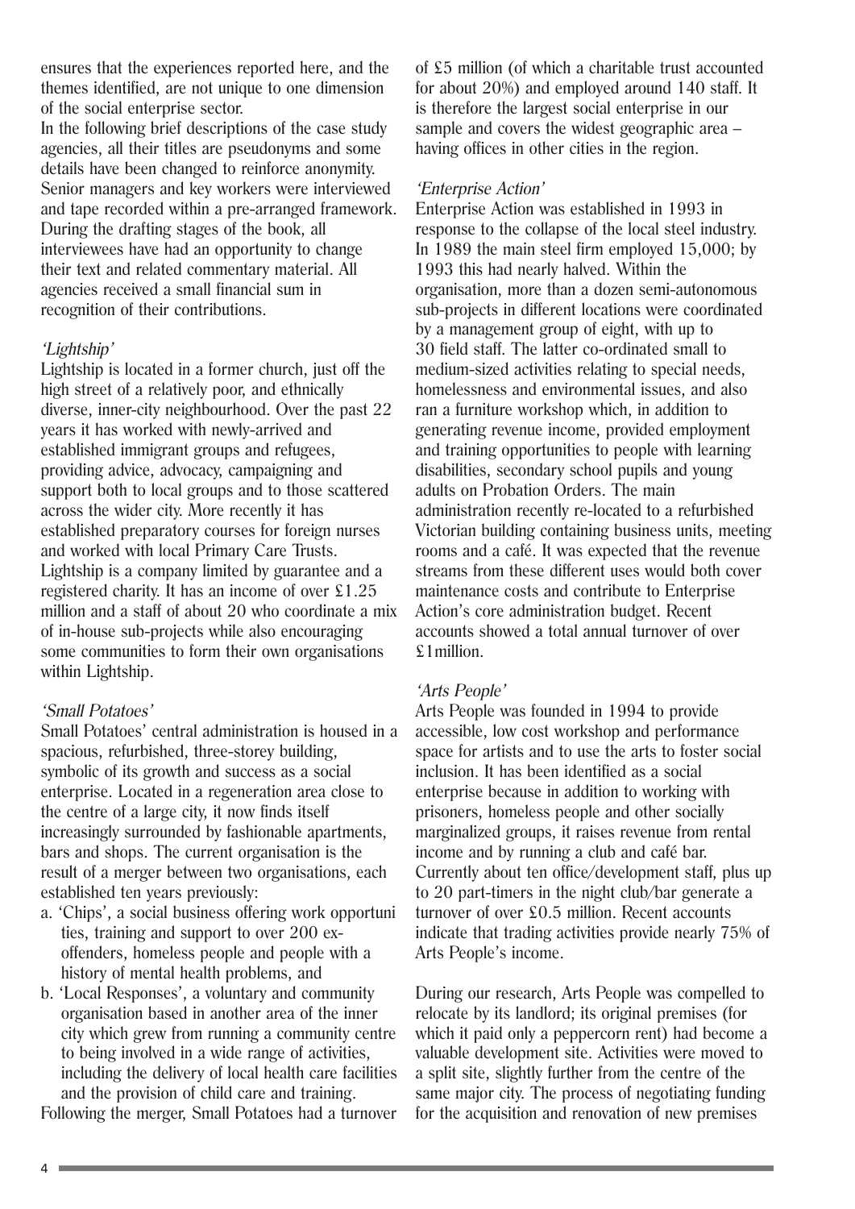ensures that the experiences reported here, and the themes identified, are not unique to one dimension of the social enterprise sector.

In the following brief descriptions of the case study agencies, all their titles are pseudonyms and some details have been changed to reinforce anonymity. Senior managers and key workers were interviewed and tape recorded within a pre-arranged framework. During the drafting stages of the book, all interviewees have had an opportunity to change their text and related commentary material. All agencies received a small financial sum in recognition of their contributions.

*'Lightship'*

Lightship is located in a former church, just off the high street of a relatively poor, and ethnically diverse, inner-city neighbourhood. Over the past 22 years it has worked with newly-arrived and established immigrant groups and refugees, providing advice, advocacy, campaigning and support both to local groups and to those scattered across the wider city. More recently it has established preparatory courses for foreign nurses and worked with local Primary Care Trusts. Lightship is a company limited by guarantee and a registered charity. It has an income of over £1.25 million and a staff of about 20 who coordinate a mix of in-house sub-projects while also encouraging some communities to form their own organisations within Lightship.

*'Small Potatoes'*

Small Potatoes' central administration is housed in a spacious, refurbished, three-storey building, symbolic of its growth and success as a social enterprise. Located in a regeneration area close to the centre of a large city, it now finds itself increasingly surrounded by fashionable apartments, bars and shops. The current organisation is the result of a merger between two organisations, each established ten years previously:

a. 'Chips', a social business offering work opportunities, training and support to over 200 ex-offenders, homeless people and people with a history of mental health problems, and
b. 'Local Responses', a voluntary and community organisation based in another area of the inner city which grew from running a community centre to being involved in a wide range of activities, including the delivery of local health care facilities and the provision of child care and training.

Following the merger, Small Potatoes had a turnover of £5 million (of which a charitable trust accounted for about 20%) and employed around 140 staff. It is therefore the largest social enterprise in our sample and covers the widest geographic area – having offices in other cities in the region.

*'Enterprise Action'*

Enterprise Action was established in 1993 in response to the collapse of the local steel industry. In 1989 the main steel firm employed 15,000; by 1993 this had nearly halved. Within the organisation, more than a dozen semi-autonomous sub-projects in different locations were coordinated by a management group of eight, with up to 30 field staff. The latter co-ordinated small to medium-sized activities relating to special needs, homelessness and environmental issues, and also ran a furniture workshop which, in addition to generating revenue income, provided employment and training opportunities to people with learning disabilities, secondary school pupils and young adults on Probation Orders. The main administration recently re-located to a refurbished Victorian building containing business units, meeting rooms and a café. It was expected that the revenue streams from these different uses would both cover maintenance costs and contribute to Enterprise Action's core administration budget. Recent accounts showed a total annual turnover of over £1million.

*'Arts People'*

Arts People was founded in 1994 to provide accessible, low cost workshop and performance space for artists and to use the arts to foster social inclusion. It has been identified as a social enterprise because in addition to working with prisoners, homeless people and other socially marginalized groups, it raises revenue from rental income and by running a club and café bar. Currently about ten office/development staff, plus up to 20 part-timers in the night club/bar generate a turnover of over £0.5 million. Recent accounts indicate that trading activities provide nearly 75% of Arts People's income.

During our research, Arts People was compelled to relocate by its landlord; its original premises (for which it paid only a peppercorn rent) had become a valuable development site. Activities were moved to a split site, slightly further from the centre of the same major city. The process of negotiating funding for the acquisition and renovation of new premises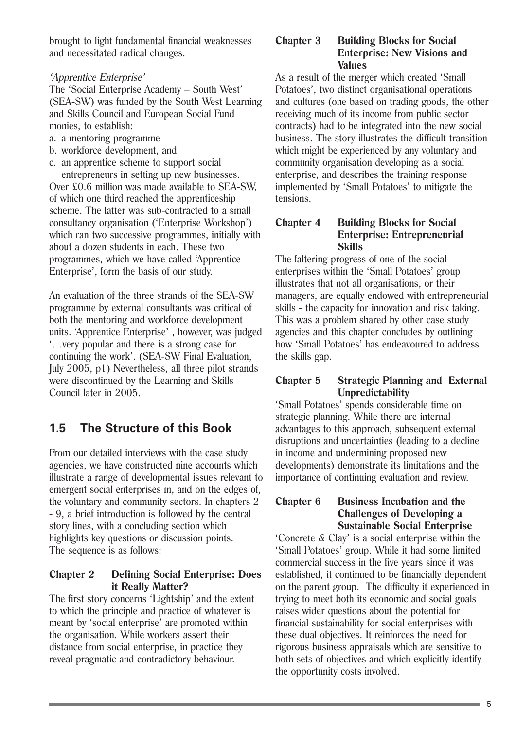brought to light fundamental financial weaknesses and necessitated radical changes.

*'Apprentice Enterprise'*

The 'Social Enterprise Academy – South West' (SEA-SW) was funded by the South West Learning and Skills Council and European Social Fund monies, to establish:

a. a mentoring programme
b. workforce development, and
c. an apprentice scheme to support social entrepreneurs in setting up new businesses.

Over £0.6 million was made available to SEA-SW, of which one third reached the apprenticeship scheme. The latter was sub-contracted to a small consultancy organisation ('Enterprise Workshop') which ran two successive programmes, initially with about a dozen students in each. These two programmes, which we have called 'Apprentice Enterprise', form the basis of our study.

An evaluation of the three strands of the SEA-SW programme by external consultants was critical of both the mentoring and workforce development units. 'Apprentice Enterprise' , however, was judged '…very popular and there is a strong case for continuing the work'. (SEA-SW Final Evaluation, July 2005, p1) Nevertheless, all three pilot strands were discontinued by the Learning and Skills Council later in 2005.

## 1.5 The Structure of this Book

From our detailed interviews with the case study agencies, we have constructed nine accounts which illustrate a range of developmental issues relevant to emergent social enterprises in, and on the edges of, the voluntary and community sectors. In chapters 2 - 9, a brief introduction is followed by the central story lines, with a concluding section which highlights key questions or discussion points. The sequence is as follows:

### Chapter 2 Defining Social Enterprise: Does it Really Matter?

The first story concerns 'Lightship' and the extent to which the principle and practice of whatever is meant by 'social enterprise' are promoted within the organisation. While workers assert their distance from social enterprise, in practice they reveal pragmatic and contradictory behaviour.

### Chapter 3 Building Blocks for Social Enterprise: New Visions and Values

As a result of the merger which created 'Small Potatoes', two distinct organisational operations and cultures (one based on trading goods, the other receiving much of its income from public sector contracts) had to be integrated into the new social business. The story illustrates the difficult transition which might be experienced by any voluntary and community organisation developing as a social enterprise, and describes the training response implemented by 'Small Potatoes' to mitigate the tensions.

### Chapter 4 Building Blocks for Social Enterprise: Entrepreneurial Skills

The faltering progress of one of the social enterprises within the 'Small Potatoes' group illustrates that not all organisations, or their managers, are equally endowed with entrepreneurial skills - the capacity for innovation and risk taking. This was a problem shared by other case study agencies and this chapter concludes by outlining how 'Small Potatoes' has endeavoured to address the skills gap.

### Chapter 5 Strategic Planning and External Unpredictability

'Small Potatoes' spends considerable time on strategic planning. While there are internal advantages to this approach, subsequent external disruptions and uncertainties (leading to a decline in income and undermining proposed new developments) demonstrate its limitations and the importance of continuing evaluation and review.

### Chapter 6 Business Incubation and the Challenges of Developing a Sustainable Social Enterprise

'Concrete & Clay' is a social enterprise within the 'Small Potatoes' group. While it had some limited commercial success in the five years since it was established, it continued to be financially dependent on the parent group. The difficulty it experienced in trying to meet both its economic and social goals raises wider questions about the potential for financial sustainability for social enterprises with these dual objectives. It reinforces the need for rigorous business appraisals which are sensitive to both sets of objectives and which explicitly identify the opportunity costs involved.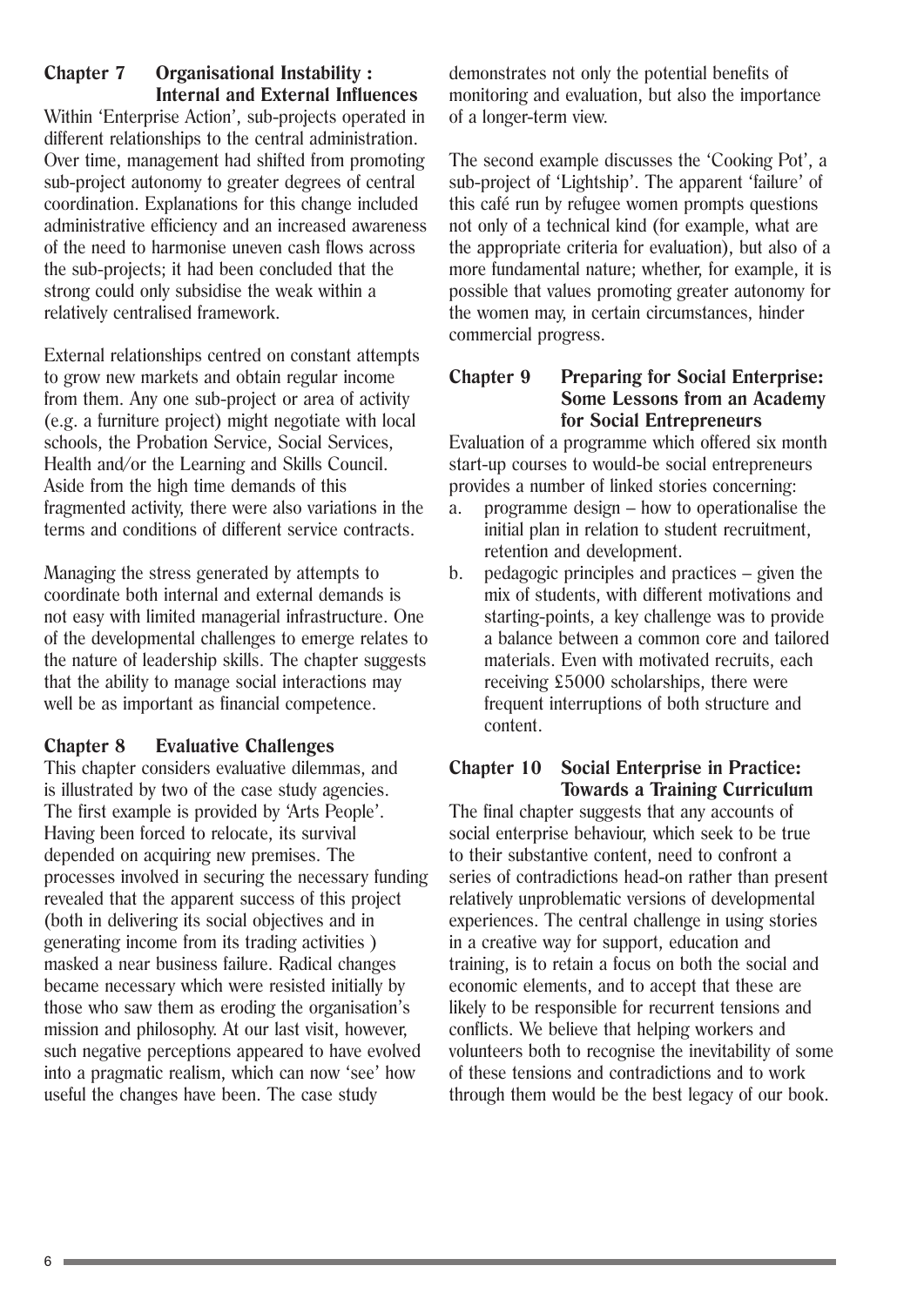## Chapter 7 Organisational Instability : Internal and External Influences

Within 'Enterprise Action', sub-projects operated in different relationships to the central administration. Over time, management had shifted from promoting sub-project autonomy to greater degrees of central coordination. Explanations for this change included administrative efficiency and an increased awareness of the need to harmonise uneven cash flows across the sub-projects; it had been concluded that the strong could only subsidise the weak within a relatively centralised framework.

External relationships centred on constant attempts to grow new markets and obtain regular income from them. Any one sub-project or area of activity (e.g. a furniture project) might negotiate with local schools, the Probation Service, Social Services, Health and/or the Learning and Skills Council. Aside from the high time demands of this fragmented activity, there were also variations in the terms and conditions of different service contracts.

Managing the stress generated by attempts to coordinate both internal and external demands is not easy with limited managerial infrastructure. One of the developmental challenges to emerge relates to the nature of leadership skills. The chapter suggests that the ability to manage social interactions may well be as important as financial competence.

## Chapter 8 Evaluative Challenges

This chapter considers evaluative dilemmas, and is illustrated by two of the case study agencies. The first example is provided by 'Arts People'. Having been forced to relocate, its survival depended on acquiring new premises. The processes involved in securing the necessary funding revealed that the apparent success of this project (both in delivering its social objectives and in generating income from its trading activities ) masked a near business failure. Radical changes became necessary which were resisted initially by those who saw them as eroding the organisation's mission and philosophy. At our last visit, however, such negative perceptions appeared to have evolved into a pragmatic realism, which can now 'see' how useful the changes have been. The case study demonstrates not only the potential benefits of monitoring and evaluation, but also the importance of a longer-term view.

The second example discusses the 'Cooking Pot', a sub-project of 'Lightship'. The apparent 'failure' of this café run by refugee women prompts questions not only of a technical kind (for example, what are the appropriate criteria for evaluation), but also of a more fundamental nature; whether, for example, it is possible that values promoting greater autonomy for the women may, in certain circumstances, hinder commercial progress.

## Chapter 9 Preparing for Social Enterprise: Some Lessons from an Academy for Social Entrepreneurs

Evaluation of a programme which offered six month start-up courses to would-be social entrepreneurs provides a number of linked stories concerning:

a. programme design – how to operationalise the initial plan in relation to student recruitment, retention and development.
b. pedagogic principles and practices – given the mix of students, with different motivations and starting-points, a key challenge was to provide a balance between a common core and tailored materials. Even with motivated recruits, each receiving £5000 scholarships, there were frequent interruptions of both structure and content.

## Chapter 10 Social Enterprise in Practice: Towards a Training Curriculum

The final chapter suggests that any accounts of social enterprise behaviour, which seek to be true to their substantive content, need to confront a series of contradictions head-on rather than present relatively unproblematic versions of developmental experiences. The central challenge in using stories in a creative way for support, education and training, is to retain a focus on both the social and economic elements, and to accept that these are likely to be responsible for recurrent tensions and conflicts. We believe that helping workers and volunteers both to recognise the inevitability of some of these tensions and contradictions and to work through them would be the best legacy of our book.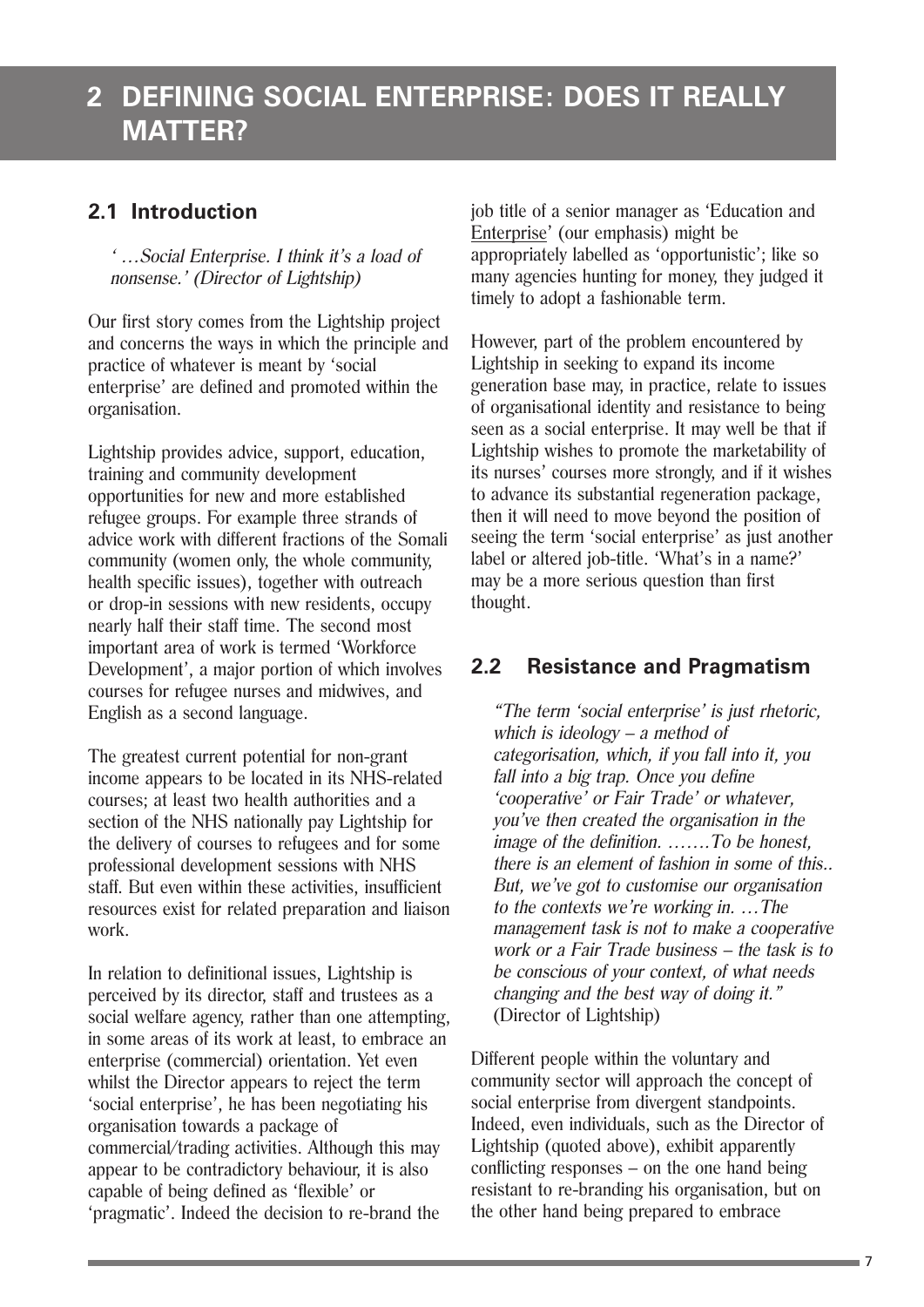# 2 DEFINING SOCIAL ENTERPRISE: DOES IT REALLY MATTER?

## 2.1 Introduction

*' …Social Enterprise. I think it's a load of nonsense.' (Director of Lightship)*

Our first story comes from the Lightship project and concerns the ways in which the principle and practice of whatever is meant by 'social enterprise' are defined and promoted within the organisation.

Lightship provides advice, support, education, training and community development opportunities for new and more established refugee groups. For example three strands of advice work with different fractions of the Somali community (women only, the whole community, health specific issues), together with outreach or drop-in sessions with new residents, occupy nearly half their staff time. The second most important area of work is termed 'Workforce Development', a major portion of which involves courses for refugee nurses and midwives, and English as a second language.

The greatest current potential for non-grant income appears to be located in its NHS-related courses; at least two health authorities and a section of the NHS nationally pay Lightship for the delivery of courses to refugees and for some professional development sessions with NHS staff. But even within these activities, insufficient resources exist for related preparation and liaison work.

In relation to definitional issues, Lightship is perceived by its director, staff and trustees as a social welfare agency, rather than one attempting, in some areas of its work at least, to embrace an enterprise (commercial) orientation. Yet even whilst the Director appears to reject the term 'social enterprise', he has been negotiating his organisation towards a package of commercial/trading activities. Although this may appear to be contradictory behaviour, it is also capable of being defined as 'flexible' or 'pragmatic'. Indeed the decision to re-brand the job title of a senior manager as 'Education and <u>Enterprise</u>' (our emphasis) might be appropriately labelled as 'opportunistic'; like so many agencies hunting for money, they judged it timely to adopt a fashionable term.

However, part of the problem encountered by Lightship in seeking to expand its income generation base may, in practice, relate to issues of organisational identity and resistance to being seen as a social enterprise. It may well be that if Lightship wishes to promote the marketability of its nurses' courses more strongly, and if it wishes to advance its substantial regeneration package, then it will need to move beyond the position of seeing the term 'social enterprise' as just another label or altered job-title. 'What's in a name?' may be a more serious question than first thought.

## 2.2 Resistance and Pragmatism

*"The term 'social enterprise' is just rhetoric, which is ideology – a method of categorisation, which, if you fall into it, you fall into a big trap. Once you define 'cooperative' or Fair Trade' or whatever, you've then created the organisation in the image of the definition. …….To be honest, there is an element of fashion in some of this.. But, we've got to customise our organisation to the contexts we're working in. …The management task is not to make a cooperative work or a Fair Trade business – the task is to be conscious of your context, of what needs changing and the best way of doing it."* (Director of Lightship)

Different people within the voluntary and community sector will approach the concept of social enterprise from divergent standpoints. Indeed, even individuals, such as the Director of Lightship (quoted above), exhibit apparently conflicting responses – on the one hand being resistant to re-branding his organisation, but on the other hand being prepared to embrace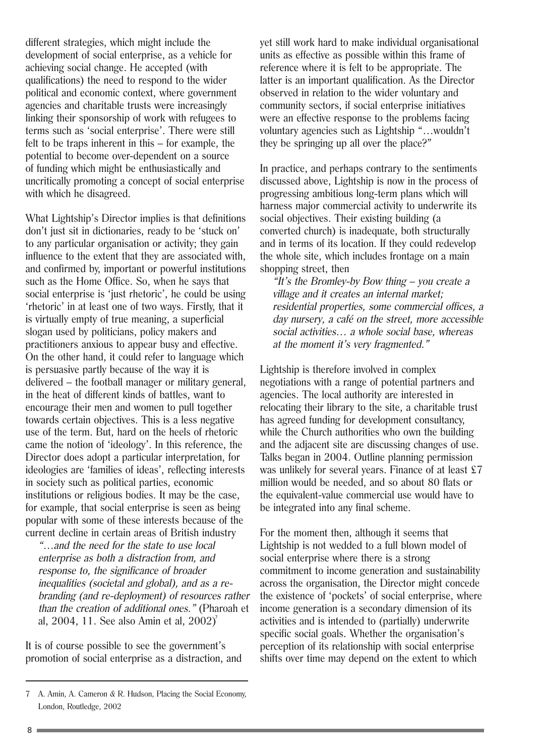different strategies, which might include the development of social enterprise, as a vehicle for achieving social change. He accepted (with qualifications) the need to respond to the wider political and economic context, where government agencies and charitable trusts were increasingly linking their sponsorship of work with refugees to terms such as 'social enterprise'. There were still felt to be traps inherent in this – for example, the potential to become over-dependent on a source of funding which might be enthusiastically and uncritically promoting a concept of social enterprise with which he disagreed.

What Lightship's Director implies is that definitions don't just sit in dictionaries, ready to be 'stuck on' to any particular organisation or activity; they gain influence to the extent that they are associated with, and confirmed by, important or powerful institutions such as the Home Office. So, when he says that social enterprise is 'just rhetoric', he could be using 'rhetoric' in at least one of two ways. Firstly, that it is virtually empty of true meaning, a superficial slogan used by politicians, policy makers and practitioners anxious to appear busy and effective. On the other hand, it could refer to language which is persuasive partly because of the way it is delivered – the football manager or military general, in the heat of different kinds of battles, want to encourage their men and women to pull together towards certain objectives. This is a less negative use of the term. But, hard on the heels of rhetoric came the notion of 'ideology'. In this reference, the Director does adopt a particular interpretation, for ideologies are 'families of ideas', reflecting interests in society such as political parties, economic institutions or religious bodies. It may be the case, for example, that social enterprise is seen as being popular with some of these interests because of the current decline in certain areas of British industry

> *"…and the need for the state to use local enterprise as both a distraction from, and response to, the significance of broader inequalities (societal and global), and as a re-branding (and re-deployment) of resources rather than the creation of additional ones."* (Pharoah et al, 2004, 11. See also Amin et al, 2002)[7]

It is of course possible to see the government's promotion of social enterprise as a distraction, and yet still work hard to make individual organisational units as effective as possible within this frame of reference where it is felt to be appropriate. The latter is an important qualification. As the Director observed in relation to the wider voluntary and community sectors, if social enterprise initiatives were an effective response to the problems facing voluntary agencies such as Lightship "…wouldn't they be springing up all over the place?"

In practice, and perhaps contrary to the sentiments discussed above, Lightship is now in the process of progressing ambitious long-term plans which will harness major commercial activity to underwrite its social objectives. Their existing building (a converted church) is inadequate, both structurally and in terms of its location. If they could redevelop the whole site, which includes frontage on a main shopping street, then

> *"It's the Bromley-by Bow thing – you create a village and it creates an internal market; residential properties, some commercial offices, a day nursery, a café on the street, more accessible social activities… a whole social base, whereas at the moment it's very fragmented."*

Lightship is therefore involved in complex negotiations with a range of potential partners and agencies. The local authority are interested in relocating their library to the site, a charitable trust has agreed funding for development consultancy, while the Church authorities who own the building and the adjacent site are discussing changes of use. Talks began in 2004. Outline planning permission was unlikely for several years. Finance of at least £7 million would be needed, and so about 80 flats or the equivalent-value commercial use would have to be integrated into any final scheme.

For the moment then, although it seems that Lightship is not wedded to a full blown model of social enterprise where there is a strong commitment to income generation and sustainability across the organisation, the Director might concede the existence of 'pockets' of social enterprise, where income generation is a secondary dimension of its activities and is intended to (partially) underwrite specific social goals. Whether the organisation's perception of its relationship with social enterprise shifts over time may depend on the extent to which

---

7 A. Amin, A. Cameron & R. Hudson, Placing the Social Economy, London, Routledge, 2002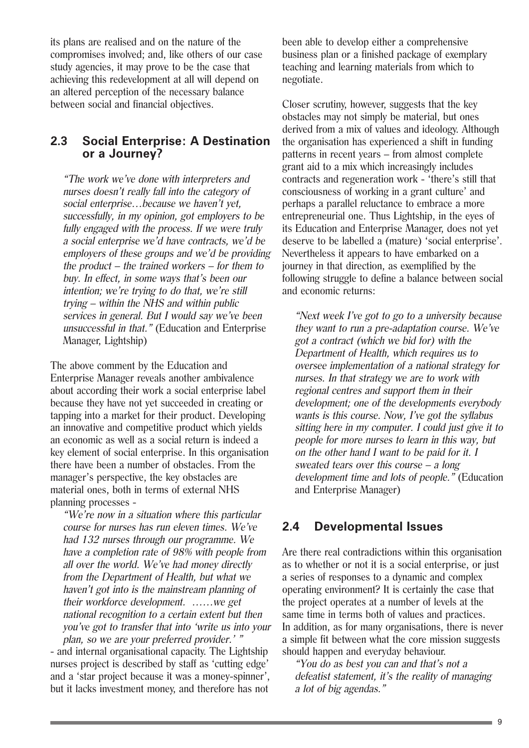its plans are realised and on the nature of the compromises involved; and, like others of our case study agencies, it may prove to be the case that achieving this redevelopment at all will depend on an altered perception of the necessary balance between social and financial objectives.

## 2.3 Social Enterprise: A Destination or a Journey?

> *"The work we've done with interpreters and nurses doesn't really fall into the category of social enterprise…because we haven't yet, successfully, in my opinion, got employers to be fully engaged with the process. If we were truly a social enterprise we'd have contracts, we'd be employers of these groups and we'd be providing the product – the trained workers – for them to buy. In effect, in some ways that's been our intention; we're trying to do that, we're still trying – within the NHS and within public services in general. But I would say we've been unsuccessful in that."* (Education and Enterprise Manager, Lightship)

The above comment by the Education and Enterprise Manager reveals another ambivalence about according their work a social enterprise label because they have not yet succeeded in creating or tapping into a market for their product. Developing an innovative and competitive product which yields an economic as well as a social return is indeed a key element of social enterprise. In this organisation there have been a number of obstacles. From the manager's perspective, the key obstacles are material ones, both in terms of external NHS planning processes -

> *"We're now in a situation where this particular course for nurses has run eleven times. We've had 132 nurses through our programme. We have a completion rate of 98% with people from all over the world. We've had money directly from the Department of Health, but what we haven't got into is the mainstream planning of their workforce development. ……we get national recognition to a certain extent but then you've got to transfer that into 'write us into your plan, so we are your preferred provider.' "*

- and internal organisational capacity. The Lightship nurses project is described by staff as 'cutting edge' and a 'star project because it was a money-spinner', but it lacks investment money, and therefore has not been able to develop either a comprehensive business plan or a finished package of exemplary teaching and learning materials from which to negotiate.

Closer scrutiny, however, suggests that the key obstacles may not simply be material, but ones derived from a mix of values and ideology. Although the organisation has experienced a shift in funding patterns in recent years – from almost complete grant aid to a mix which increasingly includes contracts and regeneration work - 'there's still that consciousness of working in a grant culture' and perhaps a parallel reluctance to embrace a more entrepreneurial one. Thus Lightship, in the eyes of its Education and Enterprise Manager, does not yet deserve to be labelled a (mature) 'social enterprise'. Nevertheless it appears to have embarked on a journey in that direction, as exemplified by the following struggle to define a balance between social and economic returns:

> *"Next week I've got to go to a university because they want to run a pre-adaptation course. We've got a contract (which we bid for) with the Department of Health, which requires us to oversee implementation of a national strategy for nurses. In that strategy we are to work with regional centres and support them in their development; one of the developments everybody wants is this course. Now, I've got the syllabus sitting here in my computer. I could just give it to people for more nurses to learn in this way, but on the other hand I want to be paid for it. I sweated tears over this course – a long development time and lots of people."* (Education and Enterprise Manager)

## 2.4 Developmental Issues

Are there real contradictions within this organisation as to whether or not it is a social enterprise, or just a series of responses to a dynamic and complex operating environment? It is certainly the case that the project operates at a number of levels at the same time in terms both of values and practices. In addition, as for many organisations, there is never a simple fit between what the core mission suggests should happen and everyday behaviour.

> *"You do as best you can and that's not a defeatist statement, it's the reality of managing a lot of big agendas."*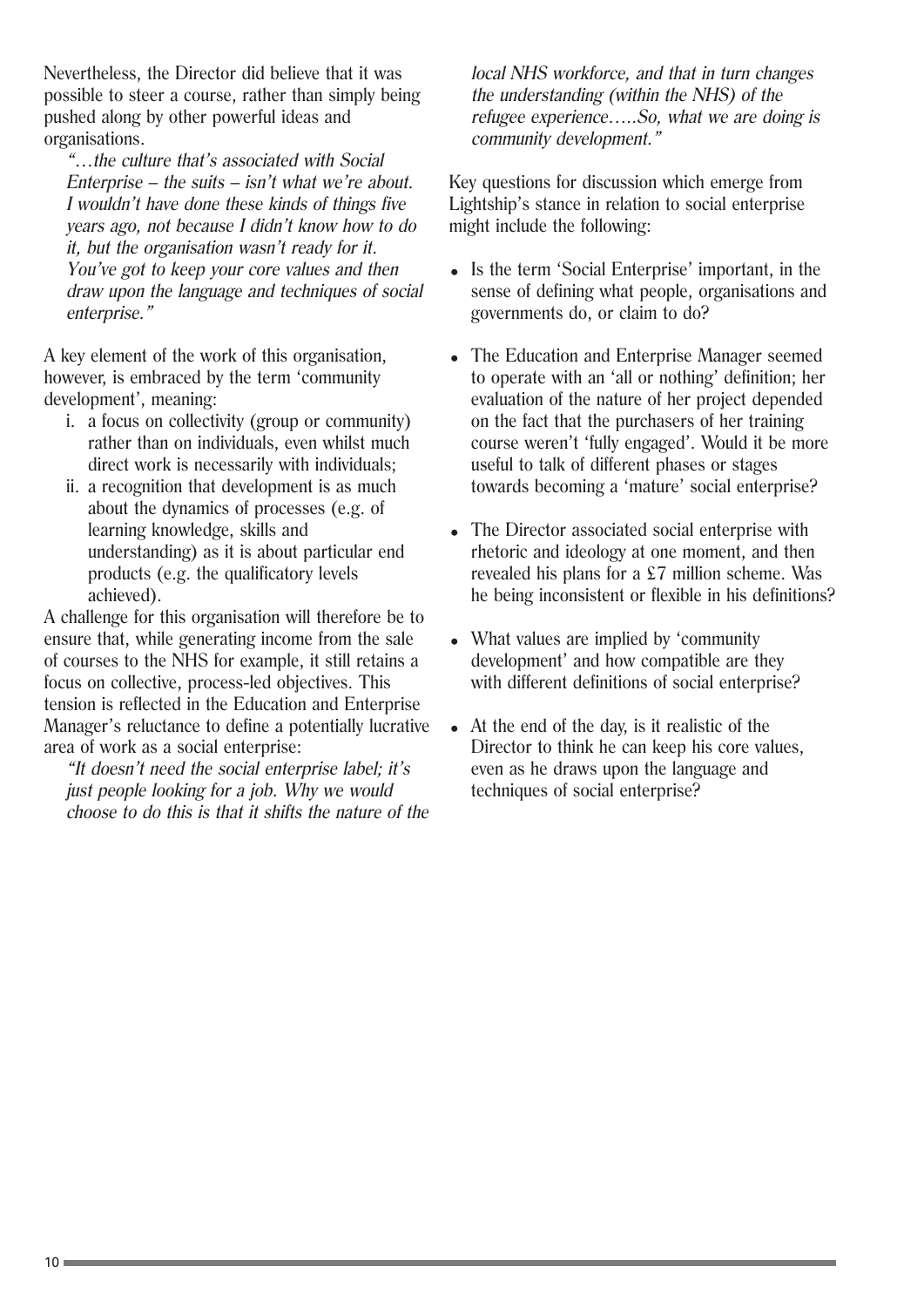Nevertheless, the Director did believe that it was possible to steer a course, rather than simply being pushed along by other powerful ideas and organisations.

*"…the culture that's associated with Social Enterprise – the suits – isn't what we're about. I wouldn't have done these kinds of things five years ago, not because I didn't know how to do it, but the organisation wasn't ready for it. You've got to keep your core values and then draw upon the language and techniques of social enterprise."*

A key element of the work of this organisation, however, is embraced by the term 'community development', meaning:

i. a focus on collectivity (group or community) rather than on individuals, even whilst much direct work is necessarily with individuals;
ii. a recognition that development is as much about the dynamics of processes (e.g. of learning knowledge, skills and understanding) as it is about particular end products (e.g. the qualificatory levels achieved).

A challenge for this organisation will therefore be to ensure that, while generating income from the sale of courses to the NHS for example, it still retains a focus on collective, process-led objectives. This tension is reflected in the Education and Enterprise Manager's reluctance to define a potentially lucrative area of work as a social enterprise:

*"It doesn't need the social enterprise label; it's just people looking for a job. Why we would choose to do this is that it shifts the nature of the local NHS workforce, and that in turn changes the understanding (within the NHS) of the refugee experience…..So, what we are doing is community development."*

Key questions for discussion which emerge from Lightship's stance in relation to social enterprise might include the following:

- Is the term 'Social Enterprise' important, in the sense of defining what people, organisations and governments do, or claim to do?
- The Education and Enterprise Manager seemed to operate with an 'all or nothing' definition; her evaluation of the nature of her project depended on the fact that the purchasers of her training course weren't 'fully engaged'. Would it be more useful to talk of different phases or stages towards becoming a 'mature' social enterprise?
- The Director associated social enterprise with rhetoric and ideology at one moment, and then revealed his plans for a £7 million scheme. Was he being inconsistent or flexible in his definitions?
- What values are implied by 'community development' and how compatible are they with different definitions of social enterprise?
- At the end of the day, is it realistic of the Director to think he can keep his core values, even as he draws upon the language and techniques of social enterprise?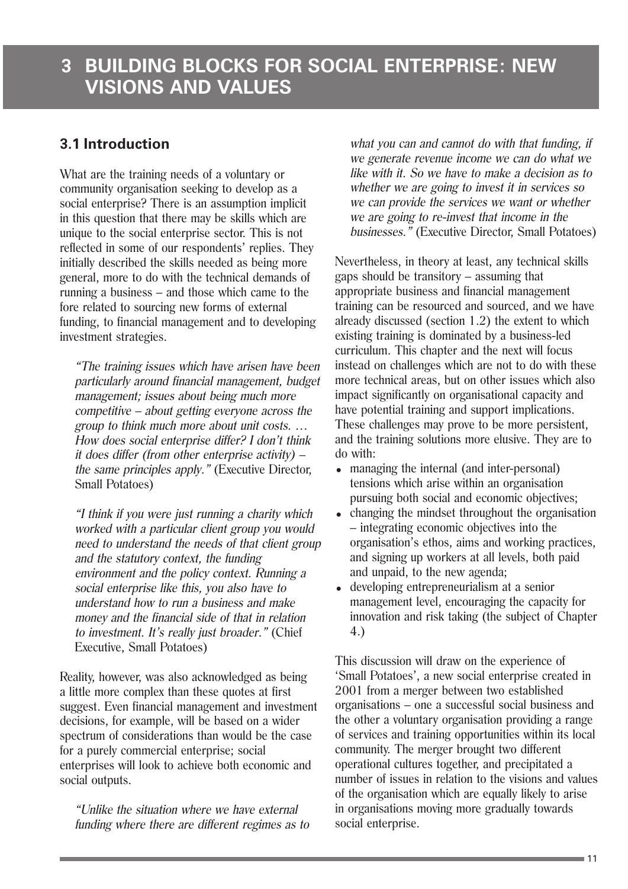# 3 BUILDING BLOCKS FOR SOCIAL ENTERPRISE: NEW VISIONS AND VALUES

## 3.1 Introduction

What are the training needs of a voluntary or community organisation seeking to develop as a social enterprise? There is an assumption implicit in this question that there may be skills which are unique to the social enterprise sector. This is not reflected in some of our respondents' replies. They initially described the skills needed as being more general, more to do with the technical demands of running a business – and those which came to the fore related to sourcing new forms of external funding, to financial management and to developing investment strategies.

> *"The training issues which have arisen have been particularly around financial management, budget management; issues about being much more competitive – about getting everyone across the group to think much more about unit costs. … How does social enterprise differ? I don't think it does differ (from other enterprise activity) – the same principles apply."* (Executive Director, Small Potatoes)

> *"I think if you were just running a charity which worked with a particular client group you would need to understand the needs of that client group and the statutory context, the funding environment and the policy context. Running a social enterprise like this, you also have to understand how to run a business and make money and the financial side of that in relation to investment. It's really just broader."* (Chief Executive, Small Potatoes)

Reality, however, was also acknowledged as being a little more complex than these quotes at first suggest. Even financial management and investment decisions, for example, will be based on a wider spectrum of considerations than would be the case for a purely commercial enterprise; social enterprises will look to achieve both economic and social outputs.

> *"Unlike the situation where we have external funding where there are different regimes as to what you can and cannot do with that funding, if we generate revenue income we can do what we like with it. So we have to make a decision as to whether we are going to invest it in services so we can provide the services we want or whether we are going to re-invest that income in the businesses."* (Executive Director, Small Potatoes)

Nevertheless, in theory at least, any technical skills gaps should be transitory – assuming that appropriate business and financial management training can be resourced and sourced, and we have already discussed (section 1.2) the extent to which existing training is dominated by a business-led curriculum. This chapter and the next will focus instead on challenges which are not to do with these more technical areas, but on other issues which also impact significantly on organisational capacity and have potential training and support implications. These challenges may prove to be more persistent, and the training solutions more elusive. They are to do with:

- managing the internal (and inter-personal) tensions which arise within an organisation pursuing both social and economic objectives;
- changing the mindset throughout the organisation – integrating economic objectives into the organisation's ethos, aims and working practices, and signing up workers at all levels, both paid and unpaid, to the new agenda;
- developing entrepreneurialism at a senior management level, encouraging the capacity for innovation and risk taking (the subject of Chapter 4.)

This discussion will draw on the experience of 'Small Potatoes', a new social enterprise created in 2001 from a merger between two established organisations – one a successful social business and the other a voluntary organisation providing a range of services and training opportunities within its local community. The merger brought two different operational cultures together, and precipitated a number of issues in relation to the visions and values of the organisation which are equally likely to arise in organisations moving more gradually towards social enterprise.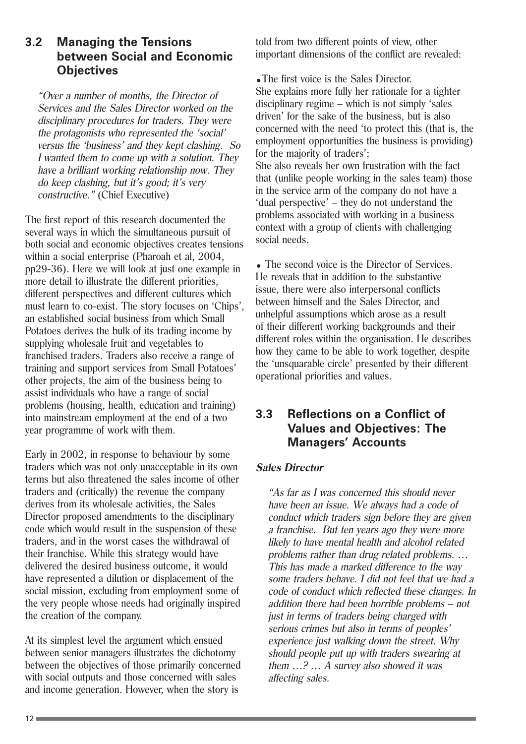## 3.2 Managing the Tensions between Social and Economic Objectives

> *"Over a number of months, the Director of Services and the Sales Director worked on the disciplinary procedures for traders. They were the protagonists who represented the 'social' versus the 'business' and they kept clashing. So I wanted them to come up with a solution. They have a brilliant working relationship now. They do keep clashing, but it's good; it's very constructive."* (Chief Executive)

The first report of this research documented the several ways in which the simultaneous pursuit of both social and economic objectives creates tensions within a social enterprise (Pharoah et al, 2004, pp29-36). Here we will look at just one example in more detail to illustrate the different priorities, different perspectives and different cultures which must learn to co-exist. The story focuses on 'Chips', an established social business from which Small Potatoes derives the bulk of its trading income by supplying wholesale fruit and vegetables to franchised traders. Traders also receive a range of training and support services from Small Potatoes' other projects, the aim of the business being to assist individuals who have a range of social problems (housing, health, education and training) into mainstream employment at the end of a two year programme of work with them.

Early in 2002, in response to behaviour by some traders which was not only unacceptable in its own terms but also threatened the sales income of other traders and (critically) the revenue the company derives from its wholesale activities, the Sales Director proposed amendments to the disciplinary code which would result in the suspension of these traders, and in the worst cases the withdrawal of their franchise. While this strategy would have delivered the desired business outcome, it would have represented a dilution or displacement of the social mission, excluding from employment some of the very people whose needs had originally inspired the creation of the company.

At its simplest level the argument which ensued between senior managers illustrates the dichotomy between the objectives of those primarily concerned with social outputs and those concerned with sales and income generation. However, when the story is told from two different points of view, other important dimensions of the conflict are revealed:

- The first voice is the Sales Director. She explains more fully her rationale for a tighter disciplinary regime – which is not simply 'sales driven' for the sake of the business, but is also concerned with the need 'to protect this (that is, the employment opportunities the business is providing) for the majority of traders';
  She also reveals her own frustration with the fact that (unlike people working in the sales team) those in the service arm of the company do not have a 'dual perspective' – they do not understand the problems associated with working in a business context with a group of clients with challenging social needs.

- The second voice is the Director of Services. He reveals that in addition to the substantive issue, there were also interpersonal conflicts between himself and the Sales Director, and unhelpful assumptions which arose as a result of their different working backgrounds and their different roles within the organisation. He describes how they came to be able to work together, despite the 'unsquarable circle' presented by their different operational priorities and values.

## 3.3 Reflections on a Conflict of Values and Objectives: The Managers' Accounts

### Sales Director

> *"As far as I was concerned this should never have been an issue. We always had a code of conduct which traders sign before they are given a franchise. But ten years ago they were more likely to have mental health and alcohol related problems rather than drug related problems. … This has made a marked difference to the way some traders behave. I did not feel that we had a code of conduct which reflected these changes. In addition there had been horrible problems – not just in terms of traders being charged with serious crimes but also in terms of peoples' experience just walking down the street. Why should people put up with traders swearing at them …? … A survey also showed it was affecting sales.*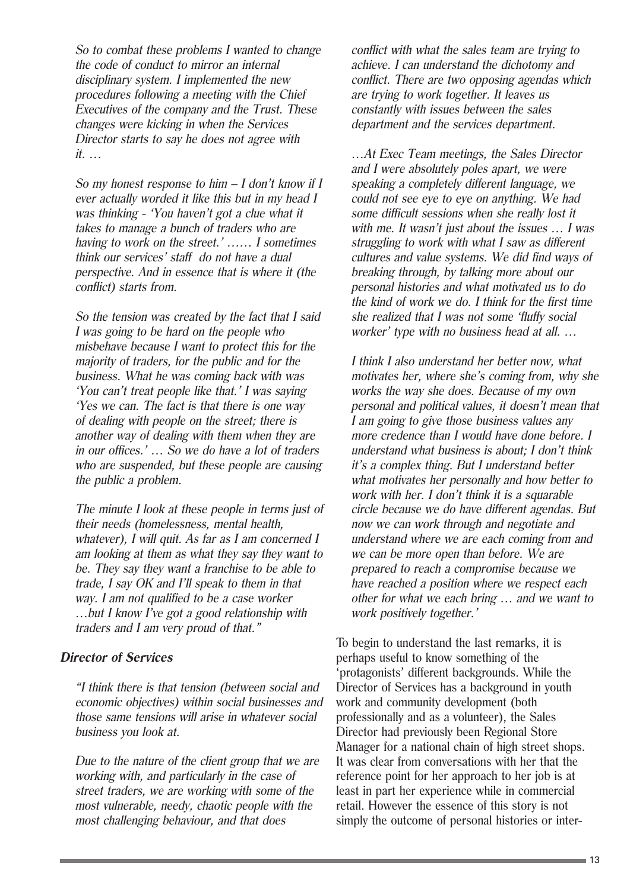*So to combat these problems I wanted to change the code of conduct to mirror an internal disciplinary system. I implemented the new procedures following a meeting with the Chief Executives of the company and the Trust. These changes were kicking in when the Services Director starts to say he does not agree with it. …*

*So my honest response to him – I don't know if I ever actually worded it like this but in my head I was thinking - 'You haven't got a clue what it takes to manage a bunch of traders who are having to work on the street.' …… I sometimes think our services' staff do not have a dual perspective. And in essence that is where it (the conflict) starts from.*

*So the tension was created by the fact that I said I was going to be hard on the people who misbehave because I want to protect this for the majority of traders, for the public and for the business. What he was coming back with was 'You can't treat people like that.' I was saying 'Yes we can. The fact is that there is one way of dealing with people on the street; there is another way of dealing with them when they are in our offices.' … So we do have a lot of traders who are suspended, but these people are causing the public a problem.*

*The minute I look at these people in terms just of their needs (homelessness, mental health, whatever), I will quit. As far as I am concerned I am looking at them as what they say they want to be. They say they want a franchise to be able to trade, I say OK and I'll speak to them in that way. I am not qualified to be a case worker …but I know I've got a good relationship with traders and I am very proud of that."*

### Director of Services

*"I think there is that tension (between social and economic objectives) within social businesses and those same tensions will arise in whatever social business you look at.*

*Due to the nature of the client group that we are working with, and particularly in the case of street traders, we are working with some of the most vulnerable, needy, chaotic people with the most challenging behaviour, and that does conflict with what the sales team are trying to achieve. I can understand the dichotomy and conflict. There are two opposing agendas which are trying to work together. It leaves us constantly with issues between the sales department and the services department.*

*…At Exec Team meetings, the Sales Director and I were absolutely poles apart, we were speaking a completely different language, we could not see eye to eye on anything. We had some difficult sessions when she really lost it with me. It wasn't just about the issues … I was struggling to work with what I saw as different cultures and value systems. We did find ways of breaking through, by talking more about our personal histories and what motivated us to do the kind of work we do. I think for the first time she realized that I was not some 'fluffy social worker' type with no business head at all. …*

*I think I also understand her better now, what motivates her, where she's coming from, why she works the way she does. Because of my own personal and political values, it doesn't mean that I am going to give those business values any more credence than I would have done before. I understand what business is about; I don't think it's a complex thing. But I understand better what motivates her personally and how better to work with her. I don't think it is a squarable circle because we do have different agendas. But now we can work through and negotiate and understand where we are each coming from and we can be more open than before. We are prepared to reach a compromise because we have reached a position where we respect each other for what we each bring … and we want to work positively together.'*

To begin to understand the last remarks, it is perhaps useful to know something of the 'protagonists' different backgrounds. While the Director of Services has a background in youth work and community development (both professionally and as a volunteer), the Sales Director had previously been Regional Store Manager for a national chain of high street shops. It was clear from conversations with her that the reference point for her approach to her job is at least in part her experience while in commercial retail. However the essence of this story is not simply the outcome of personal histories or inter-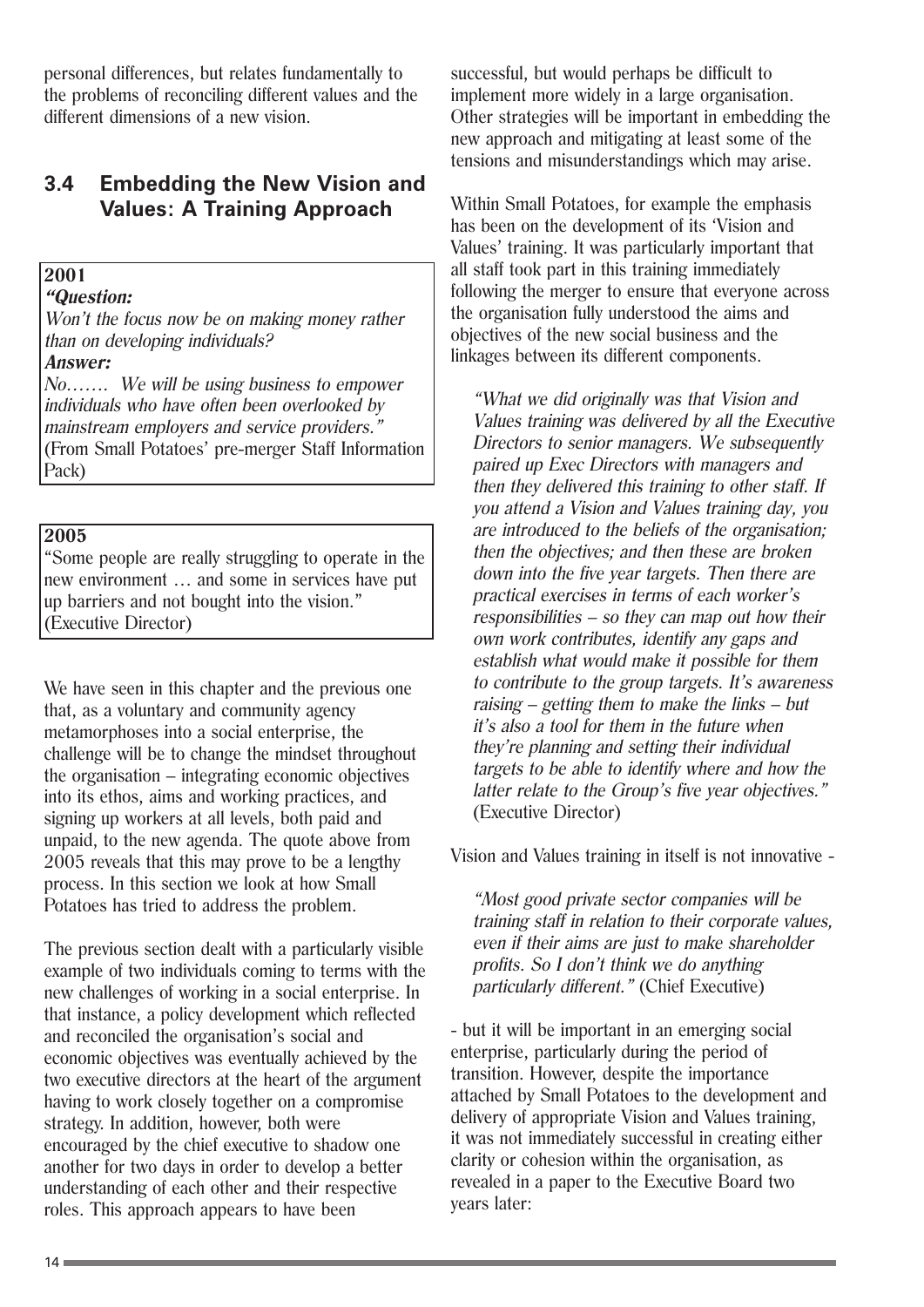personal differences, but relates fundamentally to the problems of reconciling different values and the different dimensions of a new vision.

## 3.4 Embedding the New Vision and Values: A Training Approach

> **2001**
>
> ***"Question:***
> *Won't the focus now be on making money rather than on developing individuals?*
> ***Answer:***
> *No……. We will be using business to empower individuals who have often been overlooked by mainstream employers and service providers."*
> (From Small Potatoes' pre-merger Staff Information Pack)

> **2005**
>
> "Some people are really struggling to operate in the new environment … and some in services have put up barriers and not bought into the vision."
> (Executive Director)

We have seen in this chapter and the previous one that, as a voluntary and community agency metamorphoses into a social enterprise, the challenge will be to change the mindset throughout the organisation – integrating economic objectives into its ethos, aims and working practices, and signing up workers at all levels, both paid and unpaid, to the new agenda. The quote above from 2005 reveals that this may prove to be a lengthy process. In this section we look at how Small Potatoes has tried to address the problem.

The previous section dealt with a particularly visible example of two individuals coming to terms with the new challenges of working in a social enterprise. In that instance, a policy development which reflected and reconciled the organisation's social and economic objectives was eventually achieved by the two executive directors at the heart of the argument having to work closely together on a compromise strategy. In addition, however, both were encouraged by the chief executive to shadow one another for two days in order to develop a better understanding of each other and their respective roles. This approach appears to have been successful, but would perhaps be difficult to implement more widely in a large organisation. Other strategies will be important in embedding the new approach and mitigating at least some of the tensions and misunderstandings which may arise.

Within Small Potatoes, for example the emphasis has been on the development of its 'Vision and Values' training. It was particularly important that all staff took part in this training immediately following the merger to ensure that everyone across the organisation fully understood the aims and objectives of the new social business and the linkages between its different components.

> *"What we did originally was that Vision and Values training was delivered by all the Executive Directors to senior managers. We subsequently paired up Exec Directors with managers and then they delivered this training to other staff. If you attend a Vision and Values training day, you are introduced to the beliefs of the organisation; then the objectives; and then these are broken down into the five year targets. Then there are practical exercises in terms of each worker's responsibilities – so they can map out how their own work contributes, identify any gaps and establish what would make it possible for them to contribute to the group targets. It's awareness raising – getting them to make the links – but it's also a tool for them in the future when they're planning and setting their individual targets to be able to identify where and how the latter relate to the Group's five year objectives."* (Executive Director)

Vision and Values training in itself is not innovative -

> *"Most good private sector companies will be training staff in relation to their corporate values, even if their aims are just to make shareholder profits. So I don't think we do anything particularly different."* (Chief Executive)

- but it will be important in an emerging social enterprise, particularly during the period of transition. However, despite the importance attached by Small Potatoes to the development and delivery of appropriate Vision and Values training, it was not immediately successful in creating either clarity or cohesion within the organisation, as revealed in a paper to the Executive Board two years later: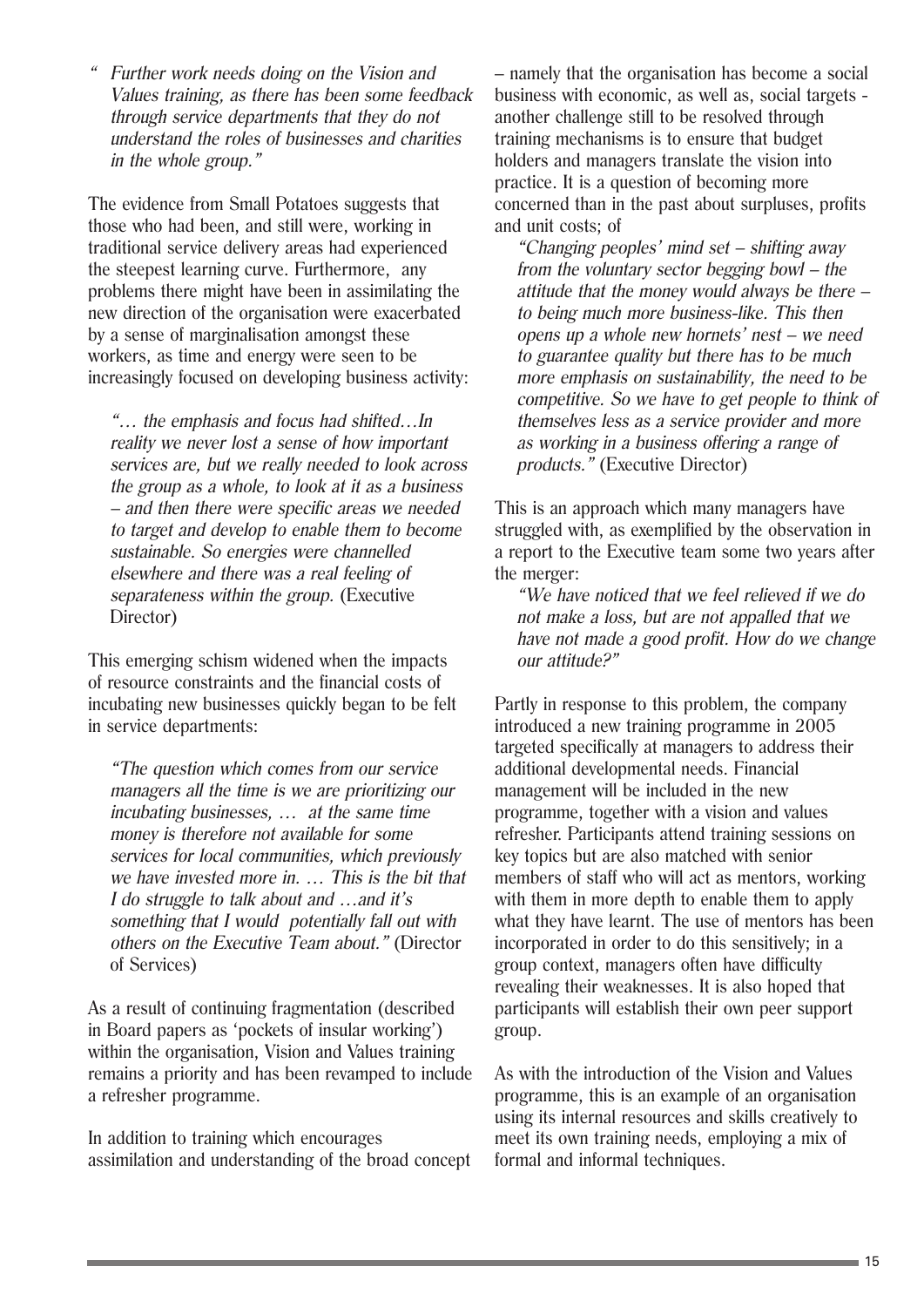*" Further work needs doing on the Vision and Values training, as there has been some feedback through service departments that they do not understand the roles of businesses and charities in the whole group."*

The evidence from Small Potatoes suggests that those who had been, and still were, working in traditional service delivery areas had experienced the steepest learning curve. Furthermore, any problems there might have been in assimilating the new direction of the organisation were exacerbated by a sense of marginalisation amongst these workers, as time and energy were seen to be increasingly focused on developing business activity:

> *"… the emphasis and focus had shifted…In reality we never lost a sense of how important services are, but we really needed to look across the group as a whole, to look at it as a business – and then there were specific areas we needed to target and develop to enable them to become sustainable. So energies were channelled elsewhere and there was a real feeling of separateness within the group.* (Executive Director)

This emerging schism widened when the impacts of resource constraints and the financial costs of incubating new businesses quickly began to be felt in service departments:

> *"The question which comes from our service managers all the time is we are prioritizing our incubating businesses, … at the same time money is therefore not available for some services for local communities, which previously we have invested more in. … This is the bit that I do struggle to talk about and …and it's something that I would potentially fall out with others on the Executive Team about."* (Director of Services)

As a result of continuing fragmentation (described in Board papers as 'pockets of insular working') within the organisation, Vision and Values training remains a priority and has been revamped to include a refresher programme.

In addition to training which encourages assimilation and understanding of the broad concept – namely that the organisation has become a social business with economic, as well as, social targets - another challenge still to be resolved through training mechanisms is to ensure that budget holders and managers translate the vision into practice. It is a question of becoming more concerned than in the past about surpluses, profits and unit costs; of

> *"Changing peoples' mind set – shifting away from the voluntary sector begging bowl – the attitude that the money would always be there – to being much more business-like. This then opens up a whole new hornets' nest – we need to guarantee quality but there has to be much more emphasis on sustainability, the need to be competitive. So we have to get people to think of themselves less as a service provider and more as working in a business offering a range of products."* (Executive Director)

This is an approach which many managers have struggled with, as exemplified by the observation in a report to the Executive team some two years after the merger:

> *"We have noticed that we feel relieved if we do not make a loss, but are not appalled that we have not made a good profit. How do we change our attitude?"*

Partly in response to this problem, the company introduced a new training programme in 2005 targeted specifically at managers to address their additional developmental needs. Financial management will be included in the new programme, together with a vision and values refresher. Participants attend training sessions on key topics but are also matched with senior members of staff who will act as mentors, working with them in more depth to enable them to apply what they have learnt. The use of mentors has been incorporated in order to do this sensitively; in a group context, managers often have difficulty revealing their weaknesses. It is also hoped that participants will establish their own peer support group.

As with the introduction of the Vision and Values programme, this is an example of an organisation using its internal resources and skills creatively to meet its own training needs, employing a mix of formal and informal techniques.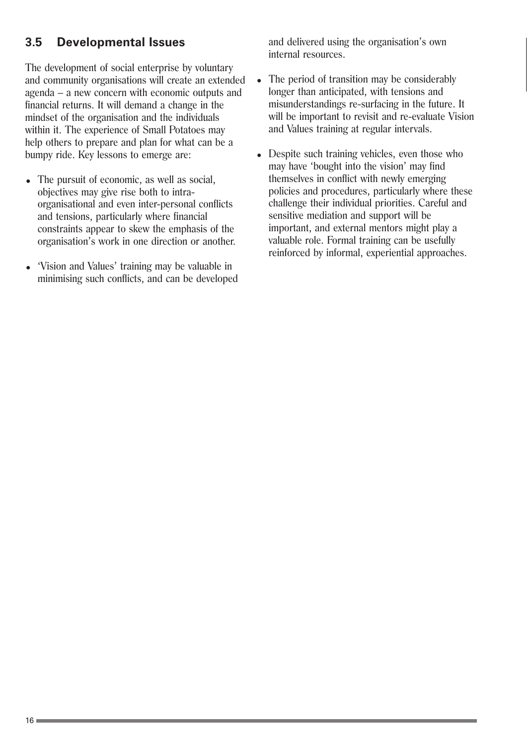## 3.5 Developmental Issues

The development of social enterprise by voluntary and community organisations will create an extended agenda – a new concern with economic outputs and financial returns. It will demand a change in the mindset of the organisation and the individuals within it. The experience of Small Potatoes may help others to prepare and plan for what can be a bumpy ride. Key lessons to emerge are:

- The pursuit of economic, as well as social, objectives may give rise both to intra-organisational and even inter-personal conflicts and tensions, particularly where financial constraints appear to skew the emphasis of the organisation's work in one direction or another.
- 'Vision and Values' training may be valuable in minimising such conflicts, and can be developed and delivered using the organisation's own internal resources.
- The period of transition may be considerably longer than anticipated, with tensions and misunderstandings re-surfacing in the future. It will be important to revisit and re-evaluate Vision and Values training at regular intervals.
- Despite such training vehicles, even those who may have 'bought into the vision' may find themselves in conflict with newly emerging policies and procedures, particularly where these challenge their individual priorities. Careful and sensitive mediation and support will be important, and external mentors might play a valuable role. Formal training can be usefully reinforced by informal, experiential approaches.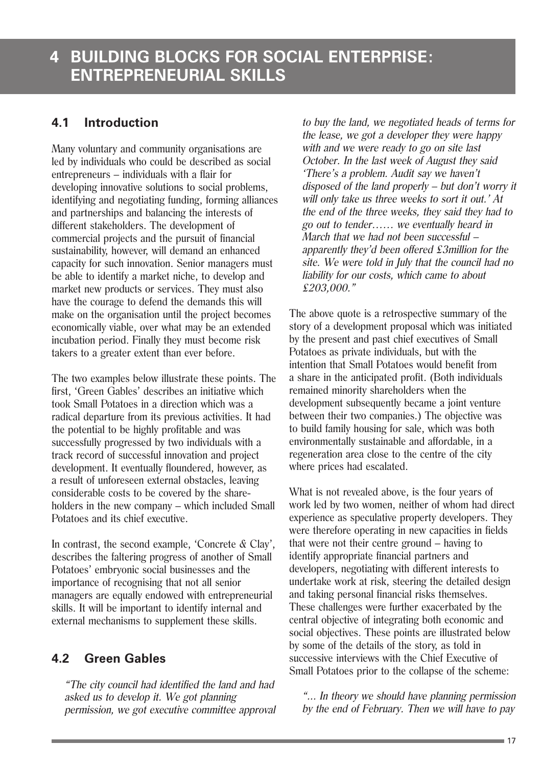# 4 BUILDING BLOCKS FOR SOCIAL ENTERPRISE: ENTREPRENEURIAL SKILLS

## 4.1 Introduction

Many voluntary and community organisations are led by individuals who could be described as social entrepreneurs – individuals with a flair for developing innovative solutions to social problems, identifying and negotiating funding, forming alliances and partnerships and balancing the interests of different stakeholders. The development of commercial projects and the pursuit of financial sustainability, however, will demand an enhanced capacity for such innovation. Senior managers must be able to identify a market niche, to develop and market new products or services. They must also have the courage to defend the demands this will make on the organisation until the project becomes economically viable, over what may be an extended incubation period. Finally they must become risk takers to a greater extent than ever before.

The two examples below illustrate these points. The first, 'Green Gables' describes an initiative which took Small Potatoes in a direction which was a radical departure from its previous activities. It had the potential to be highly profitable and was successfully progressed by two individuals with a track record of successful innovation and project development. It eventually floundered, however, as a result of unforeseen external obstacles, leaving considerable costs to be covered by the shareholders in the new company – which included Small Potatoes and its chief executive.

In contrast, the second example, 'Concrete & Clay', describes the faltering progress of another of Small Potatoes' embryonic social businesses and the importance of recognising that not all senior managers are equally endowed with entrepreneurial skills. It will be important to identify internal and external mechanisms to supplement these skills.

## 4.2 Green Gables

*"The city council had identified the land and had asked us to develop it. We got planning permission, we got executive committee approval to buy the land, we negotiated heads of terms for the lease, we got a developer they were happy with and we were ready to go on site last October. In the last week of August they said 'There's a problem. Audit say we haven't disposed of the land properly – but don't worry it will only take us three weeks to sort it out.' At the end of the three weeks, they said they had to go out to tender…… we eventually heard in March that we had not been successful – apparently they'd been offered £3million for the site. We were told in July that the council had no liability for our costs, which came to about £203,000."*

The above quote is a retrospective summary of the story of a development proposal which was initiated by the present and past chief executives of Small Potatoes as private individuals, but with the intention that Small Potatoes would benefit from a share in the anticipated profit. (Both individuals remained minority shareholders when the development subsequently became a joint venture between their two companies.) The objective was to build family housing for sale, which was both environmentally sustainable and affordable, in a regeneration area close to the centre of the city where prices had escalated.

What is not revealed above, is the four years of work led by two women, neither of whom had direct experience as speculative property developers. They were therefore operating in new capacities in fields that were not their centre ground – having to identify appropriate financial partners and developers, negotiating with different interests to undertake work at risk, steering the detailed design and taking personal financial risks themselves. These challenges were further exacerbated by the central objective of integrating both economic and social objectives. These points are illustrated below by some of the details of the story, as told in successive interviews with the Chief Executive of Small Potatoes prior to the collapse of the scheme:

*"… In theory we should have planning permission by the end of February. Then we will have to pay*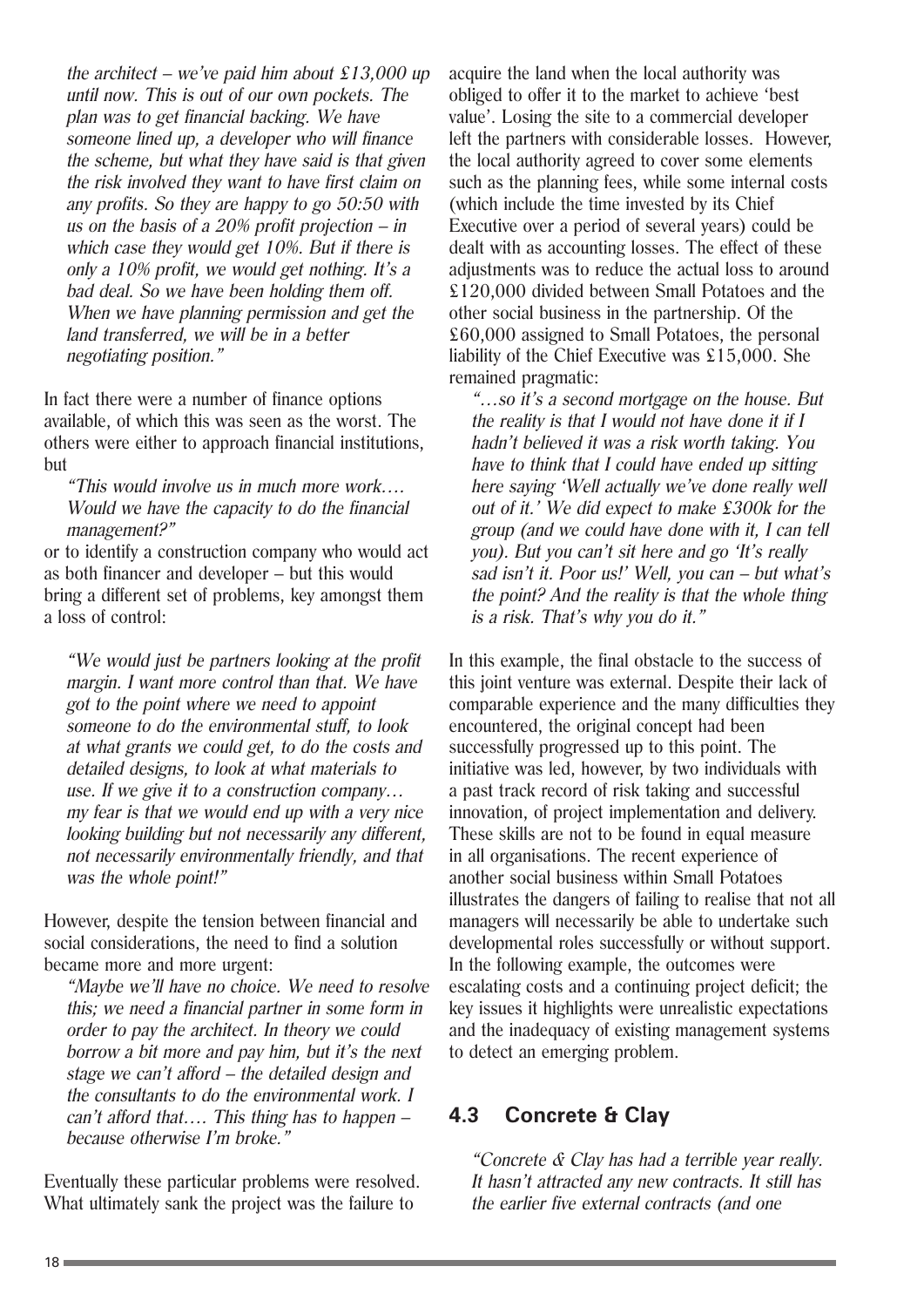*the architect – we've paid him about £13,000 up until now. This is out of our own pockets. The plan was to get financial backing. We have someone lined up, a developer who will finance the scheme, but what they have said is that given the risk involved they want to have first claim on any profits. So they are happy to go 50:50 with us on the basis of a 20% profit projection – in which case they would get 10%. But if there is only a 10% profit, we would get nothing. It's a bad deal. So we have been holding them off. When we have planning permission and get the land transferred, we will be in a better negotiating position."*

In fact there were a number of finance options available, of which this was seen as the worst. The others were either to approach financial institutions, but

*"This would involve us in much more work…. Would we have the capacity to do the financial management?"*

or to identify a construction company who would act as both financer and developer – but this would bring a different set of problems, key amongst them a loss of control:

*"We would just be partners looking at the profit margin. I want more control than that. We have got to the point where we need to appoint someone to do the environmental stuff, to look at what grants we could get, to do the costs and detailed designs, to look at what materials to use. If we give it to a construction company… my fear is that we would end up with a very nice looking building but not necessarily any different, not necessarily environmentally friendly, and that was the whole point!"*

However, despite the tension between financial and social considerations, the need to find a solution became more and more urgent:

*"Maybe we'll have no choice. We need to resolve this; we need a financial partner in some form in order to pay the architect. In theory we could borrow a bit more and pay him, but it's the next stage we can't afford – the detailed design and the consultants to do the environmental work. I can't afford that…. This thing has to happen – because otherwise I'm broke."*

Eventually these particular problems were resolved. What ultimately sank the project was the failure to acquire the land when the local authority was obliged to offer it to the market to achieve 'best value'. Losing the site to a commercial developer left the partners with considerable losses. However, the local authority agreed to cover some elements such as the planning fees, while some internal costs (which include the time invested by its Chief Executive over a period of several years) could be dealt with as accounting losses. The effect of these adjustments was to reduce the actual loss to around £120,000 divided between Small Potatoes and the other social business in the partnership. Of the £60,000 assigned to Small Potatoes, the personal liability of the Chief Executive was £15,000. She remained pragmatic:

*"…so it's a second mortgage on the house. But the reality is that I would not have done it if I hadn't believed it was a risk worth taking. You have to think that I could have ended up sitting here saying 'Well actually we've done really well out of it.' We did expect to make £300k for the group (and we could have done with it, I can tell you). But you can't sit here and go 'It's really sad isn't it. Poor us!' Well, you can – but what's the point? And the reality is that the whole thing is a risk. That's why you do it."*

In this example, the final obstacle to the success of this joint venture was external. Despite their lack of comparable experience and the many difficulties they encountered, the original concept had been successfully progressed up to this point. The initiative was led, however, by two individuals with a past track record of risk taking and successful innovation, of project implementation and delivery. These skills are not to be found in equal measure in all organisations. The recent experience of another social business within Small Potatoes illustrates the dangers of failing to realise that not all managers will necessarily be able to undertake such developmental roles successfully or without support. In the following example, the outcomes were escalating costs and a continuing project deficit; the key issues it highlights were unrealistic expectations and the inadequacy of existing management systems to detect an emerging problem.

### 4.3 Concrete & Clay

*"Concrete & Clay has had a terrible year really. It hasn't attracted any new contracts. It still has the earlier five external contracts (and one*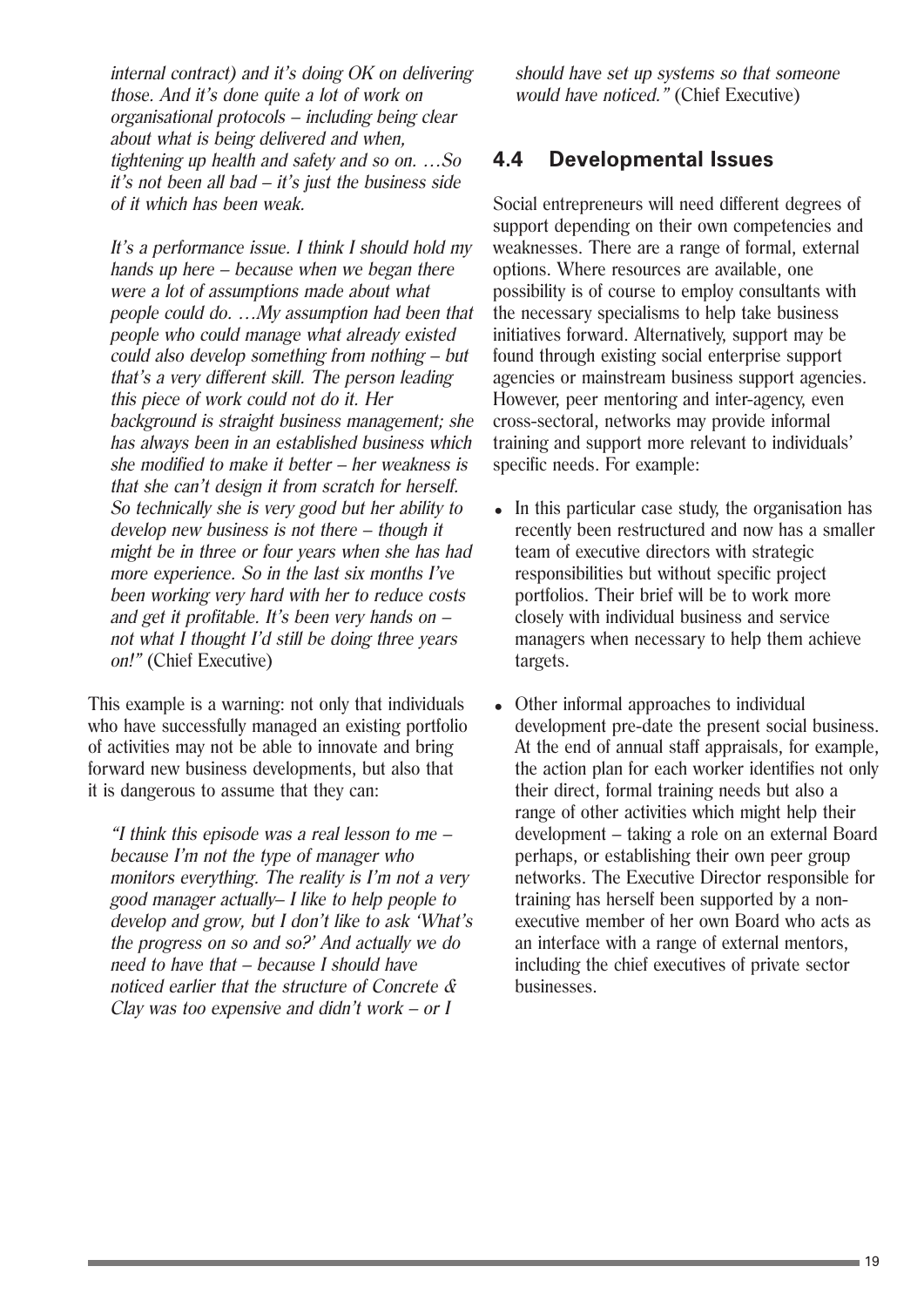*internal contract) and it's doing OK on delivering those. And it's done quite a lot of work on organisational protocols – including being clear about what is being delivered and when, tightening up health and safety and so on. …So it's not been all bad – it's just the business side of it which has been weak.*

*It's a performance issue. I think I should hold my hands up here – because when we began there were a lot of assumptions made about what people could do. …My assumption had been that people who could manage what already existed could also develop something from nothing – but that's a very different skill. The person leading this piece of work could not do it. Her background is straight business management; she has always been in an established business which she modified to make it better – her weakness is that she can't design it from scratch for herself. So technically she is very good but her ability to develop new business is not there – though it might be in three or four years when she has had more experience. So in the last six months I've been working very hard with her to reduce costs and get it profitable. It's been very hands on – not what I thought I'd still be doing three years on!"* (Chief Executive)

This example is a warning: not only that individuals who have successfully managed an existing portfolio of activities may not be able to innovate and bring forward new business developments, but also that it is dangerous to assume that they can:

*"I think this episode was a real lesson to me – because I'm not the type of manager who monitors everything. The reality is I'm not a very good manager actually– I like to help people to develop and grow, but I don't like to ask 'What's the progress on so and so?' And actually we do need to have that – because I should have noticed earlier that the structure of Concrete & Clay was too expensive and didn't work – or I should have set up systems so that someone would have noticed."* (Chief Executive)

## 4.4 Developmental Issues

Social entrepreneurs will need different degrees of support depending on their own competencies and weaknesses. There are a range of formal, external options. Where resources are available, one possibility is of course to employ consultants with the necessary specialisms to help take business initiatives forward. Alternatively, support may be found through existing social enterprise support agencies or mainstream business support agencies. However, peer mentoring and inter-agency, even cross-sectoral, networks may provide informal training and support more relevant to individuals' specific needs. For example:

- In this particular case study, the organisation has recently been restructured and now has a smaller team of executive directors with strategic responsibilities but without specific project portfolios. Their brief will be to work more closely with individual business and service managers when necessary to help them achieve targets.
- Other informal approaches to individual development pre-date the present social business. At the end of annual staff appraisals, for example, the action plan for each worker identifies not only their direct, formal training needs but also a range of other activities which might help their development – taking a role on an external Board perhaps, or establishing their own peer group networks. The Executive Director responsible for training has herself been supported by a non-executive member of her own Board who acts as an interface with a range of external mentors, including the chief executives of private sector businesses.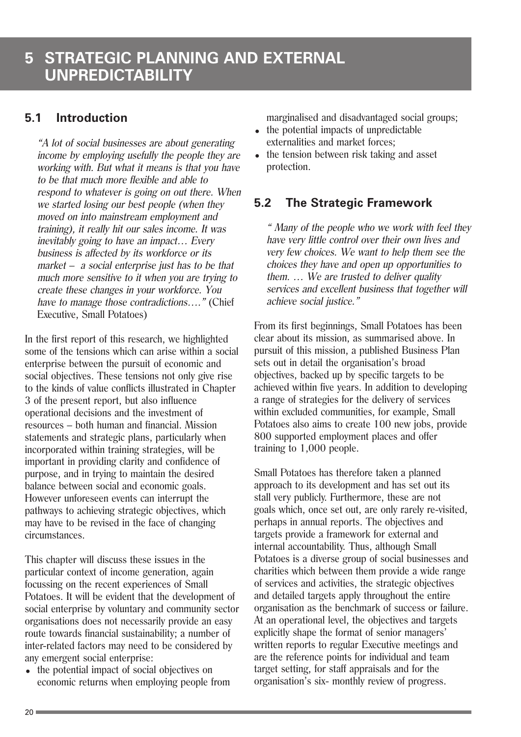# 5 STRATEGIC PLANNING AND EXTERNAL UNPREDICTABILITY

## 5.1 Introduction

*"A lot of social businesses are about generating income by employing usefully the people they are working with. But what it means is that you have to be that much more flexible and able to respond to whatever is going on out there. When we started losing our best people (when they moved on into mainstream employment and training), it really hit our sales income. It was inevitably going to have an impact… Every business is affected by its workforce or its market – a social enterprise just has to be that much more sensitive to it when you are trying to create these changes in your workforce. You have to manage those contradictions…."* (Chief Executive, Small Potatoes)

In the first report of this research, we highlighted some of the tensions which can arise within a social enterprise between the pursuit of economic and social objectives. These tensions not only give rise to the kinds of value conflicts illustrated in Chapter 3 of the present report, but also influence operational decisions and the investment of resources – both human and financial. Mission statements and strategic plans, particularly when incorporated within training strategies, will be important in providing clarity and confidence of purpose, and in trying to maintain the desired balance between social and economic goals. However unforeseen events can interrupt the pathways to achieving strategic objectives, which may have to be revised in the face of changing circumstances.

This chapter will discuss these issues in the particular context of income generation, again focussing on the recent experiences of Small Potatoes. It will be evident that the development of social enterprise by voluntary and community sector organisations does not necessarily provide an easy route towards financial sustainability; a number of inter-related factors may need to be considered by any emergent social enterprise:

- the potential impact of social objectives on economic returns when employing people from marginalised and disadvantaged social groups;
- the potential impacts of unpredictable externalities and market forces;
- the tension between risk taking and asset protection.

## 5.2 The Strategic Framework

*" Many of the people who we work with feel they have very little control over their own lives and very few choices. We want to help them see the choices they have and open up opportunities to them. … We are trusted to deliver quality services and excellent business that together will achieve social justice."*

From its first beginnings, Small Potatoes has been clear about its mission, as summarised above. In pursuit of this mission, a published Business Plan sets out in detail the organisation's broad objectives, backed up by specific targets to be achieved within five years. In addition to developing a range of strategies for the delivery of services within excluded communities, for example, Small Potatoes also aims to create 100 new jobs, provide 800 supported employment places and offer training to 1,000 people.

Small Potatoes has therefore taken a planned approach to its development and has set out its stall very publicly. Furthermore, these are not goals which, once set out, are only rarely re-visited, perhaps in annual reports. The objectives and targets provide a framework for external and internal accountability. Thus, although Small Potatoes is a diverse group of social businesses and charities which between them provide a wide range of services and activities, the strategic objectives and detailed targets apply throughout the entire organisation as the benchmark of success or failure. At an operational level, the objectives and targets explicitly shape the format of senior managers' written reports to regular Executive meetings and are the reference points for individual and team target setting, for staff appraisals and for the organisation's six- monthly review of progress.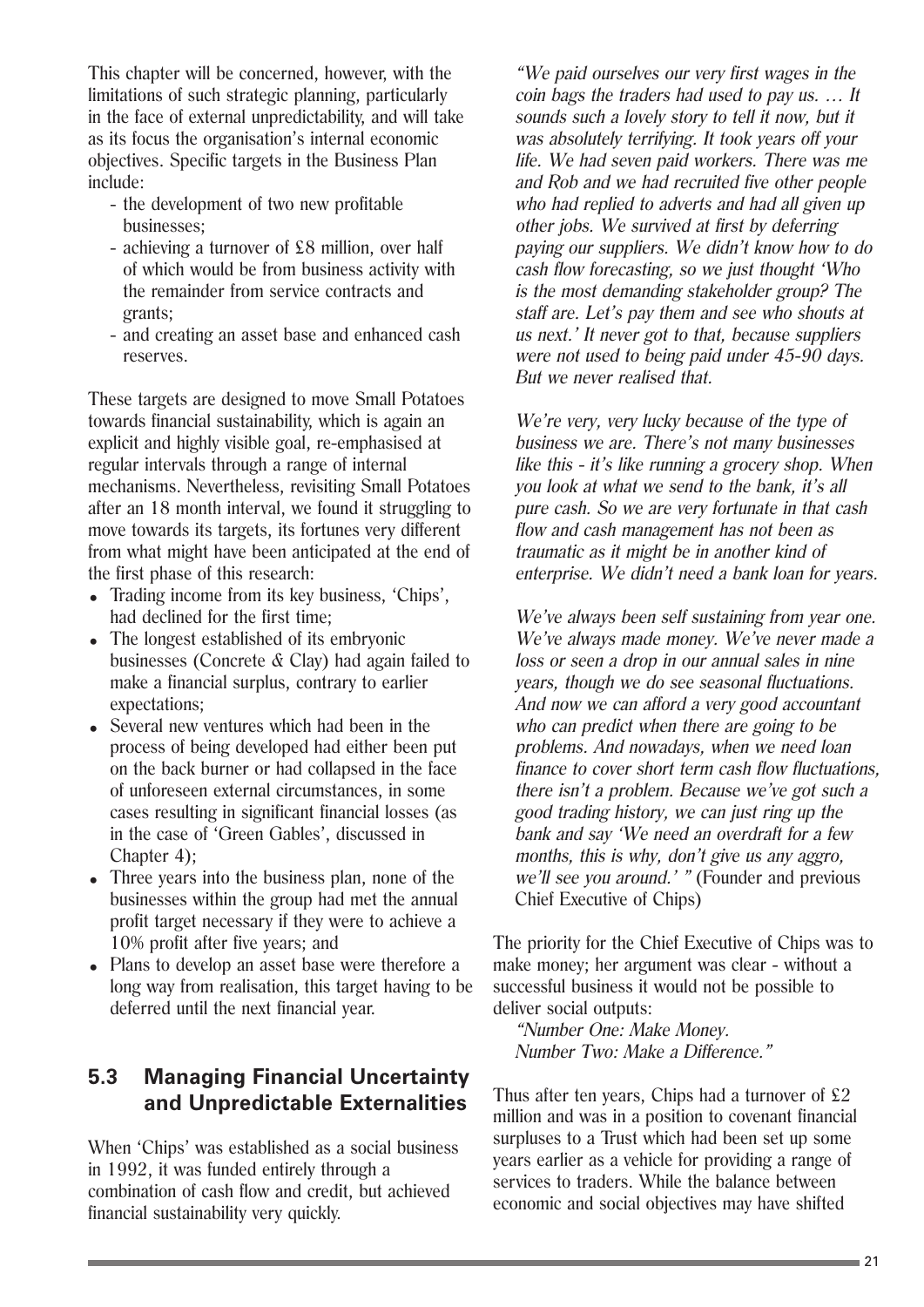This chapter will be concerned, however, with the limitations of such strategic planning, particularly in the face of external unpredictability, and will take as its focus the organisation's internal economic objectives. Specific targets in the Business Plan include:

- the development of two new profitable businesses;
- achieving a turnover of £8 million, over half of which would be from business activity with the remainder from service contracts and grants;
- and creating an asset base and enhanced cash reserves.

These targets are designed to move Small Potatoes towards financial sustainability, which is again an explicit and highly visible goal, re-emphasised at regular intervals through a range of internal mechanisms. Nevertheless, revisiting Small Potatoes after an 18 month interval, we found it struggling to move towards its targets, its fortunes very different from what might have been anticipated at the end of the first phase of this research:

- Trading income from its key business, 'Chips', had declined for the first time;
- The longest established of its embryonic businesses (Concrete & Clay) had again failed to make a financial surplus, contrary to earlier expectations;
- Several new ventures which had been in the process of being developed had either been put on the back burner or had collapsed in the face of unforeseen external circumstances, in some cases resulting in significant financial losses (as in the case of 'Green Gables', discussed in Chapter 4);
- Three years into the business plan, none of the businesses within the group had met the annual profit target necessary if they were to achieve a 10% profit after five years; and
- Plans to develop an asset base were therefore a long way from realisation, this target having to be deferred until the next financial year.

## 5.3 Managing Financial Uncertainty and Unpredictable Externalities

When 'Chips' was established as a social business in 1992, it was funded entirely through a combination of cash flow and credit, but achieved financial sustainability very quickly.

*"We paid ourselves our very first wages in the coin bags the traders had used to pay us. … It sounds such a lovely story to tell it now, but it was absolutely terrifying. It took years off your life. We had seven paid workers. There was me and Rob and we had recruited five other people who had replied to adverts and had all given up other jobs. We survived at first by deferring paying our suppliers. We didn't know how to do cash flow forecasting, so we just thought 'Who is the most demanding stakeholder group? The staff are. Let's pay them and see who shouts at us next.' It never got to that, because suppliers were not used to being paid under 45-90 days. But we never realised that.*

*We're very, very lucky because of the type of business we are. There's not many businesses like this - it's like running a grocery shop. When you look at what we send to the bank, it's all pure cash. So we are very fortunate in that cash flow and cash management has not been as traumatic as it might be in another kind of enterprise. We didn't need a bank loan for years.*

*We've always been self sustaining from year one. We've always made money. We've never made a loss or seen a drop in our annual sales in nine years, though we do see seasonal fluctuations. And now we can afford a very good accountant who can predict when there are going to be problems. And nowadays, when we need loan finance to cover short term cash flow fluctuations, there isn't a problem. Because we've got such a good trading history, we can just ring up the bank and say 'We need an overdraft for a few months, this is why, don't give us any aggro, we'll see you around.' "* (Founder and previous Chief Executive of Chips)

The priority for the Chief Executive of Chips was to make money; her argument was clear - without a successful business it would not be possible to deliver social outputs:

*"Number One: Make Money.*
*Number Two: Make a Difference."*

Thus after ten years, Chips had a turnover of £2 million and was in a position to covenant financial surpluses to a Trust which had been set up some years earlier as a vehicle for providing a range of services to traders. While the balance between economic and social objectives may have shifted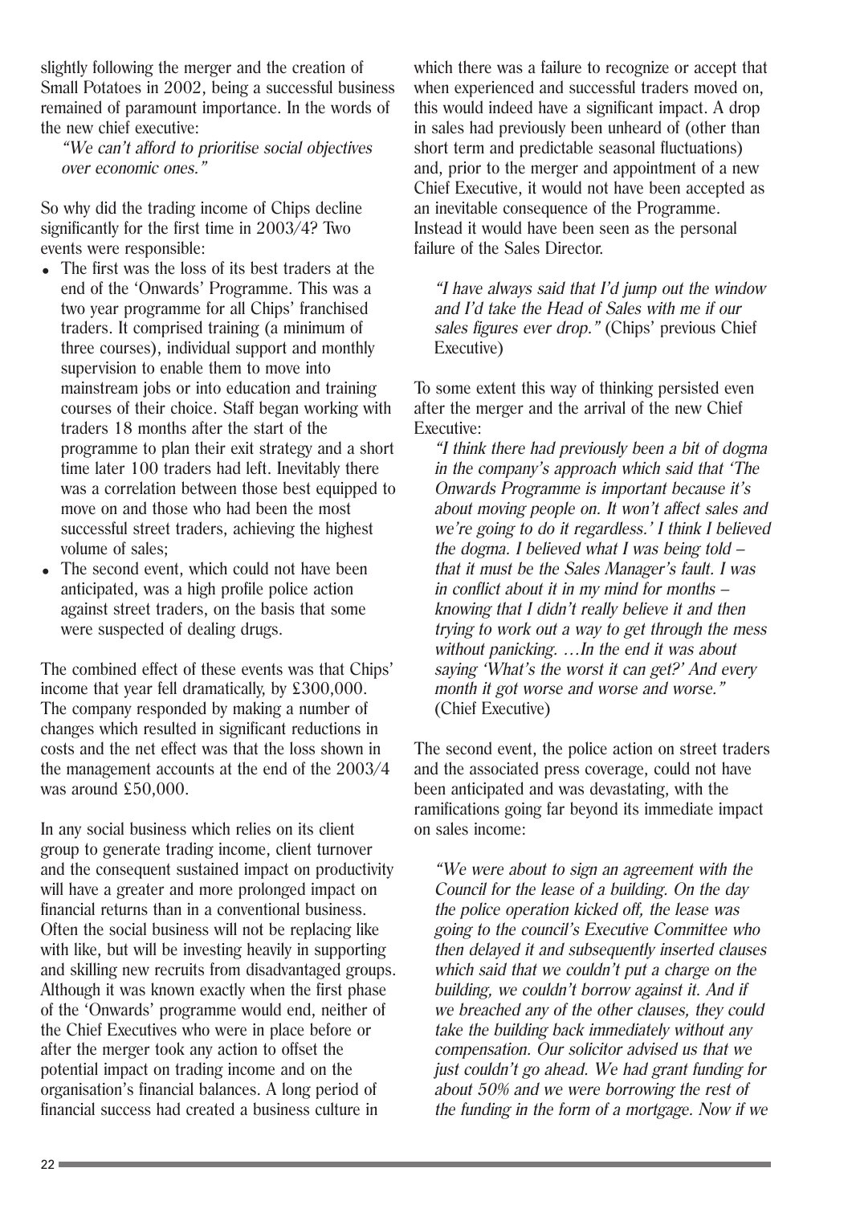slightly following the merger and the creation of Small Potatoes in 2002, being a successful business remained of paramount importance. In the words of the new chief executive:

*"We can't afford to prioritise social objectives over economic ones."*

So why did the trading income of Chips decline significantly for the first time in 2003/4? Two events were responsible:

- The first was the loss of its best traders at the end of the 'Onwards' Programme. This was a two year programme for all Chips' franchised traders. It comprised training (a minimum of three courses), individual support and monthly supervision to enable them to move into mainstream jobs or into education and training courses of their choice. Staff began working with traders 18 months after the start of the programme to plan their exit strategy and a short time later 100 traders had left. Inevitably there was a correlation between those best equipped to move on and those who had been the most successful street traders, achieving the highest volume of sales;
- The second event, which could not have been anticipated, was a high profile police action against street traders, on the basis that some were suspected of dealing drugs.

The combined effect of these events was that Chips' income that year fell dramatically, by £300,000. The company responded by making a number of changes which resulted in significant reductions in costs and the net effect was that the loss shown in the management accounts at the end of the 2003/4 was around £50,000.

In any social business which relies on its client group to generate trading income, client turnover and the consequent sustained impact on productivity will have a greater and more prolonged impact on financial returns than in a conventional business. Often the social business will not be replacing like with like, but will be investing heavily in supporting and skilling new recruits from disadvantaged groups. Although it was known exactly when the first phase of the 'Onwards' programme would end, neither of the Chief Executives who were in place before or after the merger took any action to offset the potential impact on trading income and on the organisation's financial balances. A long period of financial success had created a business culture in which there was a failure to recognize or accept that when experienced and successful traders moved on, this would indeed have a significant impact. A drop in sales had previously been unheard of (other than short term and predictable seasonal fluctuations) and, prior to the merger and appointment of a new Chief Executive, it would not have been accepted as an inevitable consequence of the Programme. Instead it would have been seen as the personal failure of the Sales Director.

*"I have always said that I'd jump out the window and I'd take the Head of Sales with me if our sales figures ever drop."* (Chips' previous Chief Executive)

To some extent this way of thinking persisted even after the merger and the arrival of the new Chief Executive:

*"I think there had previously been a bit of dogma in the company's approach which said that 'The Onwards Programme is important because it's about moving people on. It won't affect sales and we're going to do it regardless.' I think I believed the dogma. I believed what I was being told – that it must be the Sales Manager's fault. I was in conflict about it in my mind for months – knowing that I didn't really believe it and then trying to work out a way to get through the mess without panicking. …In the end it was about saying 'What's the worst it can get?' And every month it got worse and worse and worse."* (Chief Executive)

The second event, the police action on street traders and the associated press coverage, could not have been anticipated and was devastating, with the ramifications going far beyond its immediate impact on sales income:

*"We were about to sign an agreement with the Council for the lease of a building. On the day the police operation kicked off, the lease was going to the council's Executive Committee who then delayed it and subsequently inserted clauses which said that we couldn't put a charge on the building, we couldn't borrow against it. And if we breached any of the other clauses, they could take the building back immediately without any compensation. Our solicitor advised us that we just couldn't go ahead. We had grant funding for about 50% and we were borrowing the rest of the funding in the form of a mortgage. Now if we*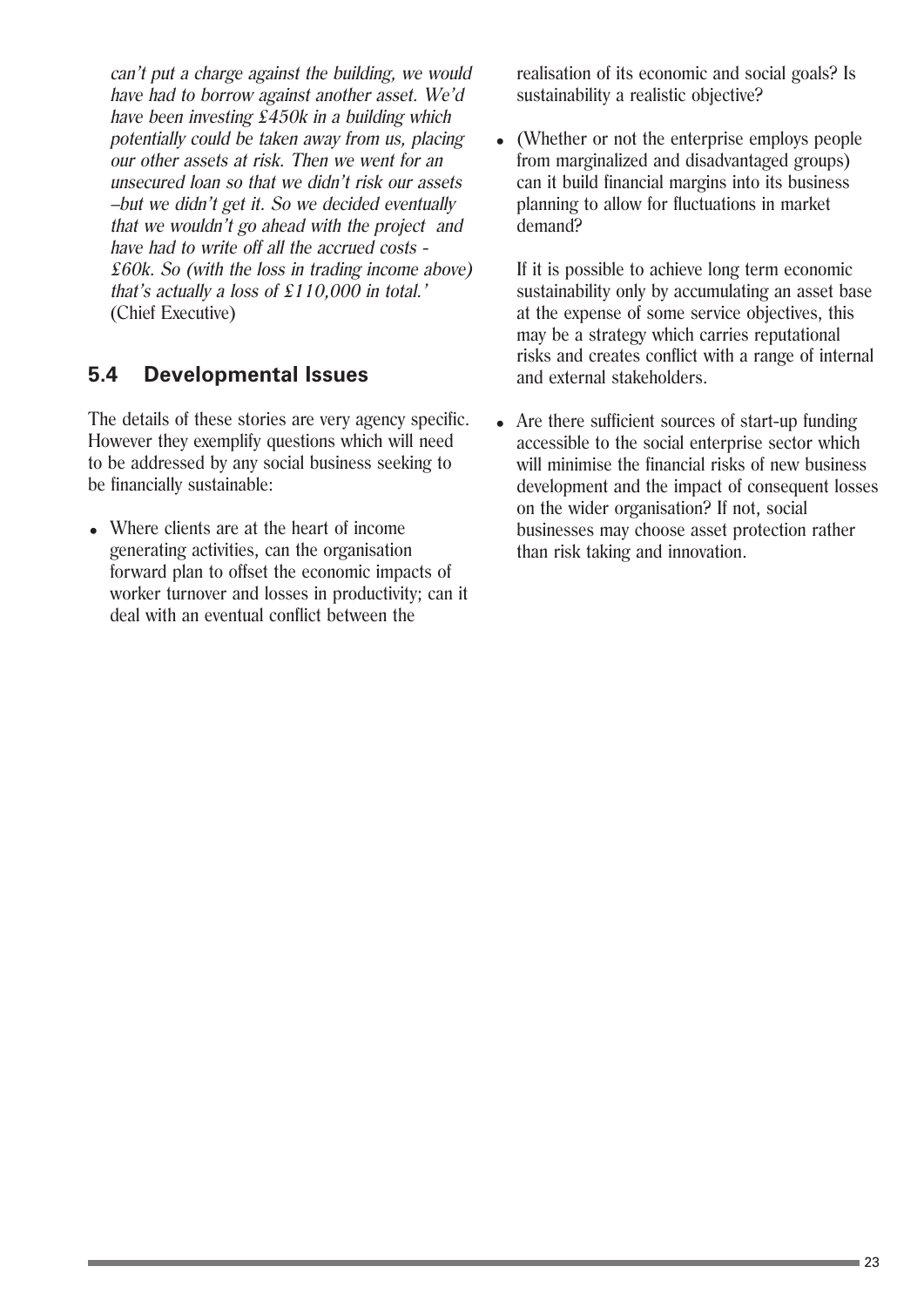*can't put a charge against the building, we would have had to borrow against another asset. We'd have been investing £450k in a building which potentially could be taken away from us, placing our other assets at risk. Then we went for an unsecured loan so that we didn't risk our assets –but we didn't get it. So we decided eventually that we wouldn't go ahead with the project and have had to write off all the accrued costs - £60k. So (with the loss in trading income above) that's actually a loss of £110,000 in total.'* (Chief Executive)

## 5.4 Developmental Issues

The details of these stories are very agency specific. However they exemplify questions which will need to be addressed by any social business seeking to be financially sustainable:

- Where clients are at the heart of income generating activities, can the organisation forward plan to offset the economic impacts of worker turnover and losses in productivity; can it deal with an eventual conflict between the realisation of its economic and social goals? Is sustainability a realistic objective?
- (Whether or not the enterprise employs people from marginalized and disadvantaged groups) can it build financial margins into its business planning to allow for fluctuations in market demand?

  If it is possible to achieve long term economic sustainability only by accumulating an asset base at the expense of some service objectives, this may be a strategy which carries reputational risks and creates conflict with a range of internal and external stakeholders.
- Are there sufficient sources of start-up funding accessible to the social enterprise sector which will minimise the financial risks of new business development and the impact of consequent losses on the wider organisation? If not, social businesses may choose asset protection rather than risk taking and innovation.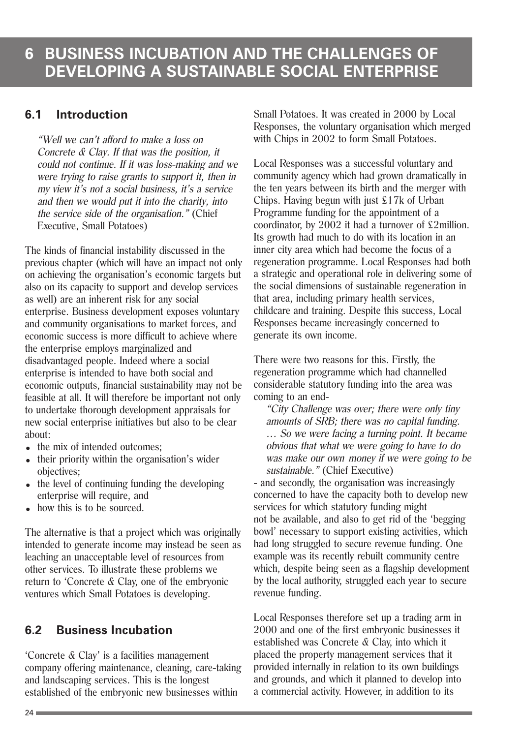# 6 BUSINESS INCUBATION AND THE CHALLENGES OF DEVELOPING A SUSTAINABLE SOCIAL ENTERPRISE

## 6.1 Introduction

> *"Well we can't afford to make a loss on Concrete & Clay. If that was the position, it could not continue. If it was loss-making and we were trying to raise grants to support it, then in my view it's not a social business, it's a service and then we would put it into the charity, into the service side of the organisation."* (Chief Executive, Small Potatoes)

The kinds of financial instability discussed in the previous chapter (which will have an impact not only on achieving the organisation's economic targets but also on its capacity to support and develop services as well) are an inherent risk for any social enterprise. Business development exposes voluntary and community organisations to market forces, and economic success is more difficult to achieve where the enterprise employs marginalized and disadvantaged people. Indeed where a social enterprise is intended to have both social and economic outputs, financial sustainability may not be feasible at all. It will therefore be important not only to undertake thorough development appraisals for new social enterprise initiatives but also to be clear about:

- the mix of intended outcomes;
- their priority within the organisation's wider objectives;
- the level of continuing funding the developing enterprise will require, and
- how this is to be sourced.

The alternative is that a project which was originally intended to generate income may instead be seen as leaching an unacceptable level of resources from other services. To illustrate these problems we return to 'Concrete & Clay, one of the embryonic ventures which Small Potatoes is developing.

## 6.2 Business Incubation

'Concrete & Clay' is a facilities management company offering maintenance, cleaning, care-taking and landscaping services. This is the longest established of the embryonic new businesses within Small Potatoes. It was created in 2000 by Local Responses, the voluntary organisation which merged with Chips in 2002 to form Small Potatoes.

Local Responses was a successful voluntary and community agency which had grown dramatically in the ten years between its birth and the merger with Chips. Having begun with just £17k of Urban Programme funding for the appointment of a coordinator, by 2002 it had a turnover of £2million. Its growth had much to do with its location in an inner city area which had become the focus of a regeneration programme. Local Responses had both a strategic and operational role in delivering some of the social dimensions of sustainable regeneration in that area, including primary health services, childcare and training. Despite this success, Local Responses became increasingly concerned to generate its own income.

There were two reasons for this. Firstly, the regeneration programme which had channelled considerable statutory funding into the area was coming to an end-

> *"City Challenge was over; there were only tiny amounts of SRB; there was no capital funding. … So we were facing a turning point. It became obvious that what we were going to have to do was make our own money if we were going to be sustainable."* (Chief Executive)

- and secondly, the organisation was increasingly concerned to have the capacity both to develop new services for which statutory funding might not be available, and also to get rid of the 'begging bowl' necessary to support existing activities, which had long struggled to secure revenue funding. One example was its recently rebuilt community centre which, despite being seen as a flagship development by the local authority, struggled each year to secure revenue funding.

Local Responses therefore set up a trading arm in 2000 and one of the first embryonic businesses it established was Concrete & Clay, into which it placed the property management services that it provided internally in relation to its own buildings and grounds, and which it planned to develop into a commercial activity. However, in addition to its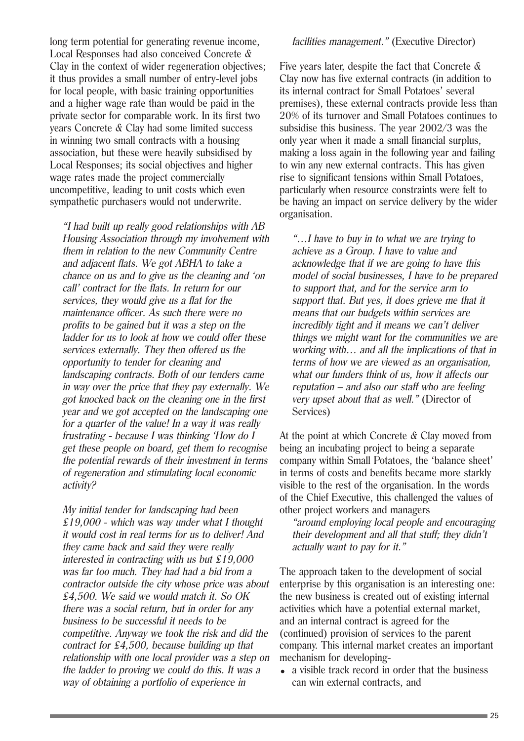long term potential for generating revenue income, Local Responses had also conceived Concrete & Clay in the context of wider regeneration objectives; it thus provides a small number of entry-level jobs for local people, with basic training opportunities and a higher wage rate than would be paid in the private sector for comparable work. In its first two years Concrete & Clay had some limited success in winning two small contracts with a housing association, but these were heavily subsidised by Local Responses; its social objectives and higher wage rates made the project commercially uncompetitive, leading to unit costs which even sympathetic purchasers would not underwrite.

> *"I had built up really good relationships with AB Housing Association through my involvement with them in relation to the new Community Centre and adjacent flats. We got ABHA to take a chance on us and to give us the cleaning and 'on call' contract for the flats. In return for our services, they would give us a flat for the maintenance officer. As such there were no profits to be gained but it was a step on the ladder for us to look at how we could offer these services externally. They then offered us the opportunity to tender for cleaning and landscaping contracts. Both of our tenders came in way over the price that they pay externally. We got knocked back on the cleaning one in the first year and we got accepted on the landscaping one for a quarter of the value! In a way it was really frustrating - because I was thinking 'How do I get these people on board, get them to recognise the potential rewards of their investment in terms of regeneration and stimulating local economic activity?*
>
> *My initial tender for landscaping had been £19,000 - which was way under what I thought it would cost in real terms for us to deliver! And they came back and said they were really interested in contracting with us but £19,000 was far too much. They had had a bid from a contractor outside the city whose price was about £4,500. We said we would match it. So OK there was a social return, but in order for any business to be successful it needs to be competitive. Anyway we took the risk and did the contract for £4,500, because building up that relationship with one local provider was a step on the ladder to proving we could do this. It was a way of obtaining a portfolio of experience in facilities management."* (Executive Director)

Five years later, despite the fact that Concrete & Clay now has five external contracts (in addition to its internal contract for Small Potatoes' several premises), these external contracts provide less than 20% of its turnover and Small Potatoes continues to subsidise this business. The year 2002/3 was the only year when it made a small financial surplus, making a loss again in the following year and failing to win any new external contracts. This has given rise to significant tensions within Small Potatoes, particularly when resource constraints were felt to be having an impact on service delivery by the wider organisation.

> *"…I have to buy in to what we are trying to achieve as a Group. I have to value and acknowledge that if we are going to have this model of social businesses, I have to be prepared to support that, and for the service arm to support that. But yes, it does grieve me that it means that our budgets within services are incredibly tight and it means we can't deliver things we might want for the communities we are working with… and all the implications of that in terms of how we are viewed as an organisation, what our funders think of us, how it affects our reputation – and also our staff who are feeling very upset about that as well."* (Director of Services)

At the point at which Concrete & Clay moved from being an incubating project to being a separate company within Small Potatoes, the 'balance sheet' in terms of costs and benefits became more starkly visible to the rest of the organisation. In the words of the Chief Executive, this challenged the values of other project workers and managers

> *"around employing local people and encouraging their development and all that stuff; they didn't actually want to pay for it."*

The approach taken to the development of social enterprise by this organisation is an interesting one: the new business is created out of existing internal activities which have a potential external market, and an internal contract is agreed for the (continued) provision of services to the parent company. This internal market creates an important mechanism for developing-

- a visible track record in order that the business can win external contracts, and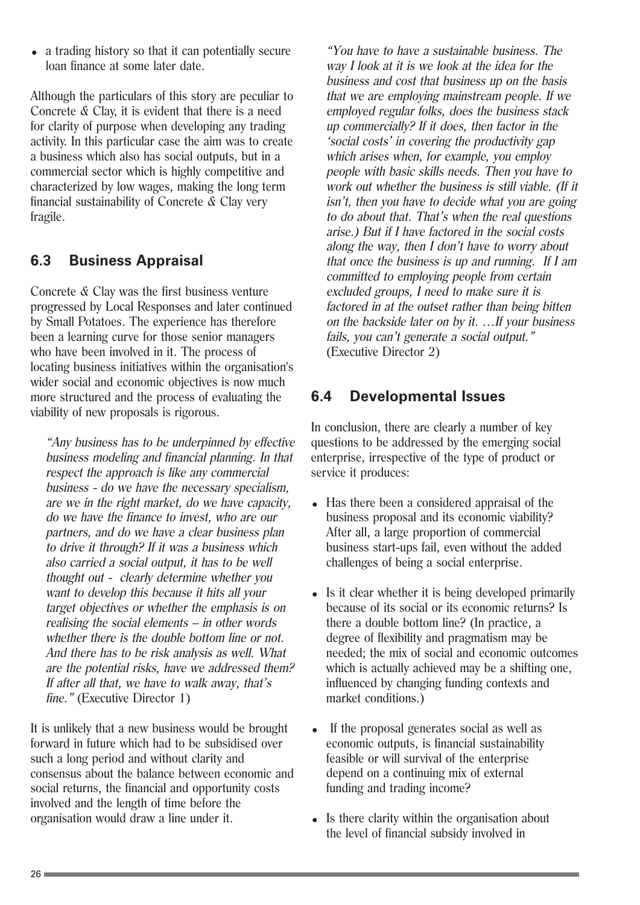- a trading history so that it can potentially secure loan finance at some later date.

Although the particulars of this story are peculiar to Concrete & Clay, it is evident that there is a need for clarity of purpose when developing any trading activity. In this particular case the aim was to create a business which also has social outputs, but in a commercial sector which is highly competitive and characterized by low wages, making the long term financial sustainability of Concrete & Clay very fragile.

## 6.3 Business Appraisal

Concrete & Clay was the first business venture progressed by Local Responses and later continued by Small Potatoes. The experience has therefore been a learning curve for those senior managers who have been involved in it. The process of locating business initiatives within the organisation's wider social and economic objectives is now much more structured and the process of evaluating the viability of new proposals is rigorous.

> *"Any business has to be underpinned by effective business modeling and financial planning. In that respect the approach is like any commercial business - do we have the necessary specialism, are we in the right market, do we have capacity, do we have the finance to invest, who are our partners, and do we have a clear business plan to drive it through? If it was a business which also carried a social output, it has to be well thought out - clearly determine whether you want to develop this because it hits all your target objectives or whether the emphasis is on realising the social elements – in other words whether there is the double bottom line or not. And there has to be risk analysis as well. What are the potential risks, have we addressed them? If after all that, we have to walk away, that's fine."* (Executive Director 1)

It is unlikely that a new business would be brought forward in future which had to be subsidised over such a long period and without clarity and consensus about the balance between economic and social returns, the financial and opportunity costs involved and the length of time before the organisation would draw a line under it.

> *"You have to have a sustainable business. The way I look at it is we look at the idea for the business and cost that business up on the basis that we are employing mainstream people. If we employed regular folks, does the business stack up commercially? If it does, then factor in the 'social costs' in covering the productivity gap which arises when, for example, you employ people with basic skills needs. Then you have to work out whether the business is still viable. (If it isn't, then you have to decide what you are going to do about that. That's when the real questions arise.) But if I have factored in the social costs along the way, then I don't have to worry about that once the business is up and running. If I am committed to employing people from certain excluded groups, I need to make sure it is factored in at the outset rather than being bitten on the backside later on by it. …If your business fails, you can't generate a social output."* (Executive Director 2)

## 6.4 Developmental Issues

In conclusion, there are clearly a number of key questions to be addressed by the emerging social enterprise, irrespective of the type of product or service it produces:

- Has there been a considered appraisal of the business proposal and its economic viability? After all, a large proportion of commercial business start-ups fail, even without the added challenges of being a social enterprise.
- Is it clear whether it is being developed primarily because of its social or its economic returns? Is there a double bottom line? (In practice, a degree of flexibility and pragmatism may be needed; the mix of social and economic outcomes which is actually achieved may be a shifting one, influenced by changing funding contexts and market conditions.)
- If the proposal generates social as well as economic outputs, is financial sustainability feasible or will survival of the enterprise depend on a continuing mix of external funding and trading income?
- Is there clarity within the organisation about the level of financial subsidy involved in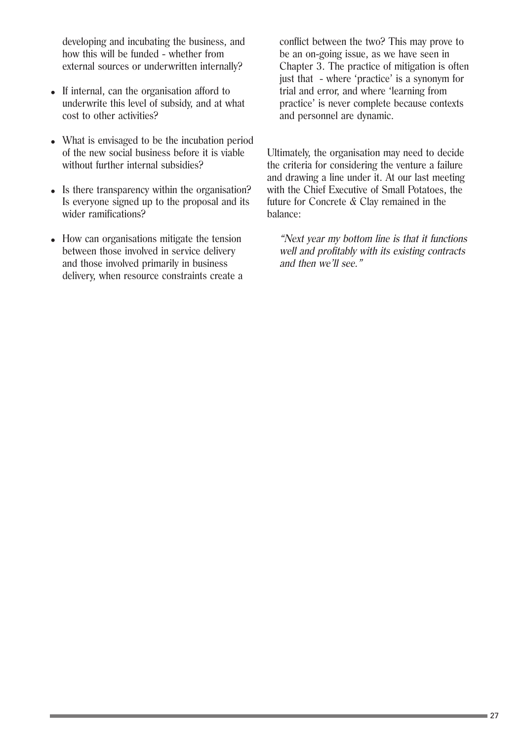developing and incubating the business, and how this will be funded - whether from external sources or underwritten internally?

- If internal, can the organisation afford to underwrite this level of subsidy, and at what cost to other activities?
- What is envisaged to be the incubation period of the new social business before it is viable without further internal subsidies?
- Is there transparency within the organisation? Is everyone signed up to the proposal and its wider ramifications?
- How can organisations mitigate the tension between those involved in service delivery and those involved primarily in business delivery, when resource constraints create a conflict between the two? This may prove to be an on-going issue, as we have seen in Chapter 3. The practice of mitigation is often just that - where 'practice' is a synonym for trial and error, and where 'learning from practice' is never complete because contexts and personnel are dynamic.

Ultimately, the organisation may need to decide the criteria for considering the venture a failure and drawing a line under it. At our last meeting with the Chief Executive of Small Potatoes, the future for Concrete & Clay remained in the balance:

> *"Next year my bottom line is that it functions well and profitably with its existing contracts and then we'll see."*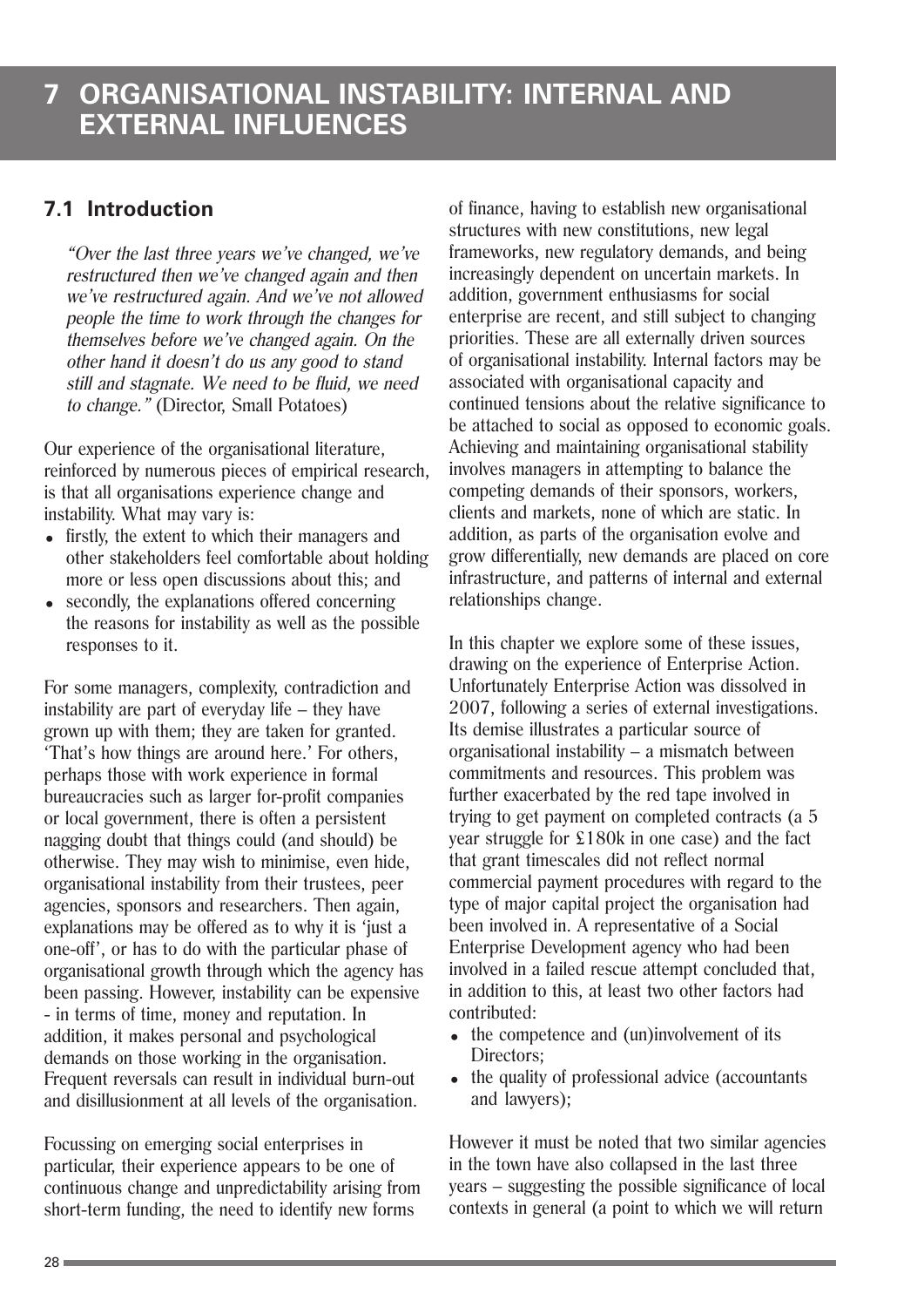# 7 ORGANISATIONAL INSTABILITY: INTERNAL AND EXTERNAL INFLUENCES

## 7.1 Introduction

*"Over the last three years we've changed, we've restructured then we've changed again and then we've restructured again. And we've not allowed people the time to work through the changes for themselves before we've changed again. On the other hand it doesn't do us any good to stand still and stagnate. We need to be fluid, we need to change."* (Director, Small Potatoes)

Our experience of the organisational literature, reinforced by numerous pieces of empirical research, is that all organisations experience change and instability. What may vary is:

- firstly, the extent to which their managers and other stakeholders feel comfortable about holding more or less open discussions about this; and
- secondly, the explanations offered concerning the reasons for instability as well as the possible responses to it.

For some managers, complexity, contradiction and instability are part of everyday life – they have grown up with them; they are taken for granted. 'That's how things are around here.' For others, perhaps those with work experience in formal bureaucracies such as larger for-profit companies or local government, there is often a persistent nagging doubt that things could (and should) be otherwise. They may wish to minimise, even hide, organisational instability from their trustees, peer agencies, sponsors and researchers. Then again, explanations may be offered as to why it is 'just a one-off', or has to do with the particular phase of organisational growth through which the agency has been passing. However, instability can be expensive - in terms of time, money and reputation. In addition, it makes personal and psychological demands on those working in the organisation. Frequent reversals can result in individual burn-out and disillusionment at all levels of the organisation.

Focussing on emerging social enterprises in particular, their experience appears to be one of continuous change and unpredictability arising from short-term funding, the need to identify new forms of finance, having to establish new organisational structures with new constitutions, new legal frameworks, new regulatory demands, and being increasingly dependent on uncertain markets. In addition, government enthusiasms for social enterprise are recent, and still subject to changing priorities. These are all externally driven sources of organisational instability. Internal factors may be associated with organisational capacity and continued tensions about the relative significance to be attached to social as opposed to economic goals. Achieving and maintaining organisational stability involves managers in attempting to balance the competing demands of their sponsors, workers, clients and markets, none of which are static. In addition, as parts of the organisation evolve and grow differentially, new demands are placed on core infrastructure, and patterns of internal and external relationships change.

In this chapter we explore some of these issues, drawing on the experience of Enterprise Action. Unfortunately Enterprise Action was dissolved in 2007, following a series of external investigations. Its demise illustrates a particular source of organisational instability – a mismatch between commitments and resources. This problem was further exacerbated by the red tape involved in trying to get payment on completed contracts (a 5 year struggle for £180k in one case) and the fact that grant timescales did not reflect normal commercial payment procedures with regard to the type of major capital project the organisation had been involved in. A representative of a Social Enterprise Development agency who had been involved in a failed rescue attempt concluded that, in addition to this, at least two other factors had contributed:

- the competence and (un)involvement of its Directors;
- the quality of professional advice (accountants and lawyers);

However it must be noted that two similar agencies in the town have also collapsed in the last three years – suggesting the possible significance of local contexts in general (a point to which we will return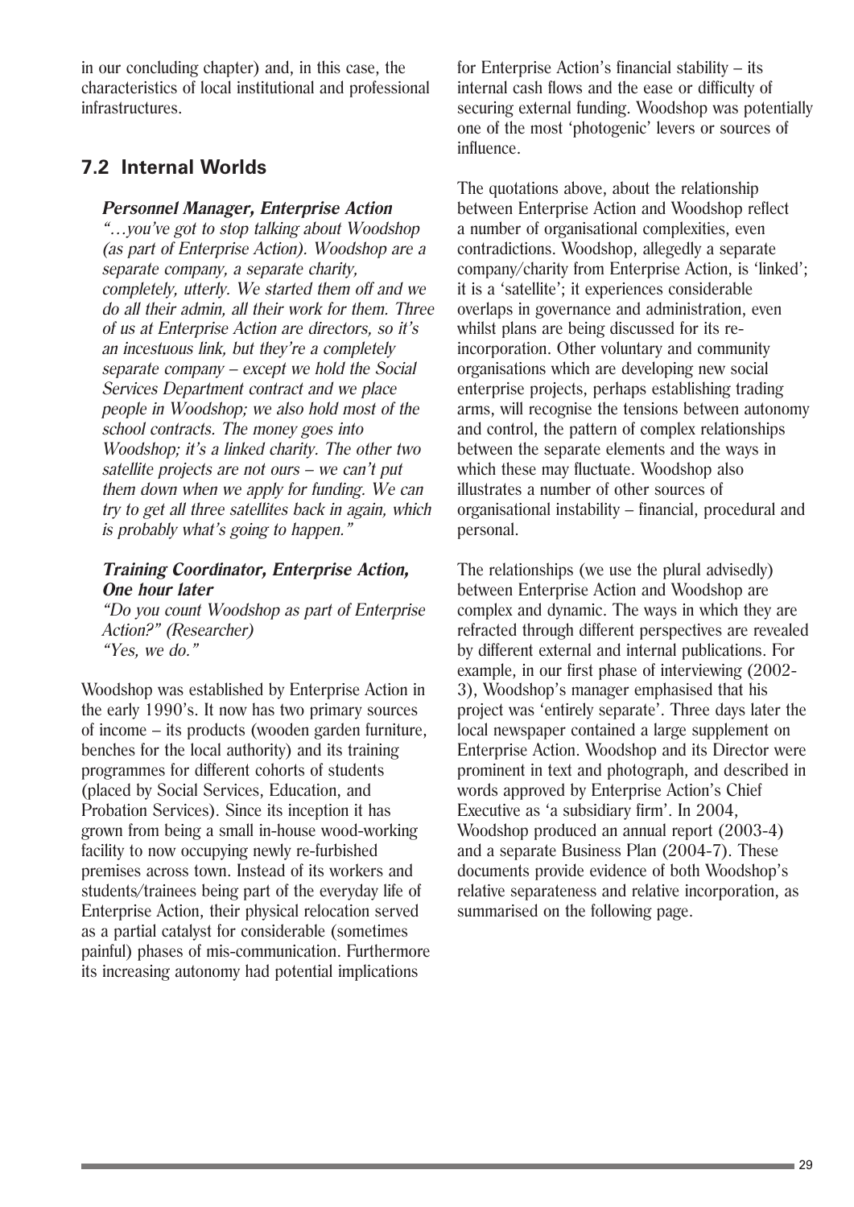in our concluding chapter) and, in this case, the characteristics of local institutional and professional infrastructures.

## 7.2 Internal Worlds

***Personnel Manager, Enterprise Action***

*"…you've got to stop talking about Woodshop (as part of Enterprise Action). Woodshop are a separate company, a separate charity, completely, utterly. We started them off and we do all their admin, all their work for them. Three of us at Enterprise Action are directors, so it's an incestuous link, but they're a completely separate company – except we hold the Social Services Department contract and we place people in Woodshop; we also hold most of the school contracts. The money goes into Woodshop; it's a linked charity. The other two satellite projects are not ours – we can't put them down when we apply for funding. We can try to get all three satellites back in again, which is probably what's going to happen."*

***Training Coordinator, Enterprise Action, One hour later***

*"Do you count Woodshop as part of Enterprise Action?" (Researcher)*
*"Yes, we do."*

Woodshop was established by Enterprise Action in the early 1990's. It now has two primary sources of income – its products (wooden garden furniture, benches for the local authority) and its training programmes for different cohorts of students (placed by Social Services, Education, and Probation Services). Since its inception it has grown from being a small in-house wood-working facility to now occupying newly re-furbished premises across town. Instead of its workers and students/trainees being part of the everyday life of Enterprise Action, their physical relocation served as a partial catalyst for considerable (sometimes painful) phases of mis-communication. Furthermore its increasing autonomy had potential implications for Enterprise Action's financial stability – its internal cash flows and the ease or difficulty of securing external funding. Woodshop was potentially one of the most 'photogenic' levers or sources of influence.

The quotations above, about the relationship between Enterprise Action and Woodshop reflect a number of organisational complexities, even contradictions. Woodshop, allegedly a separate company/charity from Enterprise Action, is 'linked'; it is a 'satellite'; it experiences considerable overlaps in governance and administration, even whilst plans are being discussed for its re-incorporation. Other voluntary and community organisations which are developing new social enterprise projects, perhaps establishing trading arms, will recognise the tensions between autonomy and control, the pattern of complex relationships between the separate elements and the ways in which these may fluctuate. Woodshop also illustrates a number of other sources of organisational instability – financial, procedural and personal.

The relationships (we use the plural advisedly) between Enterprise Action and Woodshop are complex and dynamic. The ways in which they are refracted through different perspectives are revealed by different external and internal publications. For example, in our first phase of interviewing (2002-3), Woodshop's manager emphasised that his project was 'entirely separate'. Three days later the local newspaper contained a large supplement on Enterprise Action. Woodshop and its Director were prominent in text and photograph, and described in words approved by Enterprise Action's Chief Executive as 'a subsidiary firm'. In 2004, Woodshop produced an annual report (2003-4) and a separate Business Plan (2004-7). These documents provide evidence of both Woodshop's relative separateness and relative incorporation, as summarised on the following page.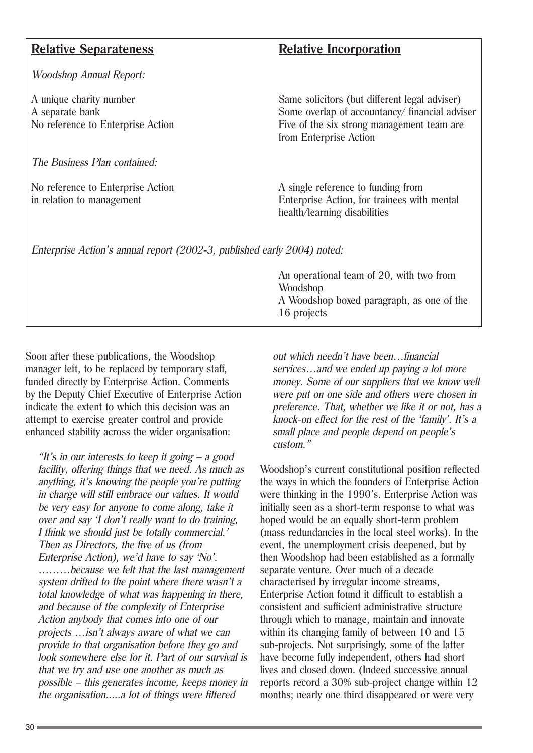| **Relative Separateness** | **Relative Incorporation** |
|---|---|
| *Woodshop Annual Report:* | |
| A unique charity number | Same solicitors (but different legal adviser) |
| A separate bank | Some overlap of accountancy/ financial adviser |
| No reference to Enterprise Action | Five of the six strong management team are from Enterprise Action |
| *The Business Plan contained:* | |
| No reference to Enterprise Action in relation to management | A single reference to funding from Enterprise Action, for trainees with mental health/learning disabilities |
| *Enterprise Action's annual report (2002-3, published early 2004) noted:* | |
| | An operational team of 20, with two from Woodshop |
| | A Woodshop boxed paragraph, as one of the 16 projects |

Soon after these publications, the Woodshop manager left, to be replaced by temporary staff, funded directly by Enterprise Action. Comments by the Deputy Chief Executive of Enterprise Action indicate the extent to which this decision was an attempt to exercise greater control and provide enhanced stability across the wider organisation:

> *"It's in our interests to keep it going – a good facility, offering things that we need. As much as anything, it's knowing the people you're putting in charge will still embrace our values. It would be very easy for anyone to come along, take it over and say 'I don't really want to do training, I think we should just be totally commercial.' Then as Directors, the five of us (from Enterprise Action), we'd have to say 'No'. .........because we felt that the last management system drifted to the point where there wasn't a total knowledge of what was happening in there, and because of the complexity of Enterprise Action anybody that comes into one of our projects …isn't always aware of what we can provide to that organisation before they go and look somewhere else for it. Part of our survival is that we try and use one another as much as possible – this generates income, keeps money in the organisation.....a lot of things were filtered out which needn't have been…financial services…and we ended up paying a lot more money. Some of our suppliers that we know well were put on one side and others were chosen in preference. That, whether we like it or not, has a knock-on effect for the rest of the 'family'. It's a small place and people depend on people's custom."*

Woodshop's current constitutional position reflected the ways in which the founders of Enterprise Action were thinking in the 1990's. Enterprise Action was initially seen as a short-term response to what was hoped would be an equally short-term problem (mass redundancies in the local steel works). In the event, the unemployment crisis deepened, but by then Woodshop had been established as a formally separate venture. Over much of a decade characterised by irregular income streams, Enterprise Action found it difficult to establish a consistent and sufficient administrative structure through which to manage, maintain and innovate within its changing family of between 10 and 15 sub-projects. Not surprisingly, some of the latter have become fully independent, others had short lives and closed down. (Indeed successive annual reports record a 30% sub-project change within 12 months; nearly one third disappeared or were very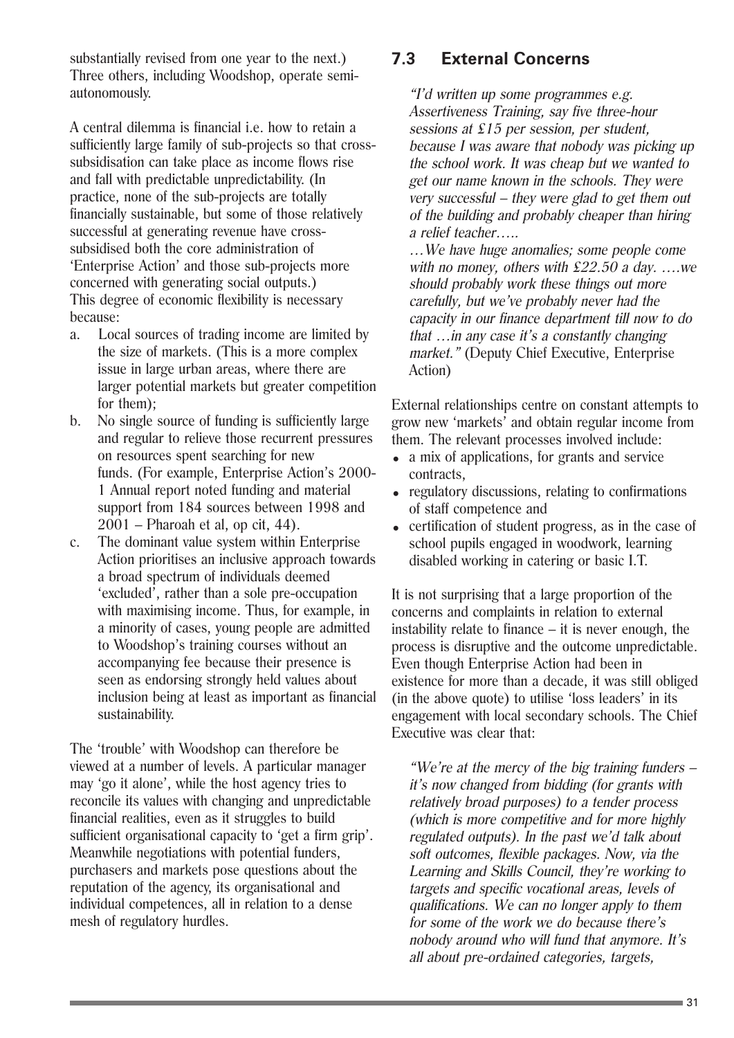substantially revised from one year to the next.) Three others, including Woodshop, operate semi-autonomously.

A central dilemma is financial i.e. how to retain a sufficiently large family of sub-projects so that cross-subsidisation can take place as income flows rise and fall with predictable unpredictability. (In practice, none of the sub-projects are totally financially sustainable, but some of those relatively successful at generating revenue have cross-subsidised both the core administration of 'Enterprise Action' and those sub-projects more concerned with generating social outputs.) This degree of economic flexibility is necessary because:

a. Local sources of trading income are limited by the size of markets. (This is a more complex issue in large urban areas, where there are larger potential markets but greater competition for them);
b. No single source of funding is sufficiently large and regular to relieve those recurrent pressures on resources spent searching for new funds. (For example, Enterprise Action's 2000-1 Annual report noted funding and material support from 184 sources between 1998 and 2001 – Pharoah et al, op cit, 44).
c. The dominant value system within Enterprise Action prioritises an inclusive approach towards a broad spectrum of individuals deemed 'excluded', rather than a sole pre-occupation with maximising income. Thus, for example, in a minority of cases, young people are admitted to Woodshop's training courses without an accompanying fee because their presence is seen as endorsing strongly held values about inclusion being at least as important as financial sustainability.

The 'trouble' with Woodshop can therefore be viewed at a number of levels. A particular manager may 'go it alone', while the host agency tries to reconcile its values with changing and unpredictable financial realities, even as it struggles to build sufficient organisational capacity to 'get a firm grip'. Meanwhile negotiations with potential funders, purchasers and markets pose questions about the reputation of the agency, its organisational and individual competences, all in relation to a dense mesh of regulatory hurdles.

## 7.3 External Concerns

*"I'd written up some programmes e.g. Assertiveness Training, say five three-hour sessions at £15 per session, per student, because I was aware that nobody was picking up the school work. It was cheap but we wanted to get our name known in the schools. They were very successful – they were glad to get them out of the building and probably cheaper than hiring a relief teacher…..*

*…We have huge anomalies; some people come with no money, others with £22.50 a day. ….we should probably work these things out more carefully, but we've probably never had the capacity in our finance department till now to do that …in any case it's a constantly changing market."* (Deputy Chief Executive, Enterprise Action)

External relationships centre on constant attempts to grow new 'markets' and obtain regular income from them. The relevant processes involved include:

- a mix of applications, for grants and service contracts,
- regulatory discussions, relating to confirmations of staff competence and
- certification of student progress, as in the case of school pupils engaged in woodwork, learning disabled working in catering or basic I.T.

It is not surprising that a large proportion of the concerns and complaints in relation to external instability relate to finance – it is never enough, the process is disruptive and the outcome unpredictable. Even though Enterprise Action had been in existence for more than a decade, it was still obliged (in the above quote) to utilise 'loss leaders' in its engagement with local secondary schools. The Chief Executive was clear that:

*"We're at the mercy of the big training funders – it's now changed from bidding (for grants with relatively broad purposes) to a tender process (which is more competitive and for more highly regulated outputs). In the past we'd talk about soft outcomes, flexible packages. Now, via the Learning and Skills Council, they're working to targets and specific vocational areas, levels of qualifications. We can no longer apply to them for some of the work we do because there's nobody around who will fund that anymore. It's all about pre-ordained categories, targets,*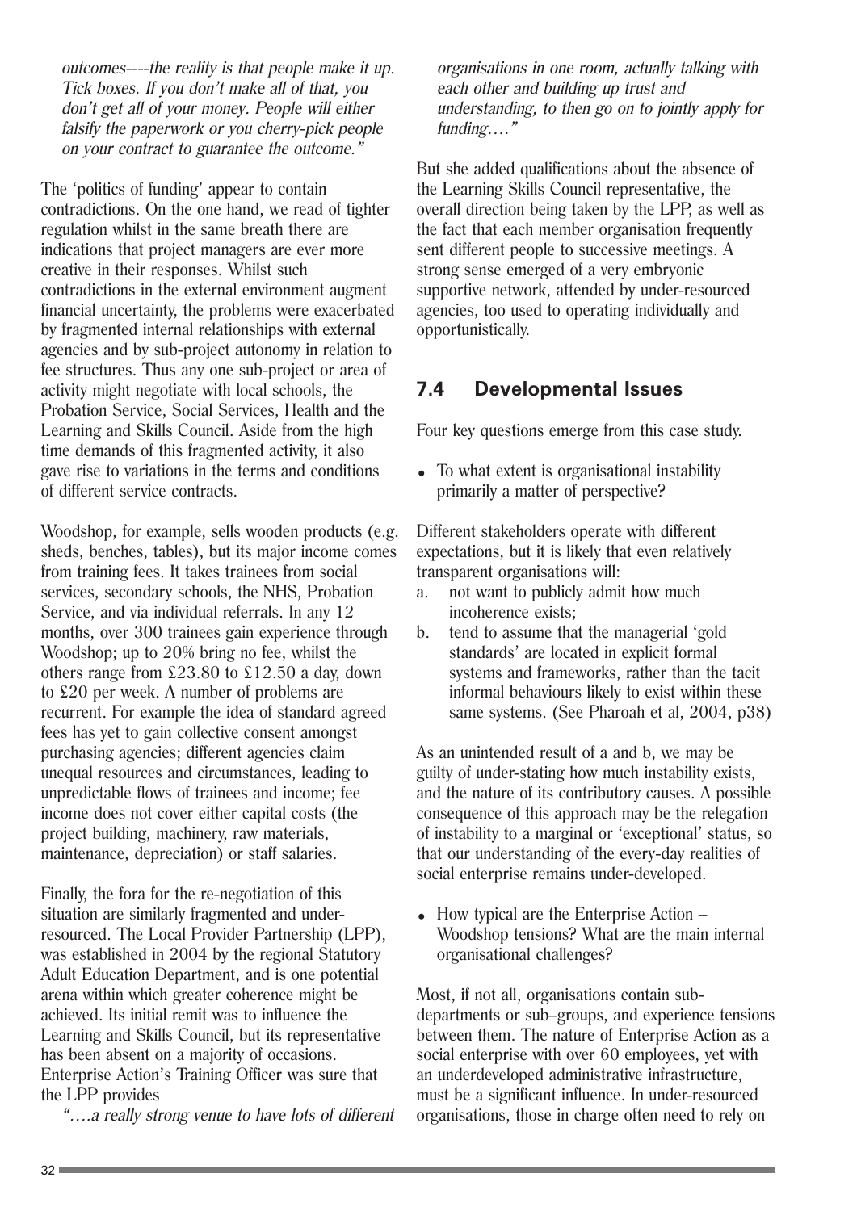*outcomes----the reality is that people make it up. Tick boxes. If you don't make all of that, you don't get all of your money. People will either falsify the paperwork or you cherry-pick people on your contract to guarantee the outcome."*

The 'politics of funding' appear to contain contradictions. On the one hand, we read of tighter regulation whilst in the same breath there are indications that project managers are ever more creative in their responses. Whilst such contradictions in the external environment augment financial uncertainty, the problems were exacerbated by fragmented internal relationships with external agencies and by sub-project autonomy in relation to fee structures. Thus any one sub-project or area of activity might negotiate with local schools, the Probation Service, Social Services, Health and the Learning and Skills Council. Aside from the high time demands of this fragmented activity, it also gave rise to variations in the terms and conditions of different service contracts.

Woodshop, for example, sells wooden products (e.g. sheds, benches, tables), but its major income comes from training fees. It takes trainees from social services, secondary schools, the NHS, Probation Service, and via individual referrals. In any 12 months, over 300 trainees gain experience through Woodshop; up to 20% bring no fee, whilst the others range from £23.80 to £12.50 a day, down to £20 per week. A number of problems are recurrent. For example the idea of standard agreed fees has yet to gain collective consent amongst purchasing agencies; different agencies claim unequal resources and circumstances, leading to unpredictable flows of trainees and income; fee income does not cover either capital costs (the project building, machinery, raw materials, maintenance, depreciation) or staff salaries.

Finally, the fora for the re-negotiation of this situation are similarly fragmented and under-resourced. The Local Provider Partnership (LPP), was established in 2004 by the regional Statutory Adult Education Department, and is one potential arena within which greater coherence might be achieved. Its initial remit was to influence the Learning and Skills Council, but its representative has been absent on a majority of occasions. Enterprise Action's Training Officer was sure that the LPP provides

*"….a really strong venue to have lots of different organisations in one room, actually talking with each other and building up trust and understanding, to then go on to jointly apply for funding…."*

But she added qualifications about the absence of the Learning Skills Council representative, the overall direction being taken by the LPP, as well as the fact that each member organisation frequently sent different people to successive meetings. A strong sense emerged of a very embryonic supportive network, attended by under-resourced agencies, too used to operating individually and opportunistically.

## 7.4 Developmental Issues

Four key questions emerge from this case study.

- To what extent is organisational instability primarily a matter of perspective?

Different stakeholders operate with different expectations, but it is likely that even relatively transparent organisations will:

a. not want to publicly admit how much incoherence exists;
b. tend to assume that the managerial 'gold standards' are located in explicit formal systems and frameworks, rather than the tacit informal behaviours likely to exist within these same systems. (See Pharoah et al, 2004, p38)

As an unintended result of a and b, we may be guilty of under-stating how much instability exists, and the nature of its contributory causes. A possible consequence of this approach may be the relegation of instability to a marginal or 'exceptional' status, so that our understanding of the every-day realities of social enterprise remains under-developed.

- How typical are the Enterprise Action – Woodshop tensions? What are the main internal organisational challenges?

Most, if not all, organisations contain sub-departments or sub–groups, and experience tensions between them. The nature of Enterprise Action as a social enterprise with over 60 employees, yet with an underdeveloped administrative infrastructure, must be a significant influence. In under-resourced organisations, those in charge often need to rely on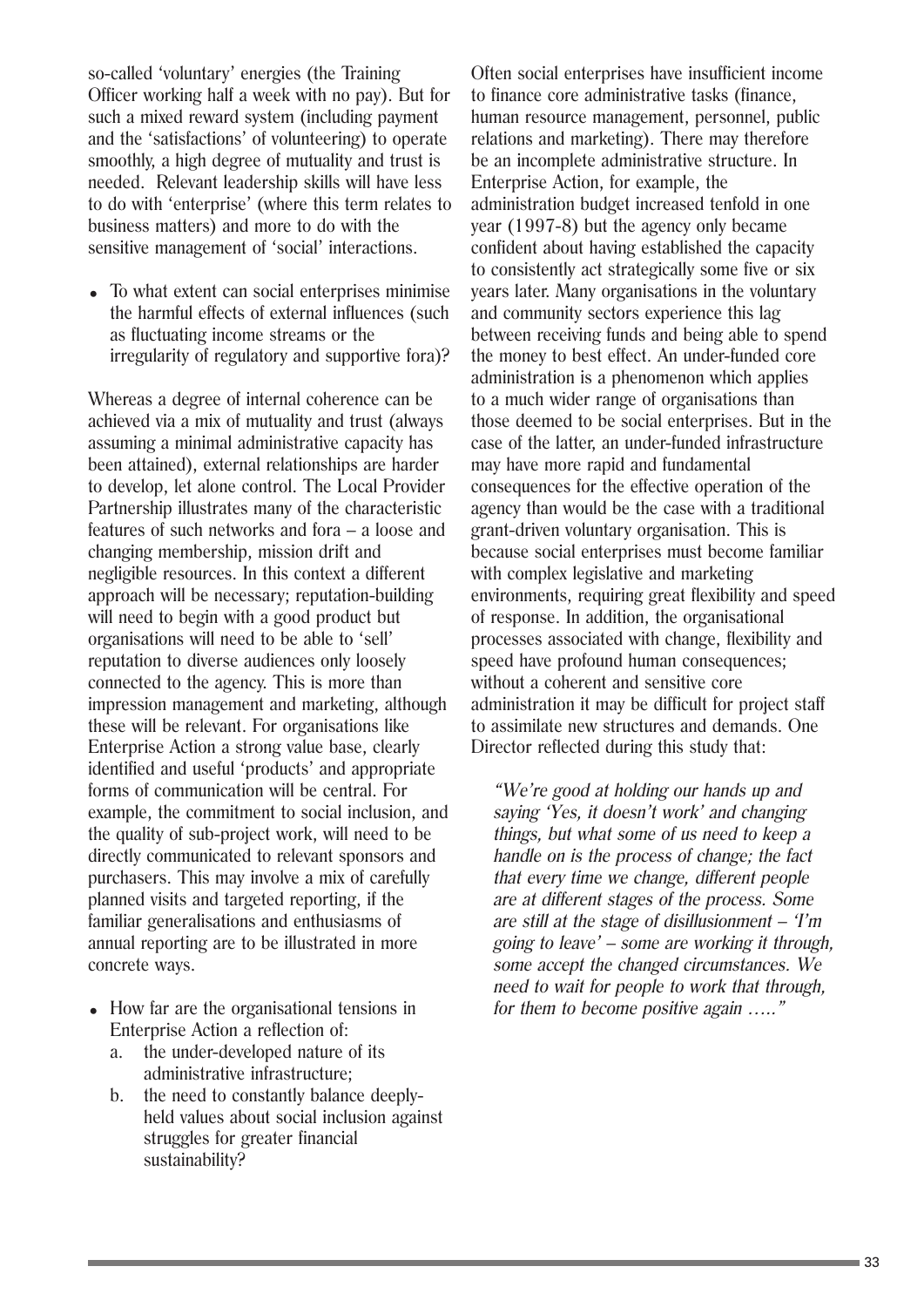so-called 'voluntary' energies (the Training Officer working half a week with no pay). But for such a mixed reward system (including payment and the 'satisfactions' of volunteering) to operate smoothly, a high degree of mutuality and trust is needed. Relevant leadership skills will have less to do with 'enterprise' (where this term relates to business matters) and more to do with the sensitive management of 'social' interactions.

- To what extent can social enterprises minimise the harmful effects of external influences (such as fluctuating income streams or the irregularity of regulatory and supportive fora)?

Whereas a degree of internal coherence can be achieved via a mix of mutuality and trust (always assuming a minimal administrative capacity has been attained), external relationships are harder to develop, let alone control. The Local Provider Partnership illustrates many of the characteristic features of such networks and fora – a loose and changing membership, mission drift and negligible resources. In this context a different approach will be necessary; reputation-building will need to begin with a good product but organisations will need to be able to 'sell' reputation to diverse audiences only loosely connected to the agency. This is more than impression management and marketing, although these will be relevant. For organisations like Enterprise Action a strong value base, clearly identified and useful 'products' and appropriate forms of communication will be central. For example, the commitment to social inclusion, and the quality of sub-project work, will need to be directly communicated to relevant sponsors and purchasers. This may involve a mix of carefully planned visits and targeted reporting, if the familiar generalisations and enthusiasms of annual reporting are to be illustrated in more concrete ways.

- How far are the organisational tensions in Enterprise Action a reflection of:
  a. the under-developed nature of its administrative infrastructure;
  b. the need to constantly balance deeply-held values about social inclusion against struggles for greater financial sustainability?

Often social enterprises have insufficient income to finance core administrative tasks (finance, human resource management, personnel, public relations and marketing). There may therefore be an incomplete administrative structure. In Enterprise Action, for example, the administration budget increased tenfold in one year (1997-8) but the agency only became confident about having established the capacity to consistently act strategically some five or six years later. Many organisations in the voluntary and community sectors experience this lag between receiving funds and being able to spend the money to best effect. An under-funded core administration is a phenomenon which applies to a much wider range of organisations than those deemed to be social enterprises. But in the case of the latter, an under-funded infrastructure may have more rapid and fundamental consequences for the effective operation of the agency than would be the case with a traditional grant-driven voluntary organisation. This is because social enterprises must become familiar with complex legislative and marketing environments, requiring great flexibility and speed of response. In addition, the organisational processes associated with change, flexibility and speed have profound human consequences; without a coherent and sensitive core administration it may be difficult for project staff to assimilate new structures and demands. One Director reflected during this study that:

> *"We're good at holding our hands up and saying 'Yes, it doesn't work' and changing things, but what some of us need to keep a handle on is the process of change; the fact that every time we change, different people are at different stages of the process. Some are still at the stage of disillusionment – 'I'm going to leave' – some are working it through, some accept the changed circumstances. We need to wait for people to work that through, for them to become positive again ….."*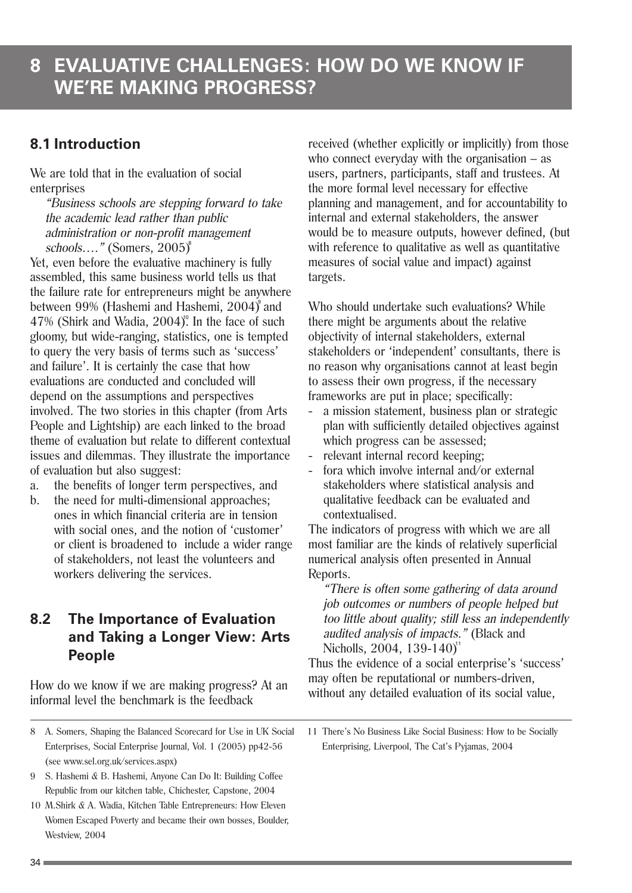# 8 EVALUATIVE CHALLENGES: HOW DO WE KNOW IF WE'RE MAKING PROGRESS?

## 8.1 Introduction

We are told that in the evaluation of social enterprises

> *"Business schools are stepping forward to take the academic lead rather than public administration or non-profit management schools…."* (Somers, 2005)[8]

Yet, even before the evaluative machinery is fully assembled, this same business world tells us that the failure rate for entrepreneurs might be anywhere between 99% (Hashemi and Hashemi, 2004)[9] and 47% (Shirk and Wadia, 2004)[10]. In the face of such gloomy, but wide-ranging, statistics, one is tempted to query the very basis of terms such as 'success' and failure'. It is certainly the case that how evaluations are conducted and concluded will depend on the assumptions and perspectives involved. The two stories in this chapter (from Arts People and Lightship) are each linked to the broad theme of evaluation but relate to different contextual issues and dilemmas. They illustrate the importance of evaluation but also suggest:

a. the benefits of longer term perspectives, and
b. the need for multi-dimensional approaches; ones in which financial criteria are in tension with social ones, and the notion of 'customer' or client is broadened to include a wider range of stakeholders, not least the volunteers and workers delivering the services.

## 8.2 The Importance of Evaluation and Taking a Longer View: Arts People

How do we know if we are making progress? At an informal level the benchmark is the feedback received (whether explicitly or implicitly) from those who connect everyday with the organisation – as users, partners, participants, staff and trustees. At the more formal level necessary for effective planning and management, and for accountability to internal and external stakeholders, the answer would be to measure outputs, however defined, (but with reference to qualitative as well as quantitative measures of social value and impact) against targets.

Who should undertake such evaluations? While there might be arguments about the relative objectivity of internal stakeholders, external stakeholders or 'independent' consultants, there is no reason why organisations cannot at least begin to assess their own progress, if the necessary frameworks are put in place; specifically:

- a mission statement, business plan or strategic plan with sufficiently detailed objectives against which progress can be assessed;
- relevant internal record keeping;
- fora which involve internal and/or external stakeholders where statistical analysis and qualitative feedback can be evaluated and contextualised.

The indicators of progress with which we are all most familiar are the kinds of relatively superficial numerical analysis often presented in Annual Reports.

> *"There is often some gathering of data around job outcomes or numbers of people helped but too little about quality; still less an independently audited analysis of impacts."* (Black and Nicholls, 2004, 139-140)[11]

Thus the evidence of a social enterprise's 'success' may often be reputational or numbers-driven, without any detailed evaluation of its social value,

---

8 A. Somers, Shaping the Balanced Scorecard for Use in UK Social Enterprises, Social Enterprise Journal, Vol. 1 (2005) pp42-56 (see www.sel.org.uk/services.aspx)

9 S. Hashemi & B. Hashemi, Anyone Can Do It: Building Coffee Republic from our kitchen table, Chichester, Capstone, 2004

10 M.Shirk & A. Wadia, Kitchen Table Entrepreneurs: How Eleven Women Escaped Poverty and became their own bosses, Boulder, Westview, 2004

11 There's No Business Like Social Business: How to be Socially Enterprising, Liverpool, The Cat's Pyjamas, 2004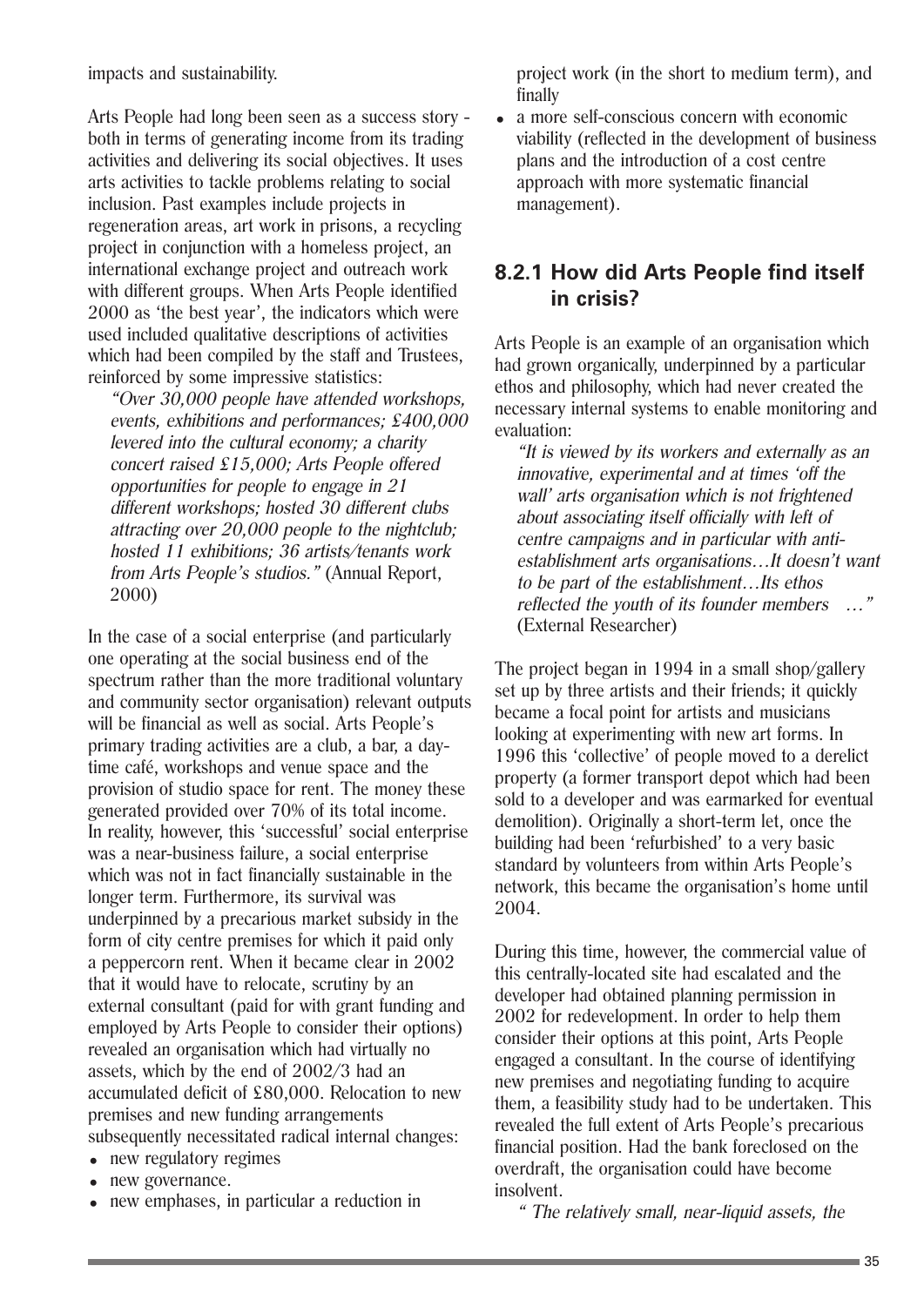impacts and sustainability.

Arts People had long been seen as a success story - both in terms of generating income from its trading activities and delivering its social objectives. It uses arts activities to tackle problems relating to social inclusion. Past examples include projects in regeneration areas, art work in prisons, a recycling project in conjunction with a homeless project, an international exchange project and outreach work with different groups. When Arts People identified 2000 as 'the best year', the indicators which were used included qualitative descriptions of activities which had been compiled by the staff and Trustees, reinforced by some impressive statistics:

> *"Over 30,000 people have attended workshops, events, exhibitions and performances; £400,000 levered into the cultural economy; a charity concert raised £15,000; Arts People offered opportunities for people to engage in 21 different workshops; hosted 30 different clubs attracting over 20,000 people to the nightclub; hosted 11 exhibitions; 36 artists/tenants work from Arts People's studios."* (Annual Report, 2000)

In the case of a social enterprise (and particularly one operating at the social business end of the spectrum rather than the more traditional voluntary and community sector organisation) relevant outputs will be financial as well as social. Arts People's primary trading activities are a club, a bar, a day-time café, workshops and venue space and the provision of studio space for rent. The money these generated provided over 70% of its total income. In reality, however, this 'successful' social enterprise was a near-business failure, a social enterprise which was not in fact financially sustainable in the longer term. Furthermore, its survival was underpinned by a precarious market subsidy in the form of city centre premises for which it paid only a peppercorn rent. When it became clear in 2002 that it would have to relocate, scrutiny by an external consultant (paid for with grant funding and employed by Arts People to consider their options) revealed an organisation which had virtually no assets, which by the end of 2002/3 had an accumulated deficit of £80,000. Relocation to new premises and new funding arrangements subsequently necessitated radical internal changes:

- new regulatory regimes
- new governance.
- new emphases, in particular a reduction in project work (in the short to medium term), and finally
- a more self-conscious concern with economic viability (reflected in the development of business plans and the introduction of a cost centre approach with more systematic financial management).

### 8.2.1 How did Arts People find itself in crisis?

Arts People is an example of an organisation which had grown organically, underpinned by a particular ethos and philosophy, which had never created the necessary internal systems to enable monitoring and evaluation:

> *"It is viewed by its workers and externally as an innovative, experimental and at times 'off the wall' arts organisation which is not frightened about associating itself officially with left of centre campaigns and in particular with anti-establishment arts organisations…It doesn't want to be part of the establishment…Its ethos reflected the youth of its founder members …"* (External Researcher)

The project began in 1994 in a small shop/gallery set up by three artists and their friends; it quickly became a focal point for artists and musicians looking at experimenting with new art forms. In 1996 this 'collective' of people moved to a derelict property (a former transport depot which had been sold to a developer and was earmarked for eventual demolition). Originally a short-term let, once the building had been 'refurbished' to a very basic standard by volunteers from within Arts People's network, this became the organisation's home until 2004.

During this time, however, the commercial value of this centrally-located site had escalated and the developer had obtained planning permission in 2002 for redevelopment. In order to help them consider their options at this point, Arts People engaged a consultant. In the course of identifying new premises and negotiating funding to acquire them, a feasibility study had to be undertaken. This revealed the full extent of Arts People's precarious financial position. Had the bank foreclosed on the overdraft, the organisation could have become insolvent.

> *" The relatively small, near-liquid assets, the*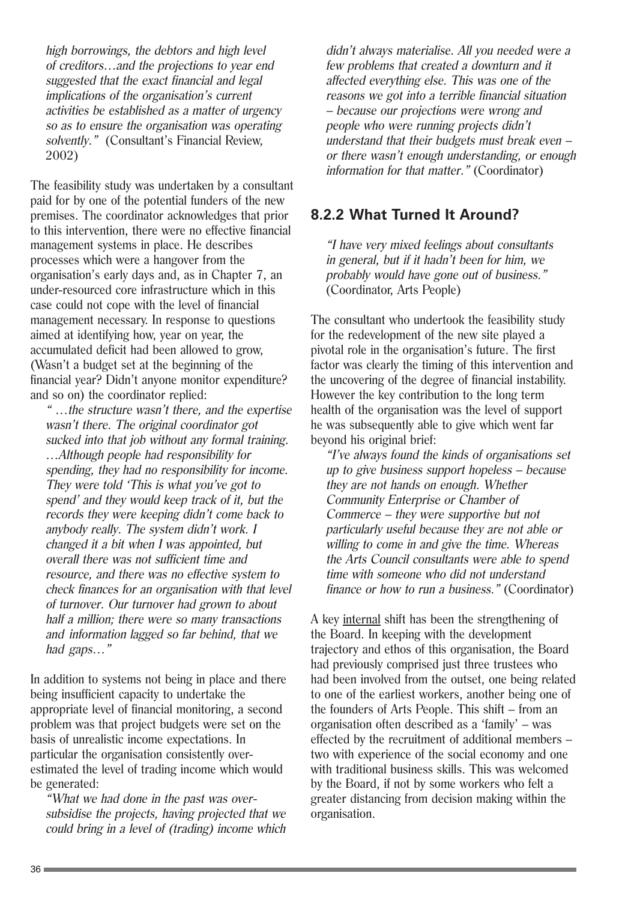*high borrowings, the debtors and high level of creditors…and the projections to year end suggested that the exact financial and legal implications of the organisation's current activities be established as a matter of urgency so as to ensure the organisation was operating solvently."* (Consultant's Financial Review, 2002)

The feasibility study was undertaken by a consultant paid for by one of the potential funders of the new premises. The coordinator acknowledges that prior to this intervention, there were no effective financial management systems in place. He describes processes which were a hangover from the organisation's early days and, as in Chapter 7, an under-resourced core infrastructure which in this case could not cope with the level of financial management necessary. In response to questions aimed at identifying how, year on year, the accumulated deficit had been allowed to grow, (Wasn't a budget set at the beginning of the financial year? Didn't anyone monitor expenditure? and so on) the coordinator replied:

> *" …the structure wasn't there, and the expertise wasn't there. The original coordinator got sucked into that job without any formal training. …Although people had responsibility for spending, they had no responsibility for income. They were told 'This is what you've got to spend' and they would keep track of it, but the records they were keeping didn't come back to anybody really. The system didn't work. I changed it a bit when I was appointed, but overall there was not sufficient time and resource, and there was no effective system to check finances for an organisation with that level of turnover. Our turnover had grown to about half a million; there were so many transactions and information lagged so far behind, that we had gaps…"*

In addition to systems not being in place and there being insufficient capacity to undertake the appropriate level of financial monitoring, a second problem was that project budgets were set on the basis of unrealistic income expectations. In particular the organisation consistently over-estimated the level of trading income which would be generated:

> *"What we had done in the past was over-subsidise the projects, having projected that we could bring in a level of (trading) income which didn't always materialise. All you needed were a few problems that created a downturn and it affected everything else. This was one of the reasons we got into a terrible financial situation – because our projections were wrong and people who were running projects didn't understand that their budgets must break even – or there wasn't enough understanding, or enough information for that matter."* (Coordinator)

### 8.2.2 What Turned It Around?

> *"I have very mixed feelings about consultants in general, but if it hadn't been for him, we probably would have gone out of business."* (Coordinator, Arts People)

The consultant who undertook the feasibility study for the redevelopment of the new site played a pivotal role in the organisation's future. The first factor was clearly the timing of this intervention and the uncovering of the degree of financial instability. However the key contribution to the long term health of the organisation was the level of support he was subsequently able to give which went far beyond his original brief:

> *"I've always found the kinds of organisations set up to give business support hopeless – because they are not hands on enough. Whether Community Enterprise or Chamber of Commerce – they were supportive but not particularly useful because they are not able or willing to come in and give the time. Whereas the Arts Council consultants were able to spend time with someone who did not understand finance or how to run a business."* (Coordinator)

A key internal shift has been the strengthening of the Board. In keeping with the development trajectory and ethos of this organisation, the Board had previously comprised just three trustees who had been involved from the outset, one being related to one of the earliest workers, another being one of the founders of Arts People. This shift – from an organisation often described as a 'family' – was effected by the recruitment of additional members – two with experience of the social economy and one with traditional business skills. This was welcomed by the Board, if not by some workers who felt a greater distancing from decision making within the organisation.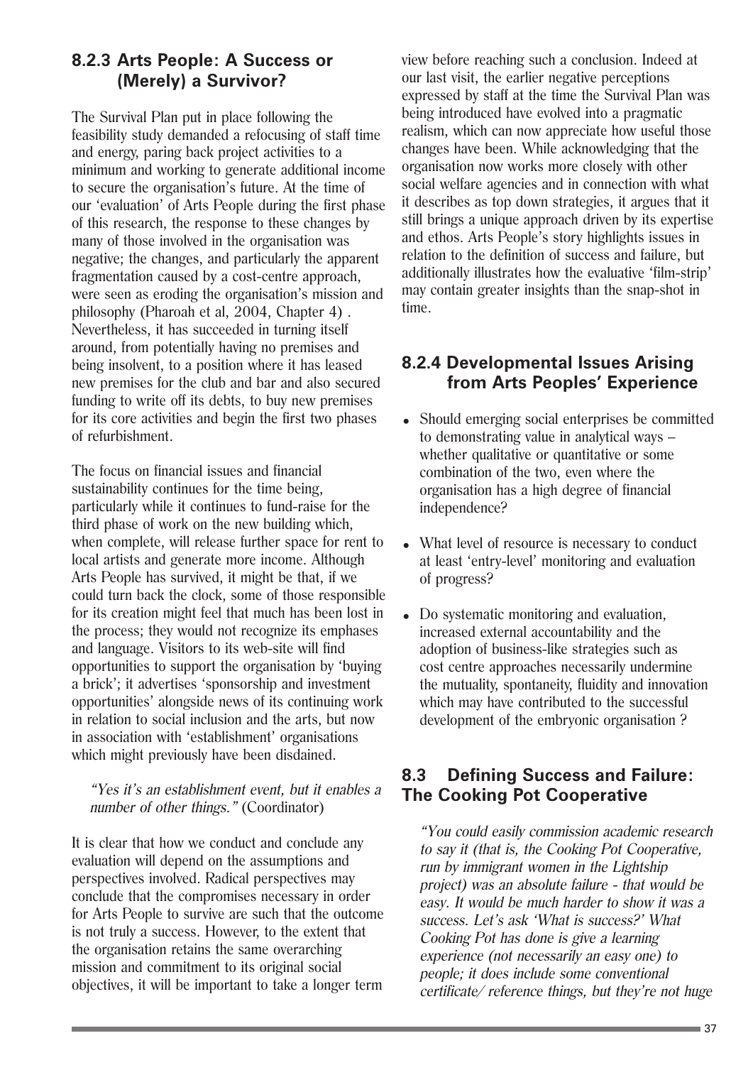### 8.2.3 Arts People: A Success or (Merely) a Survivor?

The Survival Plan put in place following the feasibility study demanded a refocusing of staff time and energy, paring back project activities to a minimum and working to generate additional income to secure the organisation's future. At the time of our 'evaluation' of Arts People during the first phase of this research, the response to these changes by many of those involved in the organisation was negative; the changes, and particularly the apparent fragmentation caused by a cost-centre approach, were seen as eroding the organisation's mission and philosophy (Pharoah et al, 2004, Chapter 4) . Nevertheless, it has succeeded in turning itself around, from potentially having no premises and being insolvent, to a position where it has leased new premises for the club and bar and also secured funding to write off its debts, to buy new premises for its core activities and begin the first two phases of refurbishment.

The focus on financial issues and financial sustainability continues for the time being, particularly while it continues to fund-raise for the third phase of work on the new building which, when complete, will release further space for rent to local artists and generate more income. Although Arts People has survived, it might be that, if we could turn back the clock, some of those responsible for its creation might feel that much has been lost in the process; they would not recognize its emphases and language. Visitors to its web-site will find opportunities to support the organisation by 'buying a brick'; it advertises 'sponsorship and investment opportunities' alongside news of its continuing work in relation to social inclusion and the arts, but now in association with 'establishment' organisations which might previously have been disdained.

> *"Yes it's an establishment event, but it enables a number of other things."* (Coordinator)

It is clear that how we conduct and conclude any evaluation will depend on the assumptions and perspectives involved. Radical perspectives may conclude that the compromises necessary in order for Arts People to survive are such that the outcome is not truly a success. However, to the extent that the organisation retains the same overarching mission and commitment to its original social objectives, it will be important to take a longer term view before reaching such a conclusion. Indeed at our last visit, the earlier negative perceptions expressed by staff at the time the Survival Plan was being introduced have evolved into a pragmatic realism, which can now appreciate how useful those changes have been. While acknowledging that the organisation now works more closely with other social welfare agencies and in connection with what it describes as top down strategies, it argues that it still brings a unique approach driven by its expertise and ethos. Arts People's story highlights issues in relation to the definition of success and failure, but additionally illustrates how the evaluative 'film-strip' may contain greater insights than the snap-shot in time.

### 8.2.4 Developmental Issues Arising from Arts Peoples' Experience

- Should emerging social enterprises be committed to demonstrating value in analytical ways – whether qualitative or quantitative or some combination of the two, even where the organisation has a high degree of financial independence?
- What level of resource is necessary to conduct at least 'entry-level' monitoring and evaluation of progress?
- Do systematic monitoring and evaluation, increased external accountability and the adoption of business-like strategies such as cost centre approaches necessarily undermine the mutuality, spontaneity, fluidity and innovation which may have contributed to the successful development of the embryonic organisation ?

## 8.3 Defining Success and Failure: The Cooking Pot Cooperative

> *"You could easily commission academic research to say it (that is, the Cooking Pot Cooperative, run by immigrant women in the Lightship project) was an absolute failure - that would be easy. It would be much harder to show it was a success. Let's ask 'What is success?' What Cooking Pot has done is give a learning experience (not necessarily an easy one) to people; it does include some conventional certificate/ reference things, but they're not huge*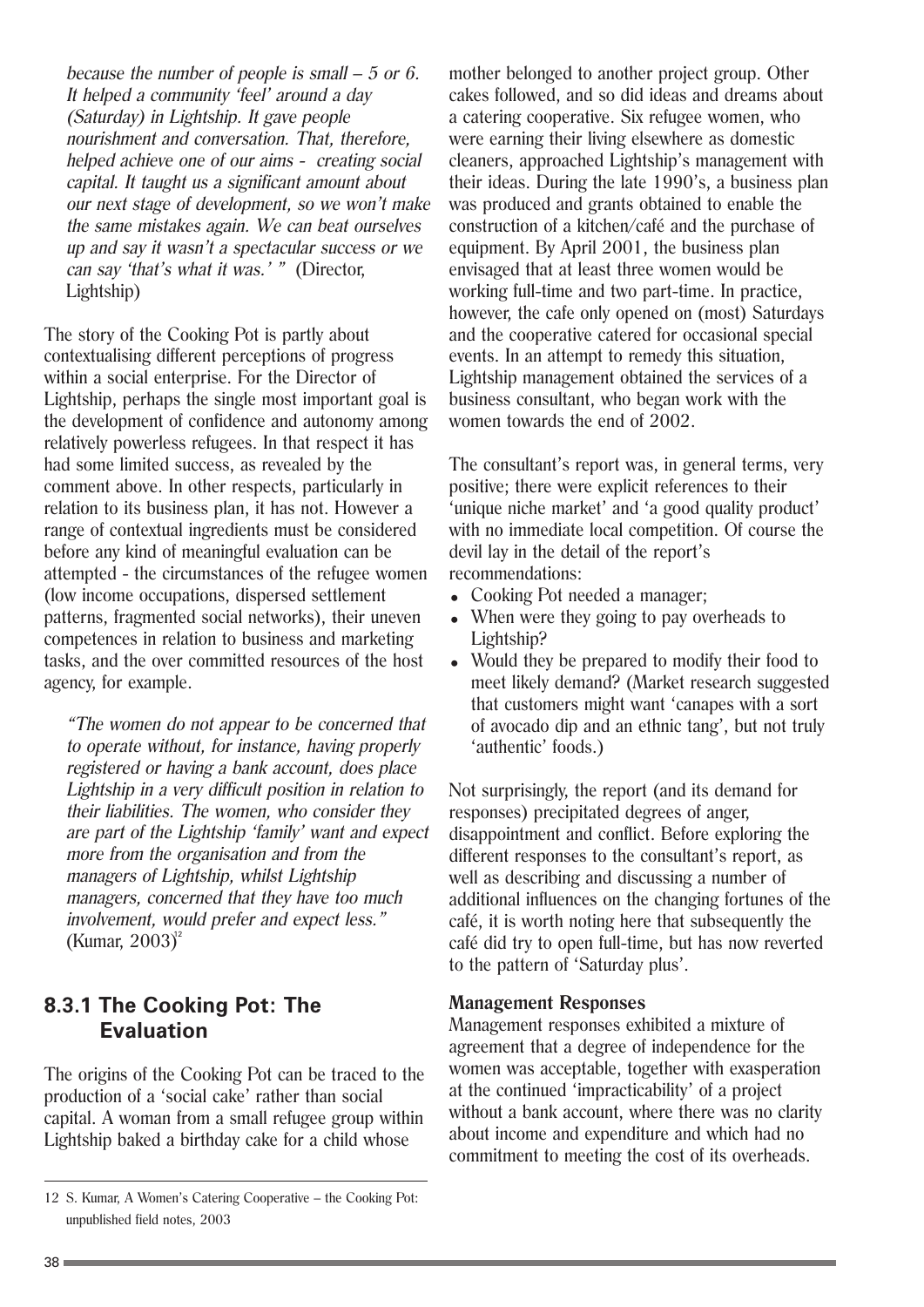*because the number of people is small – 5 or 6. It helped a community 'feel' around a day (Saturday) in Lightship. It gave people nourishment and conversation. That, therefore, helped achieve one of our aims - creating social capital. It taught us a significant amount about our next stage of development, so we won't make the same mistakes again. We can beat ourselves up and say it wasn't a spectacular success or we can say 'that's what it was.' "* (Director, Lightship)

The story of the Cooking Pot is partly about contextualising different perceptions of progress within a social enterprise. For the Director of Lightship, perhaps the single most important goal is the development of confidence and autonomy among relatively powerless refugees. In that respect it has had some limited success, as revealed by the comment above. In other respects, particularly in relation to its business plan, it has not. However a range of contextual ingredients must be considered before any kind of meaningful evaluation can be attempted - the circumstances of the refugee women (low income occupations, dispersed settlement patterns, fragmented social networks), their uneven competences in relation to business and marketing tasks, and the over committed resources of the host agency, for example.

*"The women do not appear to be concerned that to operate without, for instance, having properly registered or having a bank account, does place Lightship in a very difficult position in relation to their liabilities. The women, who consider they are part of the Lightship 'family' want and expect more from the organisation and from the managers of Lightship, whilst Lightship managers, concerned that they have too much involvement, would prefer and expect less."* (Kumar, 2003)[12]

## 8.3.1 The Cooking Pot: The Evaluation

The origins of the Cooking Pot can be traced to the production of a 'social cake' rather than social capital. A woman from a small refugee group within Lightship baked a birthday cake for a child whose mother belonged to another project group. Other cakes followed, and so did ideas and dreams about a catering cooperative. Six refugee women, who were earning their living elsewhere as domestic cleaners, approached Lightship's management with their ideas. During the late 1990's, a business plan was produced and grants obtained to enable the construction of a kitchen/café and the purchase of equipment. By April 2001, the business plan envisaged that at least three women would be working full-time and two part-time. In practice, however, the cafe only opened on (most) Saturdays and the cooperative catered for occasional special events. In an attempt to remedy this situation, Lightship management obtained the services of a business consultant, who began work with the women towards the end of 2002.

The consultant's report was, in general terms, very positive; there were explicit references to their 'unique niche market' and 'a good quality product' with no immediate local competition. Of course the devil lay in the detail of the report's recommendations:

- Cooking Pot needed a manager;
- When were they going to pay overheads to Lightship?
- Would they be prepared to modify their food to meet likely demand? (Market research suggested that customers might want 'canapes with a sort of avocado dip and an ethnic tang', but not truly 'authentic' foods.)

Not surprisingly, the report (and its demand for responses) precipitated degrees of anger, disappointment and conflict. Before exploring the different responses to the consultant's report, as well as describing and discussing a number of additional influences on the changing fortunes of the café, it is worth noting here that subsequently the café did try to open full-time, but has now reverted to the pattern of 'Saturday plus'.

**Management Responses**

Management responses exhibited a mixture of agreement that a degree of independence for the women was acceptable, together with exasperation at the continued 'impracticability' of a project without a bank account, where there was no clarity about income and expenditure and which had no commitment to meeting the cost of its overheads.

12 S. Kumar, A Women's Catering Cooperative – the Cooking Pot: unpublished field notes, 2003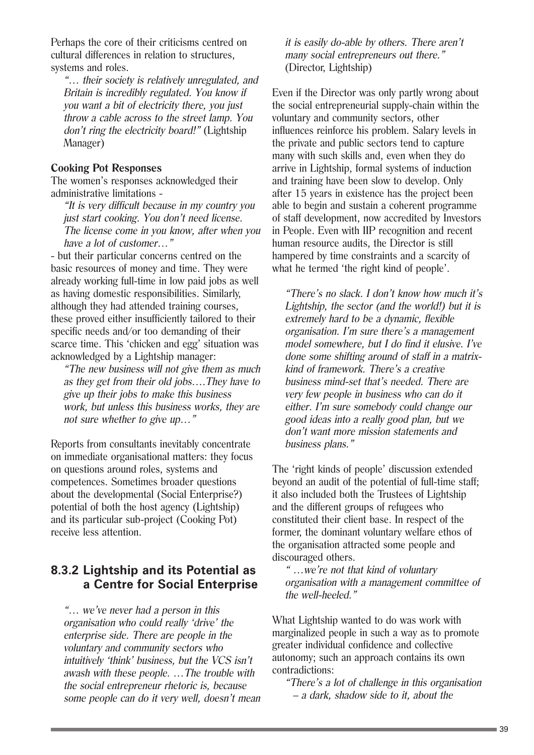Perhaps the core of their criticisms centred on cultural differences in relation to structures, systems and roles.

> *"… their society is relatively unregulated, and Britain is incredibly regulated. You know if you want a bit of electricity there, you just throw a cable across to the street lamp. You don't ring the electricity board!"* (Lightship Manager)

**Cooking Pot Responses**

The women's responses acknowledged their administrative limitations -

> *"It is very difficult because in my country you just start cooking. You don't need license. The license come in you know, after when you have a lot of customer…"*

- but their particular concerns centred on the basic resources of money and time. They were already working full-time in low paid jobs as well as having domestic responsibilities. Similarly, although they had attended training courses, these proved either insufficiently tailored to their specific needs and/or too demanding of their scarce time. This 'chicken and egg' situation was acknowledged by a Lightship manager:

> *"The new business will not give them as much as they get from their old jobs….They have to give up their jobs to make this business work, but unless this business works, they are not sure whether to give up…"*

Reports from consultants inevitably concentrate on immediate organisational matters: they focus on questions around roles, systems and competences. Sometimes broader questions about the developmental (Social Enterprise?) potential of both the host agency (Lightship) and its particular sub-project (Cooking Pot) receive less attention.

## 8.3.2 Lightship and its Potential as a Centre for Social Enterprise

> *"… we've never had a person in this organisation who could really 'drive' the enterprise side. There are people in the voluntary and community sectors who intuitively 'think' business, but the VCS isn't awash with these people. …The trouble with the social entrepreneur rhetoric is, because some people can do it very well, doesn't mean it is easily do-able by others. There aren't many social entrepreneurs out there."* (Director, Lightship)

Even if the Director was only partly wrong about the social entrepreneurial supply-chain within the voluntary and community sectors, other influences reinforce his problem. Salary levels in the private and public sectors tend to capture many with such skills and, even when they do arrive in Lightship, formal systems of induction and training have been slow to develop. Only after 15 years in existence has the project been able to begin and sustain a coherent programme of staff development, now accredited by Investors in People. Even with IIP recognition and recent human resource audits, the Director is still hampered by time constraints and a scarcity of what he termed 'the right kind of people'.

> *"There's no slack. I don't know how much it's Lightship, the sector (and the world!) but it is extremely hard to be a dynamic, flexible organisation. I'm sure there's a management model somewhere, but I do find it elusive. I've done some shifting around of staff in a matrix-kind of framework. There's a creative business mind-set that's needed. There are very few people in business who can do it either. I'm sure somebody could change our good ideas into a really good plan, but we don't want more mission statements and business plans."*

The 'right kinds of people' discussion extended beyond an audit of the potential of full-time staff; it also included both the Trustees of Lightship and the different groups of refugees who constituted their client base. In respect of the former, the dominant voluntary welfare ethos of the organisation attracted some people and discouraged others.

> *" …we're not that kind of voluntary organisation with a management committee of the well-heeled."*

What Lightship wanted to do was work with marginalized people in such a way as to promote greater individual confidence and collective autonomy; such an approach contains its own contradictions:

> *"There's a lot of challenge in this organisation – a dark, shadow side to it, about the*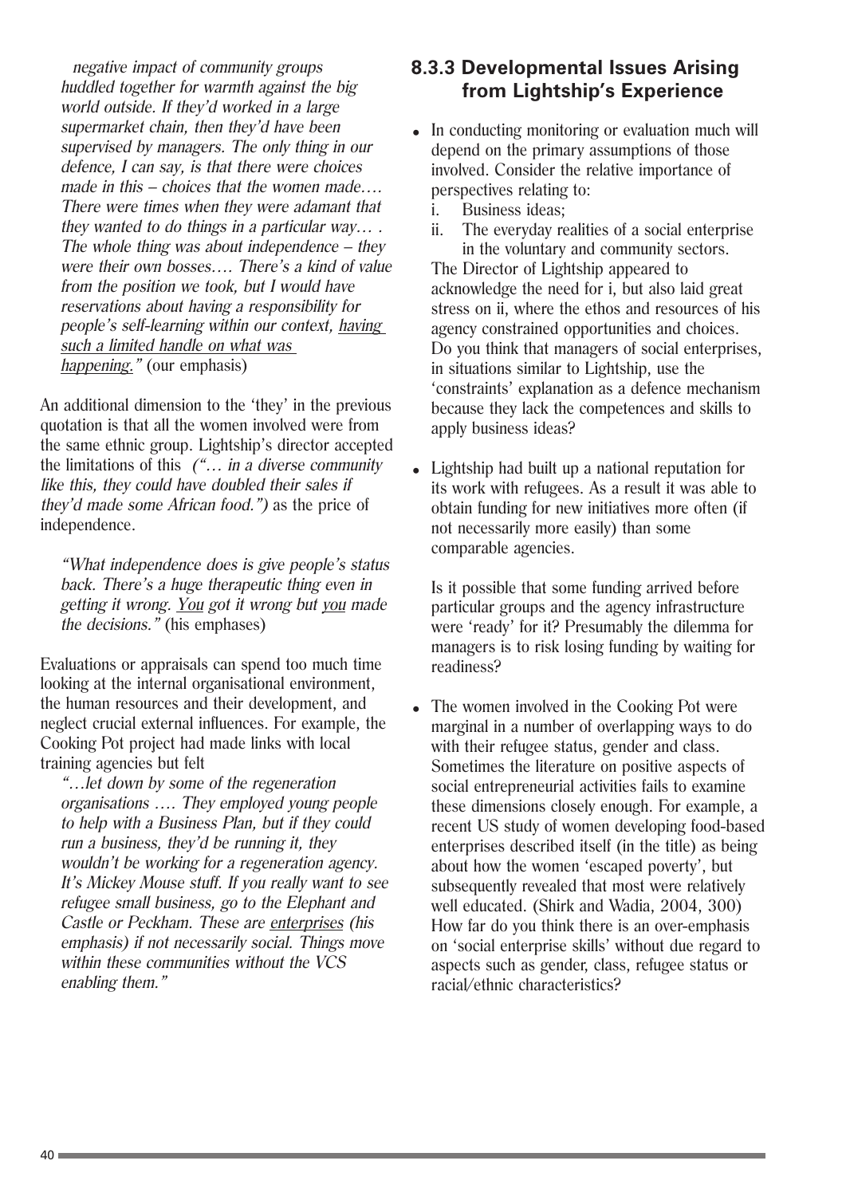*negative impact of community groups huddled together for warmth against the big world outside. If they'd worked in a large supermarket chain, then they'd have been supervised by managers. The only thing in our defence, I can say, is that there were choices made in this – choices that the women made…. There were times when they were adamant that they wanted to do things in a particular way… . The whole thing was about independence – they were their own bosses…. There's a kind of value from the position we took, but I would have reservations about having a responsibility for people's self-learning within our context, <u>having such a limited handle on what was happening.</u>"* (our emphasis)

An additional dimension to the 'they' in the previous quotation is that all the women involved were from the same ethnic group. Lightship's director accepted the limitations of this *("… in a diverse community like this, they could have doubled their sales if they'd made some African food.")* as the price of independence.

> *"What independence does is give people's status back. There's a huge therapeutic thing even in getting it wrong. <u>You</u> got it wrong but <u>you</u> made the decisions."* (his emphases)

Evaluations or appraisals can spend too much time looking at the internal organisational environment, the human resources and their development, and neglect crucial external influences. For example, the Cooking Pot project had made links with local training agencies but felt

> *"…let down by some of the regeneration organisations …. They employed young people to help with a Business Plan, but if they could run a business, they'd be running it, they wouldn't be working for a regeneration agency. It's Mickey Mouse stuff. If you really want to see refugee small business, go to the Elephant and Castle or Peckham. These are <u>enterprises</u> (his emphasis) if not necessarily social. Things move within these communities without the VCS enabling them."*

### 8.3.3 Developmental Issues Arising from Lightship's Experience

- In conducting monitoring or evaluation much will depend on the primary assumptions of those involved. Consider the relative importance of perspectives relating to:
  - i. Business ideas;
  - ii. The everyday realities of a social enterprise in the voluntary and community sectors.

  The Director of Lightship appeared to acknowledge the need for i, but also laid great stress on ii, where the ethos and resources of his agency constrained opportunities and choices. Do you think that managers of social enterprises, in situations similar to Lightship, use the 'constraints' explanation as a defence mechanism because they lack the competences and skills to apply business ideas?

- Lightship had built up a national reputation for its work with refugees. As a result it was able to obtain funding for new initiatives more often (if not necessarily more easily) than some comparable agencies.

  Is it possible that some funding arrived before particular groups and the agency infrastructure were 'ready' for it? Presumably the dilemma for managers is to risk losing funding by waiting for readiness?

- The women involved in the Cooking Pot were marginal in a number of overlapping ways to do with their refugee status, gender and class. Sometimes the literature on positive aspects of social entrepreneurial activities fails to examine these dimensions closely enough. For example, a recent US study of women developing food-based enterprises described itself (in the title) as being about how the women 'escaped poverty', but subsequently revealed that most were relatively well educated. (Shirk and Wadia, 2004, 300) How far do you think there is an over-emphasis on 'social enterprise skills' without due regard to aspects such as gender, class, refugee status or racial/ethnic characteristics?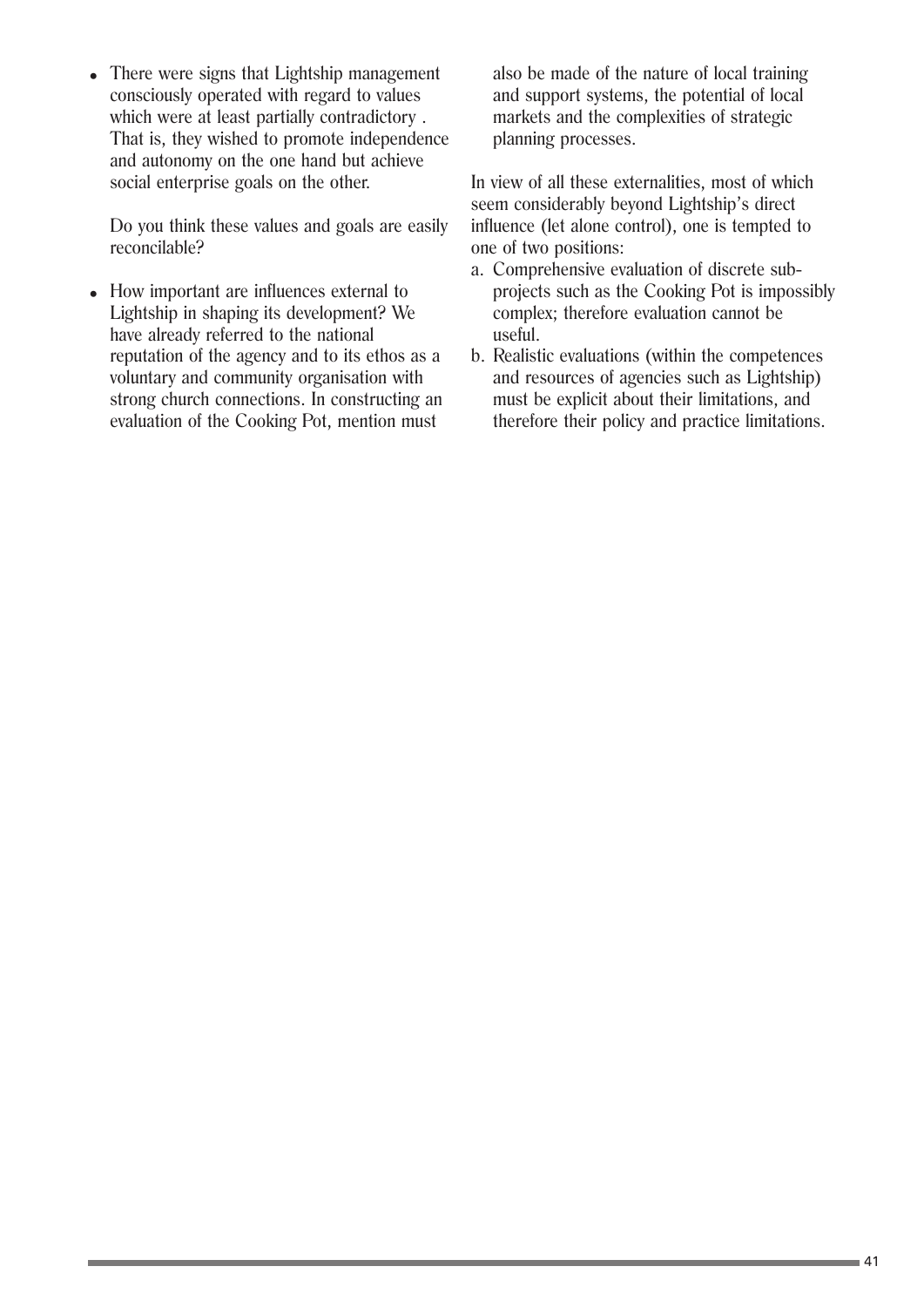- There were signs that Lightship management consciously operated with regard to values which were at least partially contradictory . That is, they wished to promote independence and autonomy on the one hand but achieve social enterprise goals on the other.

  Do you think these values and goals are easily reconcilable?

- How important are influences external to Lightship in shaping its development? We have already referred to the national reputation of the agency and to its ethos as a voluntary and community organisation with strong church connections. In constructing an evaluation of the Cooking Pot, mention must also be made of the nature of local training and support systems, the potential of local markets and the complexities of strategic planning processes.

In view of all these externalities, most of which seem considerably beyond Lightship's direct influence (let alone control), one is tempted to one of two positions:

a. Comprehensive evaluation of discrete sub-projects such as the Cooking Pot is impossibly complex; therefore evaluation cannot be useful.
b. Realistic evaluations (within the competences and resources of agencies such as Lightship) must be explicit about their limitations, and therefore their policy and practice limitations.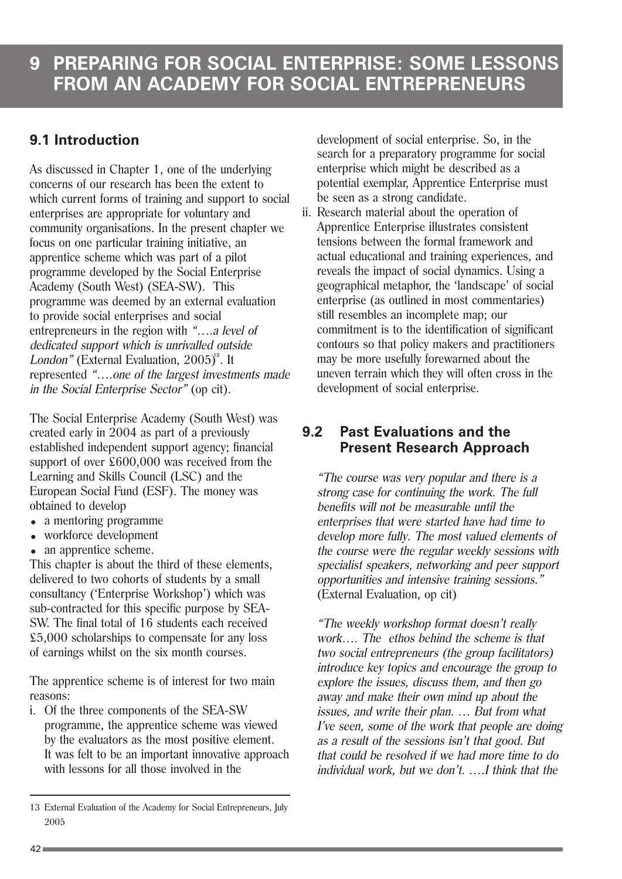# 9 PREPARING FOR SOCIAL ENTERPRISE: SOME LESSONS FROM AN ACADEMY FOR SOCIAL ENTREPRENEURS

## 9.1 Introduction

As discussed in Chapter 1, one of the underlying concerns of our research has been the extent to which current forms of training and support to social enterprises are appropriate for voluntary and community organisations. In the present chapter we focus on one particular training initiative, an apprentice scheme which was part of a pilot programme developed by the Social Enterprise Academy (South West) (SEA-SW). This programme was deemed by an external evaluation to provide social enterprises and social entrepreneurs in the region with *"….a level of dedicated support which is unrivalled outside London"* (External Evaluation, 2005)[13]. It represented *"….one of the largest investments made in the Social Enterprise Sector"* (op cit).

The Social Enterprise Academy (South West) was created early in 2004 as part of a previously established independent support agency; financial support of over £600,000 was received from the Learning and Skills Council (LSC) and the European Social Fund (ESF). The money was obtained to develop

- a mentoring programme
- workforce development
- an apprentice scheme.

This chapter is about the third of these elements, delivered to two cohorts of students by a small consultancy ('Enterprise Workshop') which was sub-contracted for this specific purpose by SEA-SW. The final total of 16 students each received £5,000 scholarships to compensate for any loss of earnings whilst on the six month courses.

The apprentice scheme is of interest for two main reasons:

i. Of the three components of the SEA-SW programme, the apprentice scheme was viewed by the evaluators as the most positive element. It was felt to be an important innovative approach with lessons for all those involved in the development of social enterprise. So, in the search for a preparatory programme for social enterprise which might be described as a potential exemplar, Apprentice Enterprise must be seen as a strong candidate.
ii. Research material about the operation of Apprentice Enterprise illustrates consistent tensions between the formal framework and actual educational and training experiences, and reveals the impact of social dynamics. Using a geographical metaphor, the 'landscape' of social enterprise (as outlined in most commentaries) still resembles an incomplete map; our commitment is to the identification of significant contours so that policy makers and practitioners may be more usefully forewarned about the uneven terrain which they will often cross in the development of social enterprise.

## 9.2 Past Evaluations and the Present Research Approach

> *"The course was very popular and there is a strong case for continuing the work. The full benefits will not be measurable until the enterprises that were started have had time to develop more fully. The most valued elements of the course were the regular weekly sessions with specialist speakers, networking and peer support opportunities and intensive training sessions."* (External Evaluation, op cit)

> *"The weekly workshop format doesn't really work…. The ethos behind the scheme is that two social entrepreneurs (the group facilitators) introduce key topics and encourage the group to explore the issues, discuss them, and then go away and make their own mind up about the issues, and write their plan. … But from what I've seen, some of the work that people are doing as a result of the sessions isn't that good. But that could be resolved if we had more time to do individual work, but we don't. ….I think that the*

---

13 External Evaluation of the Academy for Social Entrepreneurs, July 2005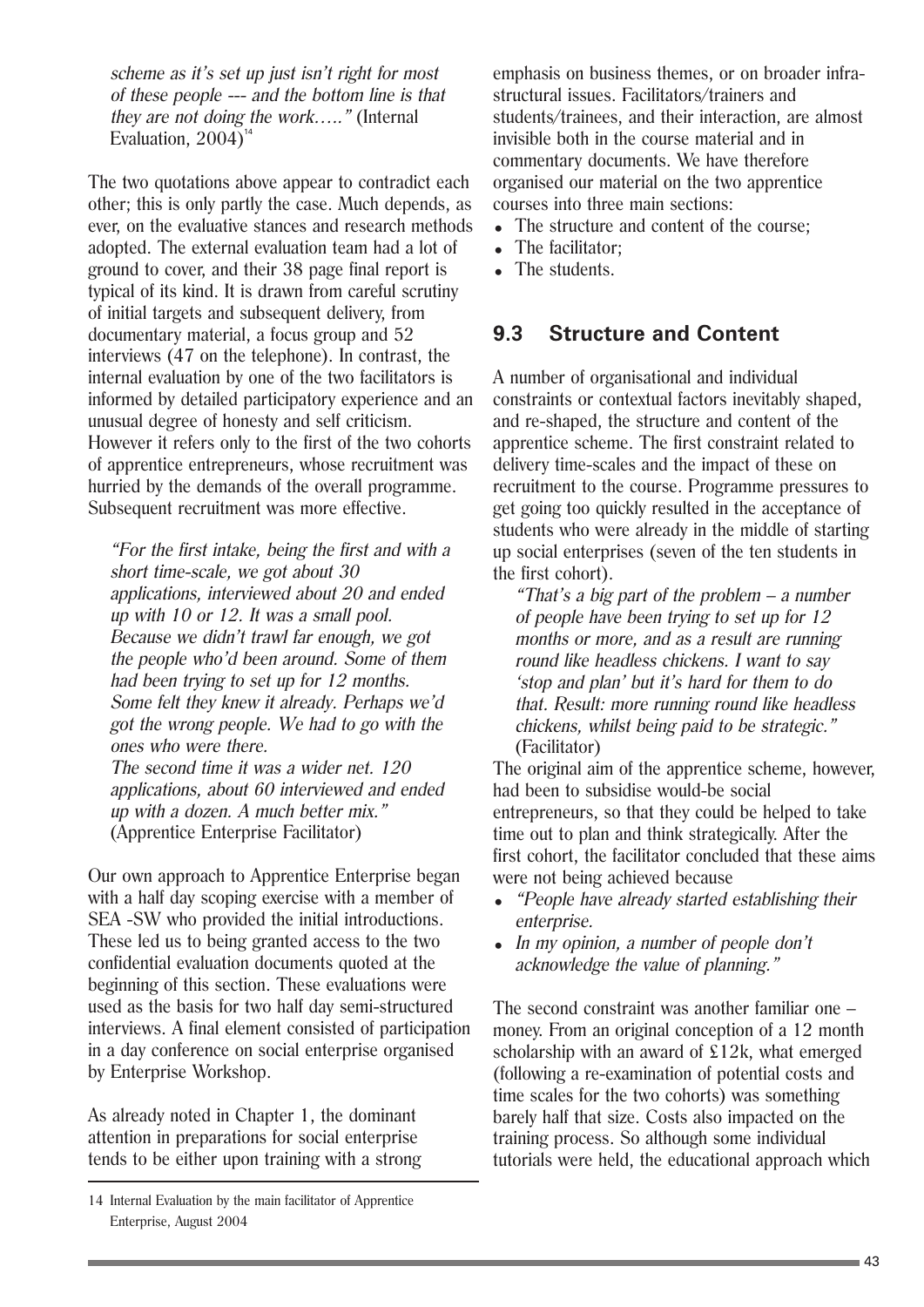*scheme as it's set up just isn't right for most of these people --- and the bottom line is that they are not doing the work….."* (Internal Evaluation, 2004)[14]

The two quotations above appear to contradict each other; this is only partly the case. Much depends, as ever, on the evaluative stances and research methods adopted. The external evaluation team had a lot of ground to cover, and their 38 page final report is typical of its kind. It is drawn from careful scrutiny of initial targets and subsequent delivery, from documentary material, a focus group and 52 interviews (47 on the telephone). In contrast, the internal evaluation by one of the two facilitators is informed by detailed participatory experience and an unusual degree of honesty and self criticism. However it refers only to the first of the two cohorts of apprentice entrepreneurs, whose recruitment was hurried by the demands of the overall programme. Subsequent recruitment was more effective.

> *"For the first intake, being the first and with a short time-scale, we got about 30 applications, interviewed about 20 and ended up with 10 or 12. It was a small pool. Because we didn't trawl far enough, we got the people who'd been around. Some of them had been trying to set up for 12 months. Some felt they knew it already. Perhaps we'd got the wrong people. We had to go with the ones who were there.*
> *The second time it was a wider net. 120 applications, about 60 interviewed and ended up with a dozen. A much better mix."* (Apprentice Enterprise Facilitator)

Our own approach to Apprentice Enterprise began with a half day scoping exercise with a member of SEA -SW who provided the initial introductions. These led us to being granted access to the two confidential evaluation documents quoted at the beginning of this section. These evaluations were used as the basis for two half day semi-structured interviews. A final element consisted of participation in a day conference on social enterprise organised by Enterprise Workshop.

As already noted in Chapter 1, the dominant attention in preparations for social enterprise tends to be either upon training with a strong emphasis on business themes, or on broader infra-structural issues. Facilitators/trainers and students/trainees, and their interaction, are almost invisible both in the course material and in commentary documents. We have therefore organised our material on the two apprentice courses into three main sections:

- The structure and content of the course;
- The facilitator;
- The students.

## 9.3 Structure and Content

A number of organisational and individual constraints or contextual factors inevitably shaped, and re-shaped, the structure and content of the apprentice scheme. The first constraint related to delivery time-scales and the impact of these on recruitment to the course. Programme pressures to get going too quickly resulted in the acceptance of students who were already in the middle of starting up social enterprises (seven of the ten students in the first cohort).

> *"That's a big part of the problem – a number of people have been trying to set up for 12 months or more, and as a result are running round like headless chickens. I want to say 'stop and plan' but it's hard for them to do that. Result: more running round like headless chickens, whilst being paid to be strategic."* (Facilitator)

The original aim of the apprentice scheme, however, had been to subsidise would-be social entrepreneurs, so that they could be helped to take time out to plan and think strategically. After the first cohort, the facilitator concluded that these aims were not being achieved because

- *"People have already started establishing their enterprise.*
- *In my opinion, a number of people don't acknowledge the value of planning."*

The second constraint was another familiar one – money. From an original conception of a 12 month scholarship with an award of £12k, what emerged (following a re-examination of potential costs and time scales for the two cohorts) was something barely half that size. Costs also impacted on the training process. So although some individual tutorials were held, the educational approach which

---

14 Internal Evaluation by the main facilitator of Apprentice Enterprise, August 2004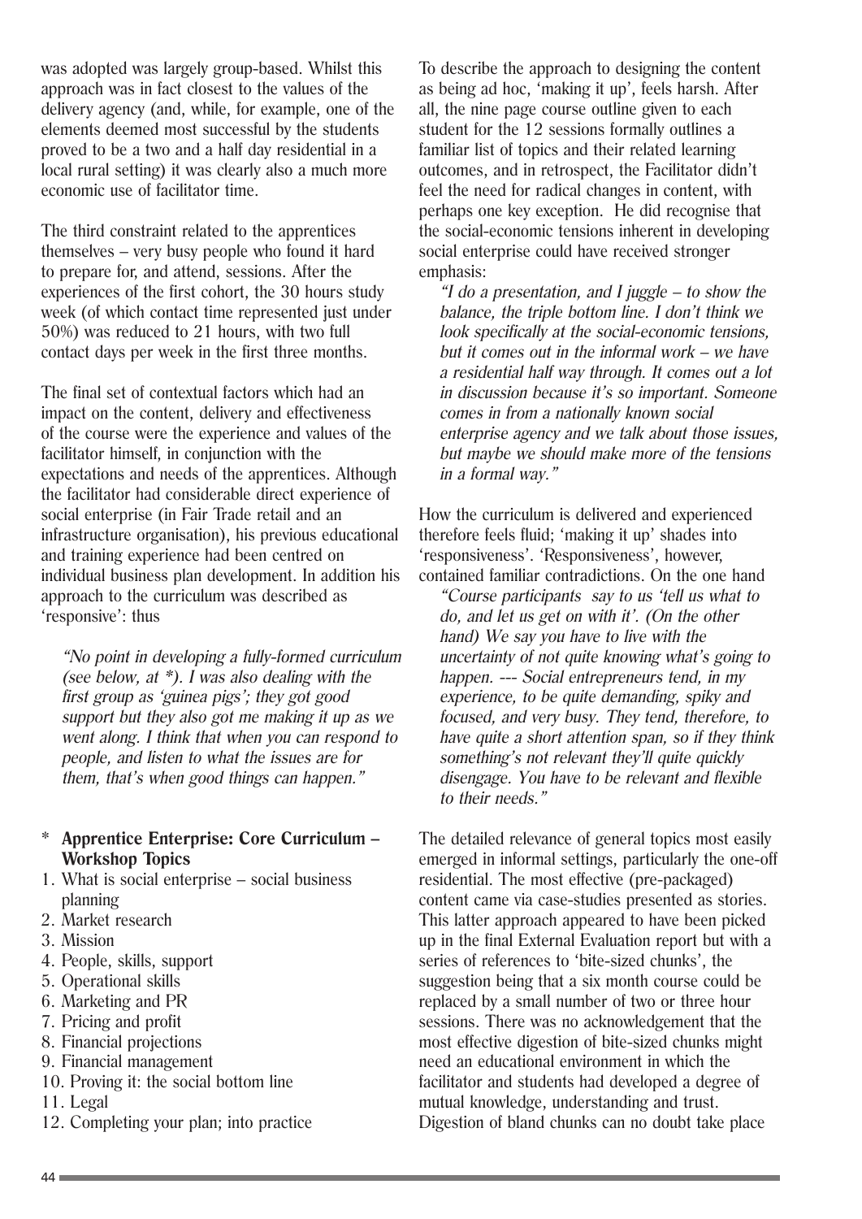was adopted was largely group-based. Whilst this approach was in fact closest to the values of the delivery agency (and, while, for example, one of the elements deemed most successful by the students proved to be a two and a half day residential in a local rural setting) it was clearly also a much more economic use of facilitator time.

The third constraint related to the apprentices themselves – very busy people who found it hard to prepare for, and attend, sessions. After the experiences of the first cohort, the 30 hours study week (of which contact time represented just under 50%) was reduced to 21 hours, with two full contact days per week in the first three months.

The final set of contextual factors which had an impact on the content, delivery and effectiveness of the course were the experience and values of the facilitator himself, in conjunction with the expectations and needs of the apprentices. Although the facilitator had considerable direct experience of social enterprise (in Fair Trade retail and an infrastructure organisation), his previous educational and training experience had been centred on individual business plan development. In addition his approach to the curriculum was described as 'responsive': thus

> *"No point in developing a fully-formed curriculum (see below, at *). I was also dealing with the first group as 'guinea pigs'; they got good support but they also got me making it up as we went along. I think that when you can respond to people, and listen to what the issues are for them, that's when good things can happen."*

**\* Apprentice Enterprise: Core Curriculum – Workshop Topics**

1. What is social enterprise – social business planning
2. Market research
3. Mission
4. People, skills, support
5. Operational skills
6. Marketing and PR
7. Pricing and profit
8. Financial projections
9. Financial management
10. Proving it: the social bottom line
11. Legal
12. Completing your plan; into practice

To describe the approach to designing the content as being ad hoc, 'making it up', feels harsh. After all, the nine page course outline given to each student for the 12 sessions formally outlines a familiar list of topics and their related learning outcomes, and in retrospect, the Facilitator didn't feel the need for radical changes in content, with perhaps one key exception. He did recognise that the social-economic tensions inherent in developing social enterprise could have received stronger emphasis:

> *"I do a presentation, and I juggle – to show the balance, the triple bottom line. I don't think we look specifically at the social-economic tensions, but it comes out in the informal work – we have a residential half way through. It comes out a lot in discussion because it's so important. Someone comes in from a nationally known social enterprise agency and we talk about those issues, but maybe we should make more of the tensions in a formal way."*

How the curriculum is delivered and experienced therefore feels fluid; 'making it up' shades into 'responsiveness'. 'Responsiveness', however, contained familiar contradictions. On the one hand

> *"Course participants say to us 'tell us what to do, and let us get on with it'. (On the other hand) We say you have to live with the uncertainty of not quite knowing what's going to happen. --- Social entrepreneurs tend, in my experience, to be quite demanding, spiky and focused, and very busy. They tend, therefore, to have quite a short attention span, so if they think something's not relevant they'll quite quickly disengage. You have to be relevant and flexible to their needs."*

The detailed relevance of general topics most easily emerged in informal settings, particularly the one-off residential. The most effective (pre-packaged) content came via case-studies presented as stories. This latter approach appeared to have been picked up in the final External Evaluation report but with a series of references to 'bite-sized chunks', the suggestion being that a six month course could be replaced by a small number of two or three hour sessions. There was no acknowledgement that the most effective digestion of bite-sized chunks might need an educational environment in which the facilitator and students had developed a degree of mutual knowledge, understanding and trust. Digestion of bland chunks can no doubt take place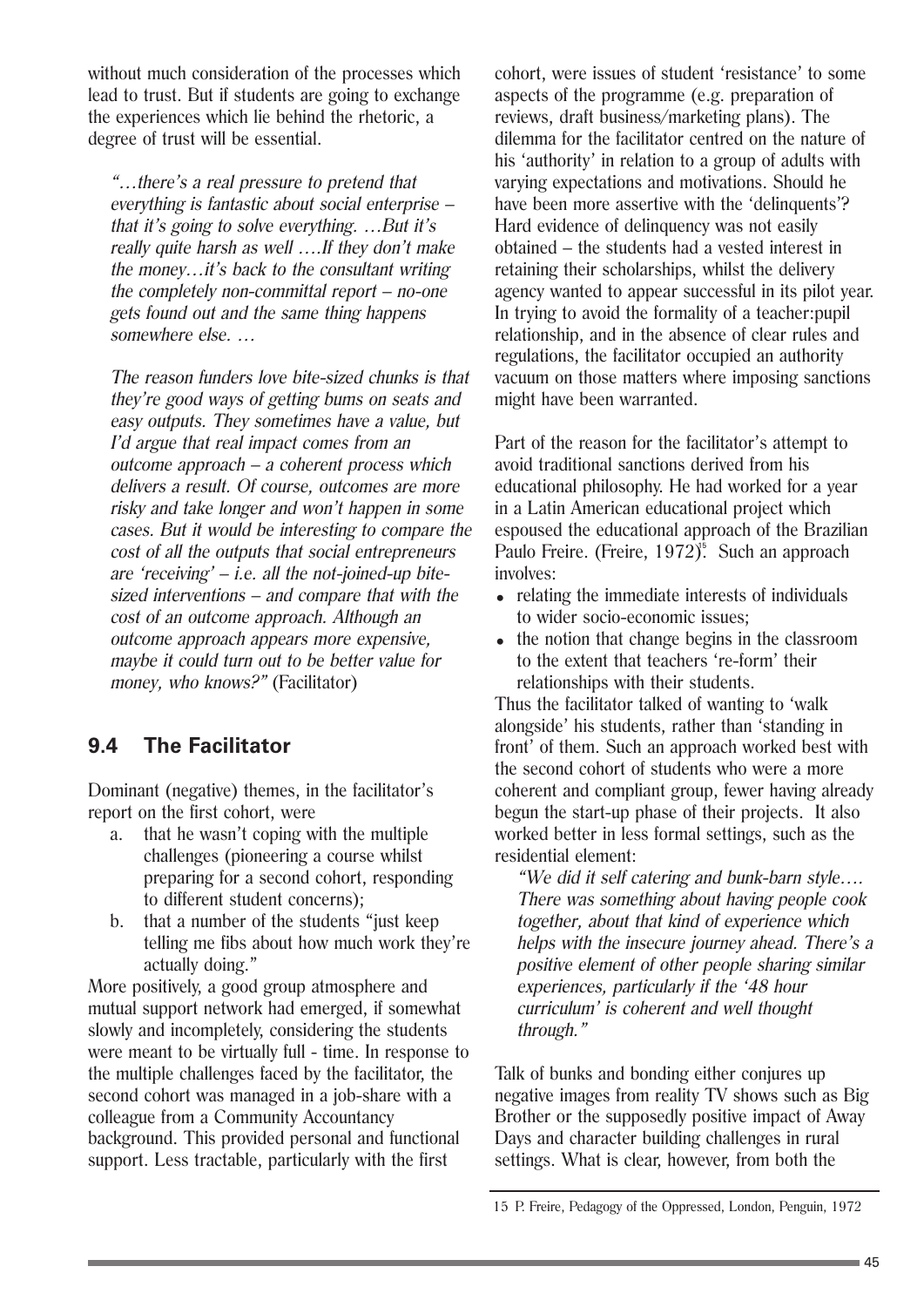without much consideration of the processes which lead to trust. But if students are going to exchange the experiences which lie behind the rhetoric, a degree of trust will be essential.

> *"…there's a real pressure to pretend that everything is fantastic about social enterprise – that it's going to solve everything. …But it's really quite harsh as well ….If they don't make the money…it's back to the consultant writing the completely non-committal report – no-one gets found out and the same thing happens somewhere else. …*
>
> *The reason funders love bite-sized chunks is that they're good ways of getting bums on seats and easy outputs. They sometimes have a value, but I'd argue that real impact comes from an outcome approach – a coherent process which delivers a result. Of course, outcomes are more risky and take longer and won't happen in some cases. But it would be interesting to compare the cost of all the outputs that social entrepreneurs are 'receiving' – i.e. all the not-joined-up bite-sized interventions – and compare that with the cost of an outcome approach. Although an outcome approach appears more expensive, maybe it could turn out to be better value for money, who knows?"* (Facilitator)

## 9.4 The Facilitator

Dominant (negative) themes, in the facilitator's report on the first cohort, were

a. that he wasn't coping with the multiple challenges (pioneering a course whilst preparing for a second cohort, responding to different student concerns);
b. that a number of the students "just keep telling me fibs about how much work they're actually doing."

More positively, a good group atmosphere and mutual support network had emerged, if somewhat slowly and incompletely, considering the students were meant to be virtually full - time. In response to the multiple challenges faced by the facilitator, the second cohort was managed in a job-share with a colleague from a Community Accountancy background. This provided personal and functional support. Less tractable, particularly with the first cohort, were issues of student 'resistance' to some aspects of the programme (e.g. preparation of reviews, draft business/marketing plans). The dilemma for the facilitator centred on the nature of his 'authority' in relation to a group of adults with varying expectations and motivations. Should he have been more assertive with the 'delinquents'? Hard evidence of delinquency was not easily obtained – the students had a vested interest in retaining their scholarships, whilst the delivery agency wanted to appear successful in its pilot year. In trying to avoid the formality of a teacher:pupil relationship, and in the absence of clear rules and regulations, the facilitator occupied an authority vacuum on those matters where imposing sanctions might have been warranted.

Part of the reason for the facilitator's attempt to avoid traditional sanctions derived from his educational philosophy. He had worked for a year in a Latin American educational project which espoused the educational approach of the Brazilian Paulo Freire. (Freire, 1972)[15]. Such an approach involves:

- relating the immediate interests of individuals to wider socio-economic issues;
- the notion that change begins in the classroom to the extent that teachers 're-form' their relationships with their students.

Thus the facilitator talked of wanting to 'walk alongside' his students, rather than 'standing in front' of them. Such an approach worked best with the second cohort of students who were a more coherent and compliant group, fewer having already begun the start-up phase of their projects. It also worked better in less formal settings, such as the residential element:

> *"We did it self catering and bunk-barn style…. There was something about having people cook together, about that kind of experience which helps with the insecure journey ahead. There's a positive element of other people sharing similar experiences, particularly if the '48 hour curriculum' is coherent and well thought through."*

Talk of bunks and bonding either conjures up negative images from reality TV shows such as Big Brother or the supposedly positive impact of Away Days and character building challenges in rural settings. What is clear, however, from both the

15 P. Freire, Pedagogy of the Oppressed, London, Penguin, 1972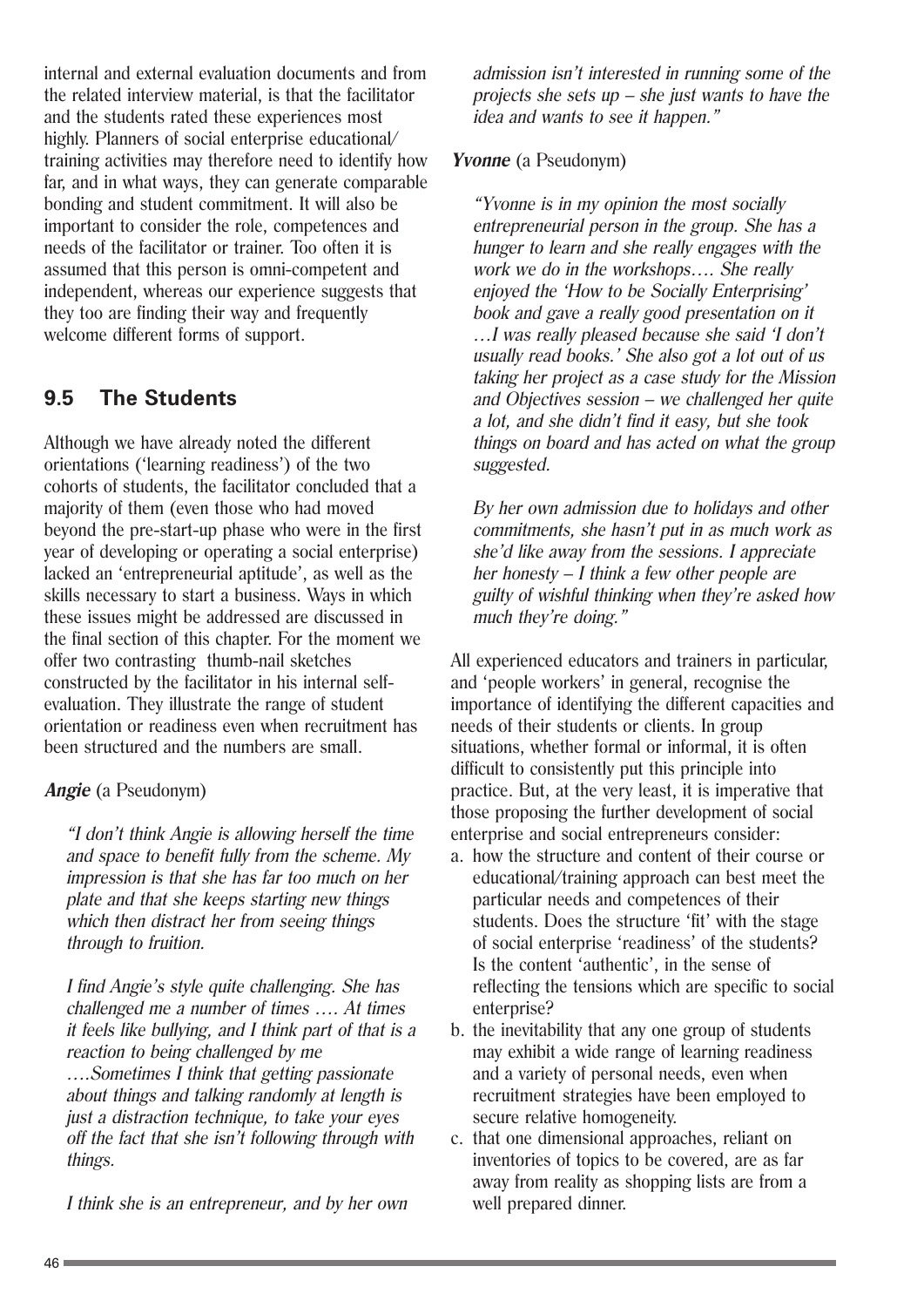internal and external evaluation documents and from the related interview material, is that the facilitator and the students rated these experiences most highly. Planners of social enterprise educational/training activities may therefore need to identify how far, and in what ways, they can generate comparable bonding and student commitment. It will also be important to consider the role, competences and needs of the facilitator or trainer. Too often it is assumed that this person is omni-competent and independent, whereas our experience suggests that they too are finding their way and frequently welcome different forms of support.

## 9.5 The Students

Although we have already noted the different orientations ('learning readiness') of the two cohorts of students, the facilitator concluded that a majority of them (even those who had moved beyond the pre-start-up phase who were in the first year of developing or operating a social enterprise) lacked an 'entrepreneurial aptitude', as well as the skills necessary to start a business. Ways in which these issues might be addressed are discussed in the final section of this chapter. For the moment we offer two contrasting thumb-nail sketches constructed by the facilitator in his internal self-evaluation. They illustrate the range of student orientation or readiness even when recruitment has been structured and the numbers are small.

***Angie*** (a Pseudonym)

> *"I don't think Angie is allowing herself the time and space to benefit fully from the scheme. My impression is that she has far too much on her plate and that she keeps starting new things which then distract her from seeing things through to fruition.*
>
> *I find Angie's style quite challenging. She has challenged me a number of times …. At times it feels like bullying, and I think part of that is a reaction to being challenged by me ….Sometimes I think that getting passionate about things and talking randomly at length is just a distraction technique, to take your eyes off the fact that she isn't following through with things.*
>
> *I think she is an entrepreneur, and by her own admission isn't interested in running some of the projects she sets up – she just wants to have the idea and wants to see it happen."*

***Yvonne*** (a Pseudonym)

> *"Yvonne is in my opinion the most socially entrepreneurial person in the group. She has a hunger to learn and she really engages with the work we do in the workshops…. She really enjoyed the 'How to be Socially Enterprising' book and gave a really good presentation on it …I was really pleased because she said 'I don't usually read books.' She also got a lot out of us taking her project as a case study for the Mission and Objectives session – we challenged her quite a lot, and she didn't find it easy, but she took things on board and has acted on what the group suggested.*
>
> *By her own admission due to holidays and other commitments, she hasn't put in as much work as she'd like away from the sessions. I appreciate her honesty – I think a few other people are guilty of wishful thinking when they're asked how much they're doing."*

All experienced educators and trainers in particular, and 'people workers' in general, recognise the importance of identifying the different capacities and needs of their students or clients. In group situations, whether formal or informal, it is often difficult to consistently put this principle into practice. But, at the very least, it is imperative that those proposing the further development of social enterprise and social entrepreneurs consider:

a. how the structure and content of their course or educational/training approach can best meet the particular needs and competences of their students. Does the structure 'fit' with the stage of social enterprise 'readiness' of the students? Is the content 'authentic', in the sense of reflecting the tensions which are specific to social enterprise?
b. the inevitability that any one group of students may exhibit a wide range of learning readiness and a variety of personal needs, even when recruitment strategies have been employed to secure relative homogeneity.
c. that one dimensional approaches, reliant on inventories of topics to be covered, are as far away from reality as shopping lists are from a well prepared dinner.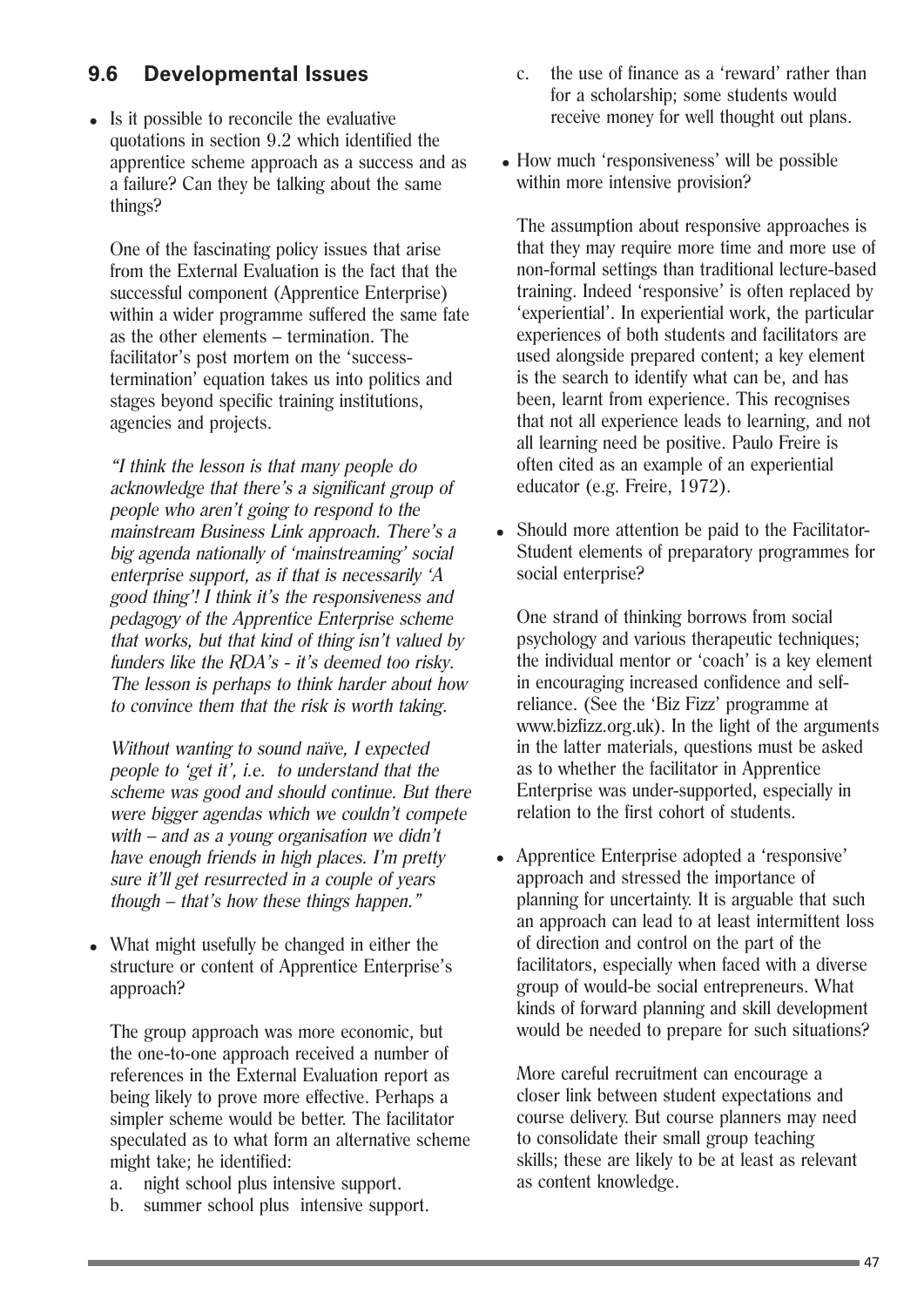## 9.6 Developmental Issues

- Is it possible to reconcile the evaluative quotations in section 9.2 which identified the apprentice scheme approach as a success and as a failure? Can they be talking about the same things?

  One of the fascinating policy issues that arise from the External Evaluation is the fact that the successful component (Apprentice Enterprise) within a wider programme suffered the same fate as the other elements – termination. The facilitator's post mortem on the 'success-termination' equation takes us into politics and stages beyond specific training institutions, agencies and projects.

  *"I think the lesson is that many people do acknowledge that there's a significant group of people who aren't going to respond to the mainstream Business Link approach. There's a big agenda nationally of 'mainstreaming' social enterprise support, as if that is necessarily 'A good thing'! I think it's the responsiveness and pedagogy of the Apprentice Enterprise scheme that works, but that kind of thing isn't valued by funders like the RDA's - it's deemed too risky. The lesson is perhaps to think harder about how to convince them that the risk is worth taking.*

  *Without wanting to sound naïve, I expected people to 'get it', i.e. to understand that the scheme was good and should continue. But there were bigger agendas which we couldn't compete with – and as a young organisation we didn't have enough friends in high places. I'm pretty sure it'll get resurrected in a couple of years though – that's how these things happen."*

- What might usefully be changed in either the structure or content of Apprentice Enterprise's approach?

  The group approach was more economic, but the one-to-one approach received a number of references in the External Evaluation report as being likely to prove more effective. Perhaps a simpler scheme would be better. The facilitator speculated as to what form an alternative scheme might take; he identified:

  a. night school plus intensive support.
  b. summer school plus intensive support.
  c. the use of finance as a 'reward' rather than for a scholarship; some students would receive money for well thought out plans.

- How much 'responsiveness' will be possible within more intensive provision?

  The assumption about responsive approaches is that they may require more time and more use of non-formal settings than traditional lecture-based training. Indeed 'responsive' is often replaced by 'experiential'. In experiential work, the particular experiences of both students and facilitators are used alongside prepared content; a key element is the search to identify what can be, and has been, learnt from experience. This recognises that not all experience leads to learning, and not all learning need be positive. Paulo Freire is often cited as an example of an experiential educator (e.g. Freire, 1972).

- Should more attention be paid to the Facilitator-Student elements of preparatory programmes for social enterprise?

  One strand of thinking borrows from social psychology and various therapeutic techniques; the individual mentor or 'coach' is a key element in encouraging increased confidence and self-reliance. (See the 'Biz Fizz' programme at www.bizfizz.org.uk). In the light of the arguments in the latter materials, questions must be asked as to whether the facilitator in Apprentice Enterprise was under-supported, especially in relation to the first cohort of students.

- Apprentice Enterprise adopted a 'responsive' approach and stressed the importance of planning for uncertainty. It is arguable that such an approach can lead to at least intermittent loss of direction and control on the part of the facilitators, especially when faced with a diverse group of would-be social entrepreneurs. What kinds of forward planning and skill development would be needed to prepare for such situations?

  More careful recruitment can encourage a closer link between student expectations and course delivery. But course planners may need to consolidate their small group teaching skills; these are likely to be at least as relevant as content knowledge.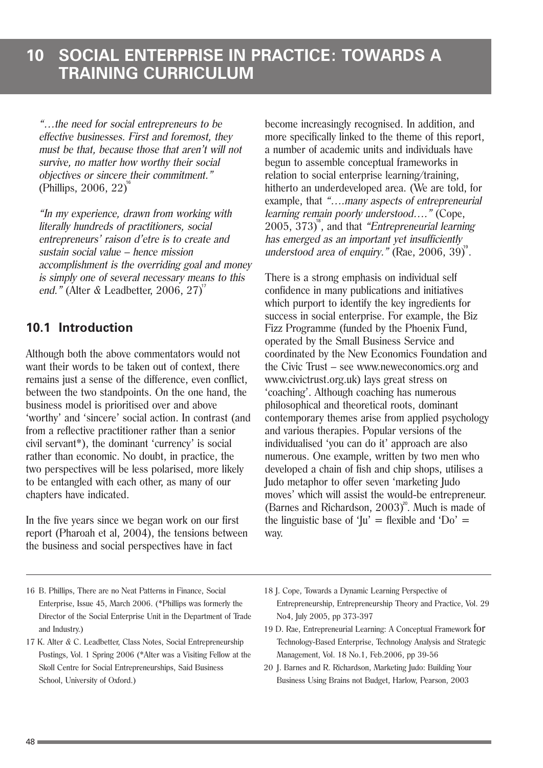# 10 SOCIAL ENTERPRISE IN PRACTICE: TOWARDS A TRAINING CURRICULUM

*"…the need for social entrepreneurs to be effective businesses. First and foremost, they must be that, because those that aren't will not survive, no matter how worthy their social objectives or sincere their commitment."* (Phillips, 2006, 22)[16]

*"In my experience, drawn from working with literally hundreds of practitioners, social entrepreneurs' raison d'etre is to create and sustain social value – hence mission accomplishment is the overriding goal and money is simply one of several necessary means to this end."* (Alter & Leadbetter, 2006, 27)[17]

## 10.1 Introduction

Although both the above commentators would not want their words to be taken out of context, there remains just a sense of the difference, even conflict, between the two standpoints. On the one hand, the business model is prioritised over and above 'worthy' and 'sincere' social action. In contrast (and from a reflective practitioner rather than a senior civil servant*), the dominant 'currency' is social rather than economic. No doubt, in practice, the two perspectives will be less polarised, more likely to be entangled with each other, as many of our chapters have indicated.

In the five years since we began work on our first report (Pharoah et al, 2004), the tensions between the business and social perspectives have in fact become increasingly recognised. In addition, and more specifically linked to the theme of this report, a number of academic units and individuals have begun to assemble conceptual frameworks in relation to social enterprise learning/training, hitherto an underdeveloped area. (We are told, for example, that *"….many aspects of entrepreneurial learning remain poorly understood…."* (Cope, 2005, 373)[18], and that *"Entrepreneurial learning has emerged as an important yet insufficiently understood area of enquiry."* (Rae, 2006, 39)[19].

There is a strong emphasis on individual self confidence in many publications and initiatives which purport to identify the key ingredients for success in social enterprise. For example, the Biz Fizz Programme (funded by the Phoenix Fund, operated by the Small Business Service and coordinated by the New Economics Foundation and the Civic Trust – see www.neweconomics.org and www.civictrust.org.uk) lays great stress on 'coaching'. Although coaching has numerous philosophical and theoretical roots, dominant contemporary themes arise from applied psychology and various therapies. Popular versions of the individualised 'you can do it' approach are also numerous. One example, written by two men who developed a chain of fish and chip shops, utilises a Judo metaphor to offer seven 'marketing Judo moves' which will assist the would-be entrepreneur. (Barnes and Richardson, 2003)[20]. Much is made of the linguistic base of 'Ju' = flexible and 'Do' = way.

---

16 B. Phillips, There are no Neat Patterns in Finance, Social Enterprise, Issue 45, March 2006. (*Phillips was formerly the Director of the Social Enterprise Unit in the Department of Trade and Industry.)

17 K. Alter & C. Leadbetter, Class Notes, Social Entrepreneurship Postings, Vol. 1 Spring 2006 (*Alter was a Visiting Fellow at the Skoll Centre for Social Entrepreneurships, Said Business School, University of Oxford.)

18 J. Cope, Towards a Dynamic Learning Perspective of Entrepreneurship, Entrepreneurship Theory and Practice, Vol. 29 No4, July 2005, pp 373-397

19 D. Rae, Entrepreneurial Learning: A Conceptual Framework for Technology-Based Enterprise, Technology Analysis and Strategic Management, Vol. 18 No.1, Feb.2006, pp 39-56

20 J. Barnes and R. Richardson, Marketing Judo: Building Your Business Using Brains not Budget, Harlow, Pearson, 2003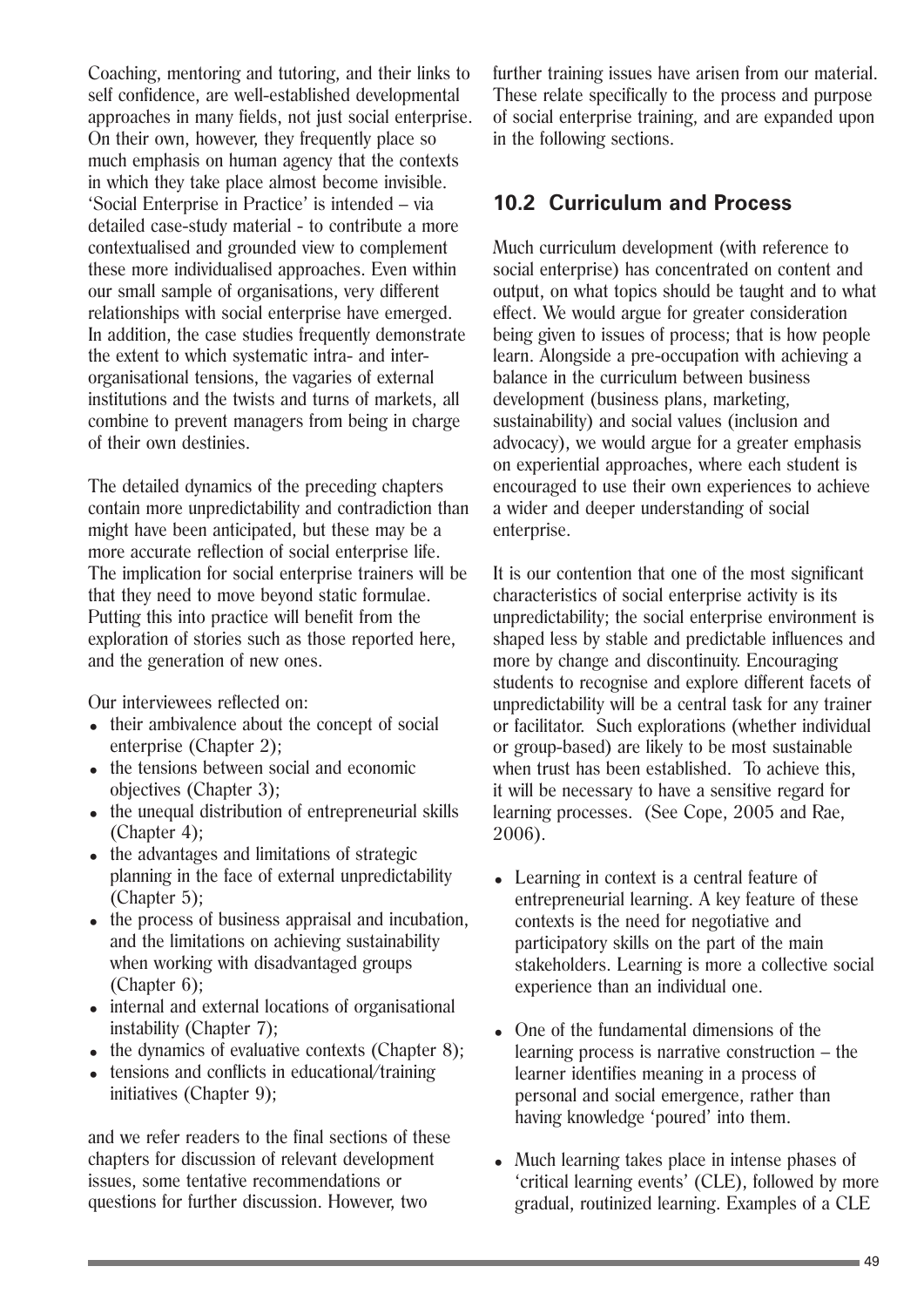Coaching, mentoring and tutoring, and their links to self confidence, are well-established developmental approaches in many fields, not just social enterprise. On their own, however, they frequently place so much emphasis on human agency that the contexts in which they take place almost become invisible. 'Social Enterprise in Practice' is intended – via detailed case-study material - to contribute a more contextualised and grounded view to complement these more individualised approaches. Even within our small sample of organisations, very different relationships with social enterprise have emerged. In addition, the case studies frequently demonstrate the extent to which systematic intra- and inter-organisational tensions, the vagaries of external institutions and the twists and turns of markets, all combine to prevent managers from being in charge of their own destinies.

The detailed dynamics of the preceding chapters contain more unpredictability and contradiction than might have been anticipated, but these may be a more accurate reflection of social enterprise life. The implication for social enterprise trainers will be that they need to move beyond static formulae. Putting this into practice will benefit from the exploration of stories such as those reported here, and the generation of new ones.

Our interviewees reflected on:

- their ambivalence about the concept of social enterprise (Chapter 2);
- the tensions between social and economic objectives (Chapter 3);
- the unequal distribution of entrepreneurial skills (Chapter 4);
- the advantages and limitations of strategic planning in the face of external unpredictability (Chapter 5);
- the process of business appraisal and incubation, and the limitations on achieving sustainability when working with disadvantaged groups (Chapter 6);
- internal and external locations of organisational instability (Chapter 7);
- the dynamics of evaluative contexts (Chapter 8);
- tensions and conflicts in educational/training initiatives (Chapter 9);

and we refer readers to the final sections of these chapters for discussion of relevant development issues, some tentative recommendations or questions for further discussion. However, two further training issues have arisen from our material. These relate specifically to the process and purpose of social enterprise training, and are expanded upon in the following sections.

## 10.2 Curriculum and Process

Much curriculum development (with reference to social enterprise) has concentrated on content and output, on what topics should be taught and to what effect. We would argue for greater consideration being given to issues of process; that is how people learn. Alongside a pre-occupation with achieving a balance in the curriculum between business development (business plans, marketing, sustainability) and social values (inclusion and advocacy), we would argue for a greater emphasis on experiential approaches, where each student is encouraged to use their own experiences to achieve a wider and deeper understanding of social enterprise.

It is our contention that one of the most significant characteristics of social enterprise activity is its unpredictability; the social enterprise environment is shaped less by stable and predictable influences and more by change and discontinuity. Encouraging students to recognise and explore different facets of unpredictability will be a central task for any trainer or facilitator. Such explorations (whether individual or group-based) are likely to be most sustainable when trust has been established. To achieve this, it will be necessary to have a sensitive regard for learning processes. (See Cope, 2005 and Rae, 2006).

- Learning in context is a central feature of entrepreneurial learning. A key feature of these contexts is the need for negotiative and participatory skills on the part of the main stakeholders. Learning is more a collective social experience than an individual one.

- One of the fundamental dimensions of the learning process is narrative construction – the learner identifies meaning in a process of personal and social emergence, rather than having knowledge 'poured' into them.

- Much learning takes place in intense phases of 'critical learning events' (CLE), followed by more gradual, routinized learning. Examples of a CLE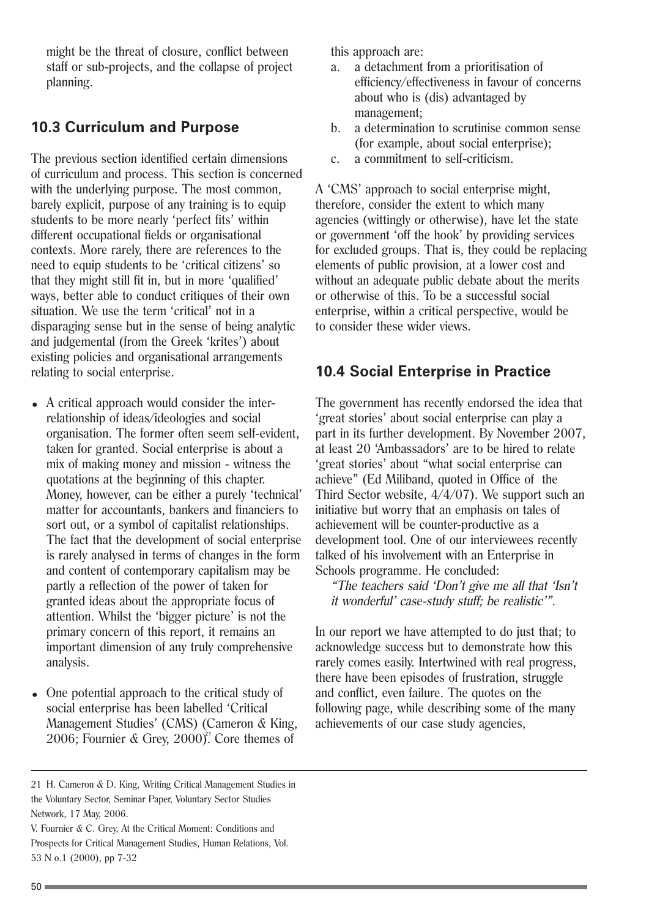might be the threat of closure, conflict between staff or sub-projects, and the collapse of project planning.

## 10.3 Curriculum and Purpose

The previous section identified certain dimensions of curriculum and process. This section is concerned with the underlying purpose. The most common, barely explicit, purpose of any training is to equip students to be more nearly 'perfect fits' within different occupational fields or organisational contexts. More rarely, there are references to the need to equip students to be 'critical citizens' so that they might still fit in, but in more 'qualified' ways, better able to conduct critiques of their own situation. We use the term 'critical' not in a disparaging sense but in the sense of being analytic and judgemental (from the Greek 'krites') about existing policies and organisational arrangements relating to social enterprise.

- A critical approach would consider the inter-relationship of ideas/ideologies and social organisation. The former often seem self-evident, taken for granted. Social enterprise is about a mix of making money and mission - witness the quotations at the beginning of this chapter. Money, however, can be either a purely 'technical' matter for accountants, bankers and financiers to sort out, or a symbol of capitalist relationships. The fact that the development of social enterprise is rarely analysed in terms of changes in the form and content of contemporary capitalism may be partly a reflection of the power of taken for granted ideas about the appropriate focus of attention. Whilst the 'bigger picture' is not the primary concern of this report, it remains an important dimension of any truly comprehensive analysis.
- One potential approach to the critical study of social enterprise has been labelled 'Critical Management Studies' (CMS) (Cameron & King, 2006; Fournier & Grey, 2000)[21]. Core themes of this approach are:
  a. a detachment from a prioritisation of efficiency/effectiveness in favour of concerns about who is (dis) advantaged by management;
  b. a determination to scrutinise common sense (for example, about social enterprise);
  c. a commitment to self-criticism.

A 'CMS' approach to social enterprise might, therefore, consider the extent to which many agencies (wittingly or otherwise), have let the state or government 'off the hook' by providing services for excluded groups. That is, they could be replacing elements of public provision, at a lower cost and without an adequate public debate about the merits or otherwise of this. To be a successful social enterprise, within a critical perspective, would be to consider these wider views.

## 10.4 Social Enterprise in Practice

The government has recently endorsed the idea that 'great stories' about social enterprise can play a part in its further development. By November 2007, at least 20 'Ambassadors' are to be hired to relate 'great stories' about "what social enterprise can achieve" (Ed Miliband, quoted in Office of the Third Sector website, 4/4/07). We support such an initiative but worry that an emphasis on tales of achievement will be counter-productive as a development tool. One of our interviewees recently talked of his involvement with an Enterprise in Schools programme. He concluded:

> *"The teachers said 'Don't give me all that 'Isn't it wonderful' case-study stuff; be realistic'".*

In our report we have attempted to do just that; to acknowledge success but to demonstrate how this rarely comes easily. Intertwined with real progress, there have been episodes of frustration, struggle and conflict, even failure. The quotes on the following page, while describing some of the many achievements of our case study agencies,

---

21 H. Cameron & D. King, Writing Critical Management Studies in the Voluntary Sector, Seminar Paper, Voluntary Sector Studies Network, 17 May, 2006.

V. Fournier & C. Grey, At the Critical Moment: Conditions and Prospects for Critical Management Studies, Human Relations, Vol. 53 N o.1 (2000), pp 7-32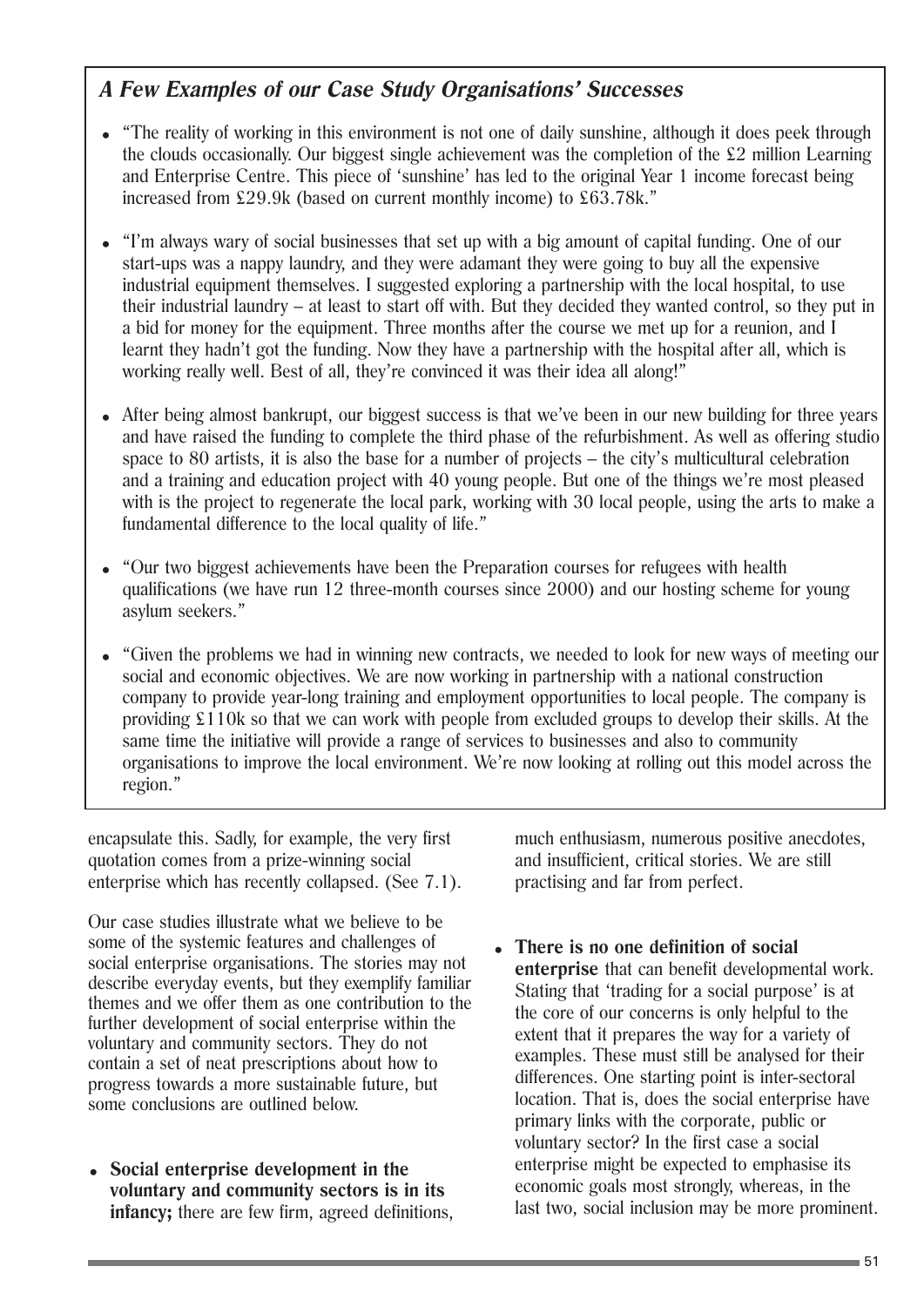## *A Few Examples of our Case Study Organisations' Successes*

- "The reality of working in this environment is not one of daily sunshine, although it does peek through the clouds occasionally. Our biggest single achievement was the completion of the £2 million Learning and Enterprise Centre. This piece of 'sunshine' has led to the original Year 1 income forecast being increased from £29.9k (based on current monthly income) to £63.78k."
- "I'm always wary of social businesses that set up with a big amount of capital funding. One of our start-ups was a nappy laundry, and they were adamant they were going to buy all the expensive industrial equipment themselves. I suggested exploring a partnership with the local hospital, to use their industrial laundry – at least to start off with. But they decided they wanted control, so they put in a bid for money for the equipment. Three months after the course we met up for a reunion, and I learnt they hadn't got the funding. Now they have a partnership with the hospital after all, which is working really well. Best of all, they're convinced it was their idea all along!"
- After being almost bankrupt, our biggest success is that we've been in our new building for three years and have raised the funding to complete the third phase of the refurbishment. As well as offering studio space to 80 artists, it is also the base for a number of projects – the city's multicultural celebration and a training and education project with 40 young people. But one of the things we're most pleased with is the project to regenerate the local park, working with 30 local people, using the arts to make a fundamental difference to the local quality of life."
- "Our two biggest achievements have been the Preparation courses for refugees with health qualifications (we have run 12 three-month courses since 2000) and our hosting scheme for young asylum seekers."
- "Given the problems we had in winning new contracts, we needed to look for new ways of meeting our social and economic objectives. We are now working in partnership with a national construction company to provide year-long training and employment opportunities to local people. The company is providing £110k so that we can work with people from excluded groups to develop their skills. At the same time the initiative will provide a range of services to businesses and also to community organisations to improve the local environment. We're now looking at rolling out this model across the region."

encapsulate this. Sadly, for example, the very first quotation comes from a prize-winning social enterprise which has recently collapsed. (See 7.1).

Our case studies illustrate what we believe to be some of the systemic features and challenges of social enterprise organisations. The stories may not describe everyday events, but they exemplify familiar themes and we offer them as one contribution to the further development of social enterprise within the voluntary and community sectors. They do not contain a set of neat prescriptions about how to progress towards a more sustainable future, but some conclusions are outlined below.

- **Social enterprise development in the voluntary and community sectors is in its infancy;** there are few firm, agreed definitions, much enthusiasm, numerous positive anecdotes, and insufficient, critical stories. We are still practising and far from perfect.
- **There is no one definition of social enterprise** that can benefit developmental work. Stating that 'trading for a social purpose' is at the core of our concerns is only helpful to the extent that it prepares the way for a variety of examples. These must still be analysed for their differences. One starting point is inter-sectoral location. That is, does the social enterprise have primary links with the corporate, public or voluntary sector? In the first case a social enterprise might be expected to emphasise its economic goals most strongly, whereas, in the last two, social inclusion may be more prominent.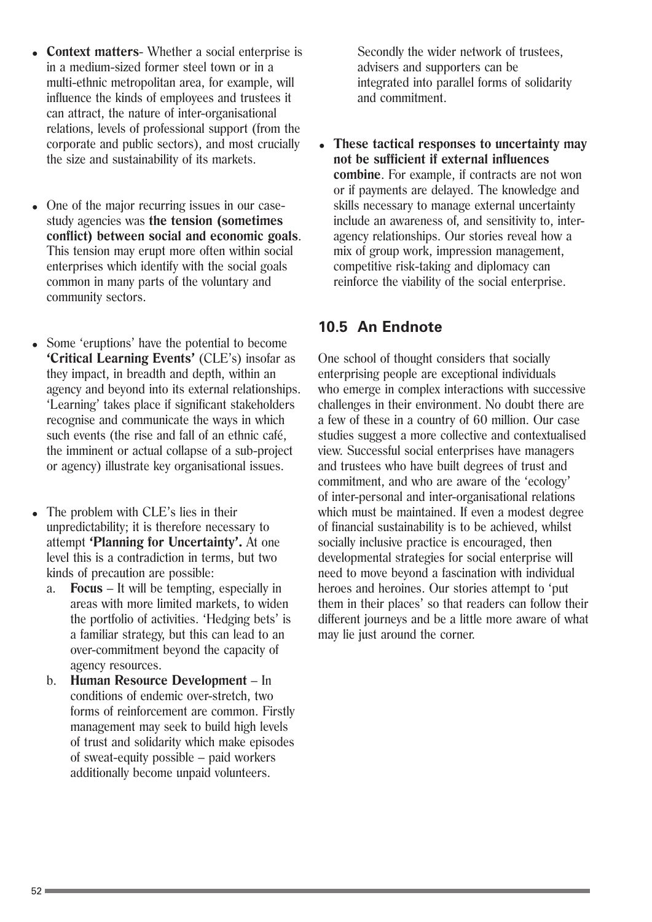- **Context matters**- Whether a social enterprise is in a medium-sized former steel town or in a multi-ethnic metropolitan area, for example, will influence the kinds of employees and trustees it can attract, the nature of inter-organisational relations, levels of professional support (from the corporate and public sectors), and most crucially the size and sustainability of its markets.

- One of the major recurring issues in our case-study agencies was **the tension (sometimes conflict) between social and economic goals**. This tension may erupt more often within social enterprises which identify with the social goals common in many parts of the voluntary and community sectors.

- Some 'eruptions' have the potential to become **'Critical Learning Events'** (CLE's) insofar as they impact, in breadth and depth, within an agency and beyond into its external relationships. 'Learning' takes place if significant stakeholders recognise and communicate the ways in which such events (the rise and fall of an ethnic café, the imminent or actual collapse of a sub-project or agency) illustrate key organisational issues.

- The problem with CLE's lies in their unpredictability; it is therefore necessary to attempt **'Planning for Uncertainty'.** At one level this is a contradiction in terms, but two kinds of precaution are possible:
  a. **Focus** – It will be tempting, especially in areas with more limited markets, to widen the portfolio of activities. 'Hedging bets' is a familiar strategy, but this can lead to an over-commitment beyond the capacity of agency resources.
  b. **Human Resource Development** – In conditions of endemic over-stretch, two forms of reinforcement are common. Firstly management may seek to build high levels of trust and solidarity which make episodes of sweat-equity possible – paid workers additionally become unpaid volunteers. Secondly the wider network of trustees, advisers and supporters can be integrated into parallel forms of solidarity and commitment.

- **These tactical responses to uncertainty may not be sufficient if external influences combine**. For example, if contracts are not won or if payments are delayed. The knowledge and skills necessary to manage external uncertainty include an awareness of, and sensitivity to, inter-agency relationships. Our stories reveal how a mix of group work, impression management, competitive risk-taking and diplomacy can reinforce the viability of the social enterprise.

## 10.5 An Endnote

One school of thought considers that socially enterprising people are exceptional individuals who emerge in complex interactions with successive challenges in their environment. No doubt there are a few of these in a country of 60 million. Our case studies suggest a more collective and contextualised view. Successful social enterprises have managers and trustees who have built degrees of trust and commitment, and who are aware of the 'ecology' of inter-personal and inter-organisational relations which must be maintained. If even a modest degree of financial sustainability is to be achieved, whilst socially inclusive practice is encouraged, then developmental strategies for social enterprise will need to move beyond a fascination with individual heroes and heroines. Our stories attempt to 'put them in their places' so that readers can follow their different journeys and be a little more aware of what may lie just around the corner.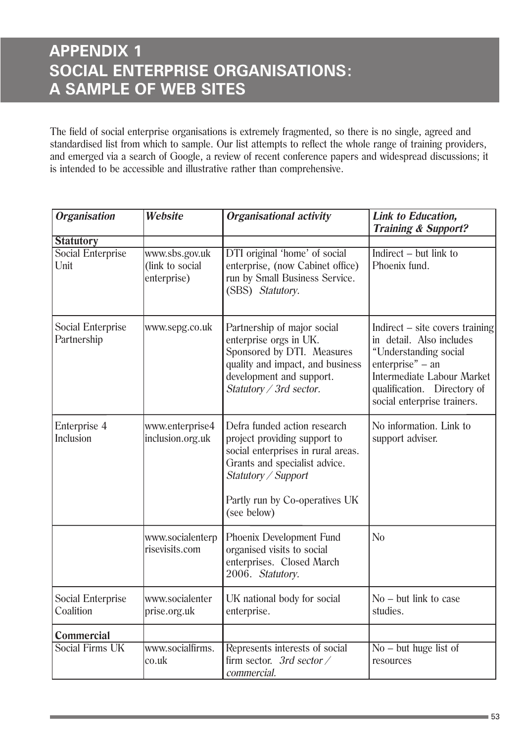# APPENDIX 1
# SOCIAL ENTERPRISE ORGANISATIONS: A SAMPLE OF WEB SITES

The field of social enterprise organisations is extremely fragmented, so there is no single, agreed and standardised list from which to sample. Our list attempts to reflect the whole range of training providers, and emerged via a search of Google, a review of recent conference papers and widespread discussions; it is intended to be accessible and illustrative rather than comprehensive.

| *Organisation* | *Website* | *Organisational activity* | *Link to Education, Training & Support?* |
|---|---|---|---|
| **Statutory** | | | |
| Social Enterprise Unit | www.sbs.gov.uk (link to social enterprise) | DTI original 'home' of social enterprise, (now Cabinet office) run by Small Business Service. (SBS) *Statutory.* | Indirect – but link to Phoenix fund. |
| Social Enterprise Partnership | www.sepg.co.uk | Partnership of major social enterprise orgs in UK. Sponsored by DTI. Measures quality and impact, and business development and support. *Statutory / 3rd sector.* | Indirect – site covers training in detail. Also includes "Understanding social enterprise" – an Intermediate Labour Market qualification. Directory of social enterprise trainers. |
| Enterprise 4 Inclusion | www.enterprise4inclusion.org.uk | Defra funded action research project providing support to social enterprises in rural areas. Grants and specialist advice. *Statutory / Support*<br><br>Partly run by Co-operatives UK (see below) | No information. Link to support adviser. |
| | www.socialenterprisevisits.com | Phoenix Development Fund organised visits to social enterprises. Closed March 2006. *Statutory.* | No |
| Social Enterprise Coalition | www.socialenterprise.org.uk | UK national body for social enterprise. | No – but link to case studies. |
| **Commercial** | | | |
| Social Firms UK | www.socialfirms.co.uk | Represents interests of social firm sector. *3rd sector / commercial.* | No – but huge list of resources |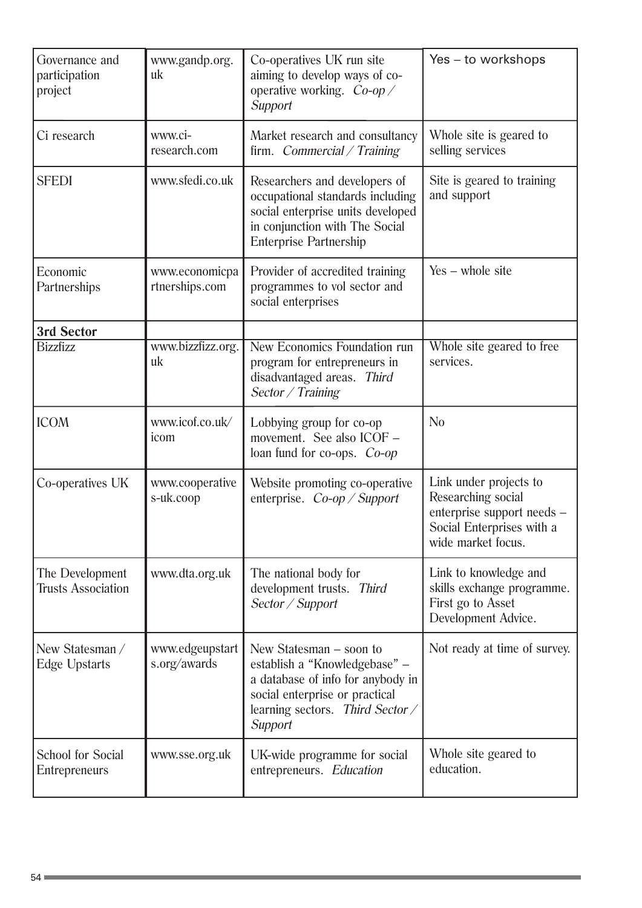| | | | |
|---|---|---|---|
| Governance and participation project | www.gandp.org.uk | Co-operatives UK run site aiming to develop ways of co-operative working. *Co-op / Support* | Yes – to workshops |
| Ci research | www.ci-research.com | Market research and consultancy firm. *Commercial / Training* | Whole site is geared to selling services |
| SFEDI | www.sfedi.co.uk | Researchers and developers of occupational standards including social enterprise units developed in conjunction with The Social Enterprise Partnership | Site is geared to training and support |
| Economic Partnerships | www.economicpartnerships.com | Provider of accredited training programmes to vol sector and social enterprises | Yes – whole site |
| **3rd Sector** | | | |
| Bizzfizz | www.bizzfizz.org.uk | New Economics Foundation run program for entrepreneurs in disadvantaged areas. *Third Sector / Training* | Whole site geared to free services. |
| ICOM | www.icof.co.uk/icom | Lobbying group for co-op movement. See also ICOF – loan fund for co-ops. *Co-op* | No |
| Co-operatives UK | www.cooperatives-uk.coop | Website promoting co-operative enterprise. *Co-op / Support* | Link under projects to Researching social enterprise support needs – Social Enterprises with a wide market focus. |
| The Development Trusts Association | www.dta.org.uk | The national body for development trusts. *Third Sector / Support* | Link to knowledge and skills exchange programme. First go to Asset Development Advice. |
| New Statesman / Edge Upstarts | www.edgeupstarts.org/awards | New Statesman – soon to establish a "Knowledgebase" – a database of info for anybody in social enterprise or practical learning sectors. *Third Sector / Support* | Not ready at time of survey. |
| School for Social Entrepreneurs | www.sse.org.uk | UK-wide programme for social entrepreneurs. *Education* | Whole site geared to education. |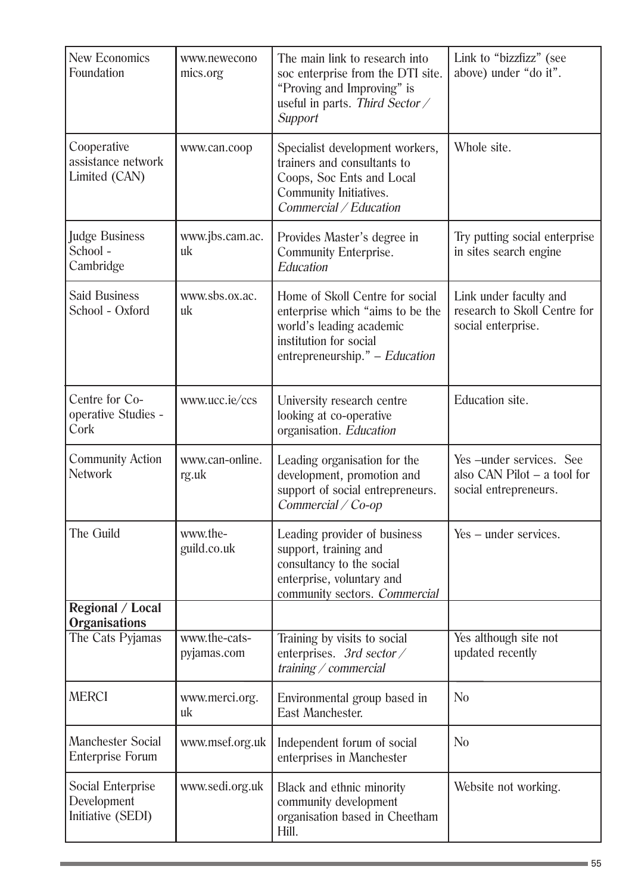| New Economics Foundation | www.neweconomics.org | The main link to research into soc enterprise from the DTI site. "Proving and Improving" is useful in parts. *Third Sector / Support* | Link to "bizzfizz" (see above) under "do it". |
|---|---|---|---|
| Cooperative assistance network Limited (CAN) | www.can.coop | Specialist development workers, trainers and consultants to Coops, Soc Ents and Local Community Initiatives. *Commercial / Education* | Whole site. |
| Judge Business School - Cambridge | www.jbs.cam.ac.uk | Provides Master's degree in Community Enterprise. *Education* | Try putting social enterprise in sites search engine |
| Said Business School - Oxford | www.sbs.ox.ac.uk | Home of Skoll Centre for social enterprise which "aims to be the world's leading academic institution for social entrepreneurship." – *Education* | Link under faculty and research to Skoll Centre for social enterprise. |
| Centre for Co-operative Studies - Cork | www.ucc.ie/ccs | University research centre looking at co-operative organisation. *Education* | Education site. |
| Community Action Network | www.can-online.rg.uk | Leading organisation for the development, promotion and support of social entrepreneurs. *Commercial / Co-op* | Yes –under services. See also CAN Pilot – a tool for social entrepreneurs. |
| The Guild | www.the-guild.co.uk | Leading provider of business support, training and consultancy to the social enterprise, voluntary and community sectors. *Commercial* | Yes – under services. |
| **Regional / Local Organisations** | | | |
| The Cats Pyjamas | www.the-cats-pyjamas.com | Training by visits to social enterprises. *3rd sector / training / commercial* | Yes although site not updated recently |
| MERCI | www.merci.org.uk | Environmental group based in East Manchester. | No |
| Manchester Social Enterprise Forum | www.msef.org.uk | Independent forum of social enterprises in Manchester | No |
| Social Enterprise Development Initiative (SEDI) | www.sedi.org.uk | Black and ethnic minority community development organisation based in Cheetham Hill. | Website not working. |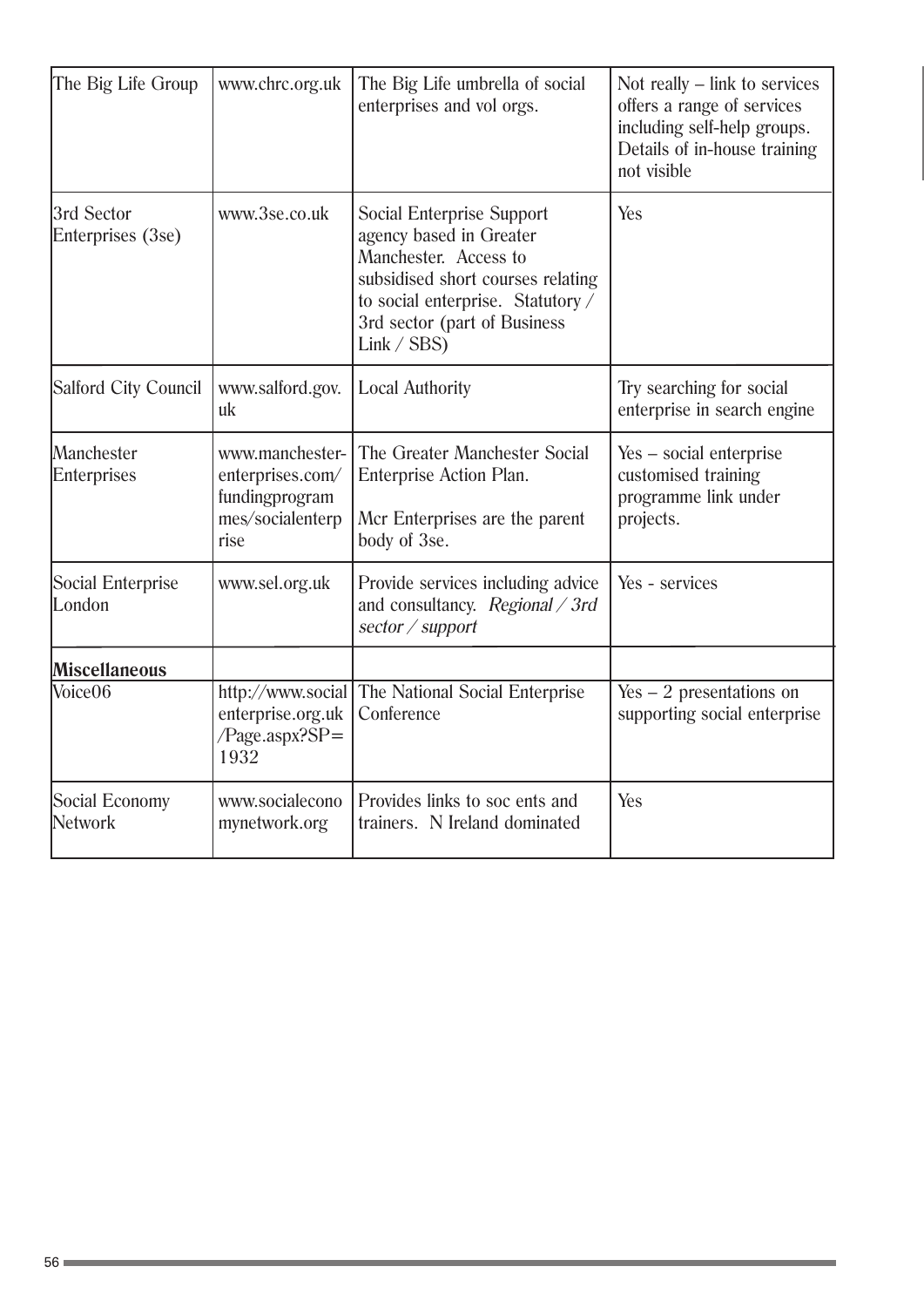| The Big Life Group | www.chrc.org.uk | The Big Life umbrella of social enterprises and vol orgs. | Not really – link to services offers a range of services including self-help groups. Details of in-house training not visible |
|---|---|---|---|
| 3rd Sector Enterprises (3se) | www.3se.co.uk | Social Enterprise Support agency based in Greater Manchester. Access to subsidised short courses relating to social enterprise. Statutory / 3rd sector (part of Business Link / SBS) | Yes |
| Salford City Council | www.salford.gov.uk | Local Authority | Try searching for social enterprise in search engine |
| Manchester Enterprises | www.manchester-enterprises.com/fundingprogrammes/socialenterprise | The Greater Manchester Social Enterprise Action Plan.<br><br>Mcr Enterprises are the parent body of 3se. | Yes – social enterprise customised training programme link under projects. |
| Social Enterprise London | www.sel.org.uk | Provide services including advice and consultancy. *Regional / 3rd sector / support* | Yes - services |
| **Miscellaneous** | | | |
| Voice06 | http://www.socialenterprise.org.uk/Page.aspx?SP=1932 | The National Social Enterprise Conference | Yes – 2 presentations on supporting social enterprise |
| Social Economy Network | www.socialeconomynetwork.org | Provides links to soc ents and trainers. N Ireland dominated | Yes |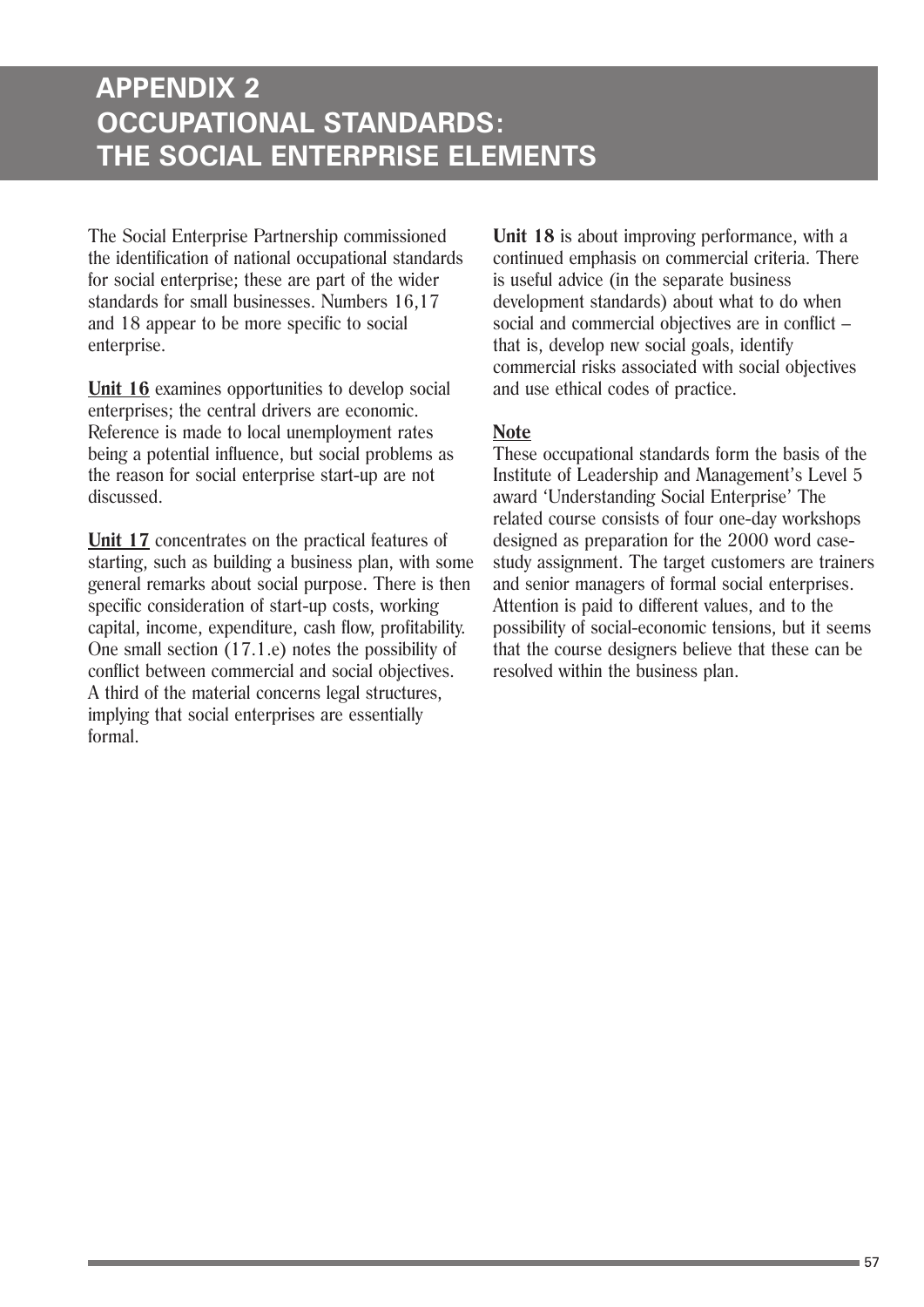# APPENDIX 2
# OCCUPATIONAL STANDARDS: THE SOCIAL ENTERPRISE ELEMENTS

The Social Enterprise Partnership commissioned the identification of national occupational standards for social enterprise; these are part of the wider standards for small businesses. Numbers 16,17 and 18 appear to be more specific to social enterprise.

**Unit 16** examines opportunities to develop social enterprises; the central drivers are economic. Reference is made to local unemployment rates being a potential influence, but social problems as the reason for social enterprise start-up are not discussed.

**Unit 17** concentrates on the practical features of starting, such as building a business plan, with some general remarks about social purpose. There is then specific consideration of start-up costs, working capital, income, expenditure, cash flow, profitability. One small section (17.1.e) notes the possibility of conflict between commercial and social objectives. A third of the material concerns legal structures, implying that social enterprises are essentially formal.

**Unit 18** is about improving performance, with a continued emphasis on commercial criteria. There is useful advice (in the separate business development standards) about what to do when social and commercial objectives are in conflict – that is, develop new social goals, identify commercial risks associated with social objectives and use ethical codes of practice.

**Note**

These occupational standards form the basis of the Institute of Leadership and Management's Level 5 award 'Understanding Social Enterprise' The related course consists of four one-day workshops designed as preparation for the 2000 word case-study assignment. The target customers are trainers and senior managers of formal social enterprises. Attention is paid to different values, and to the possibility of social-economic tensions, but it seems that the course designers believe that these can be resolved within the business plan.